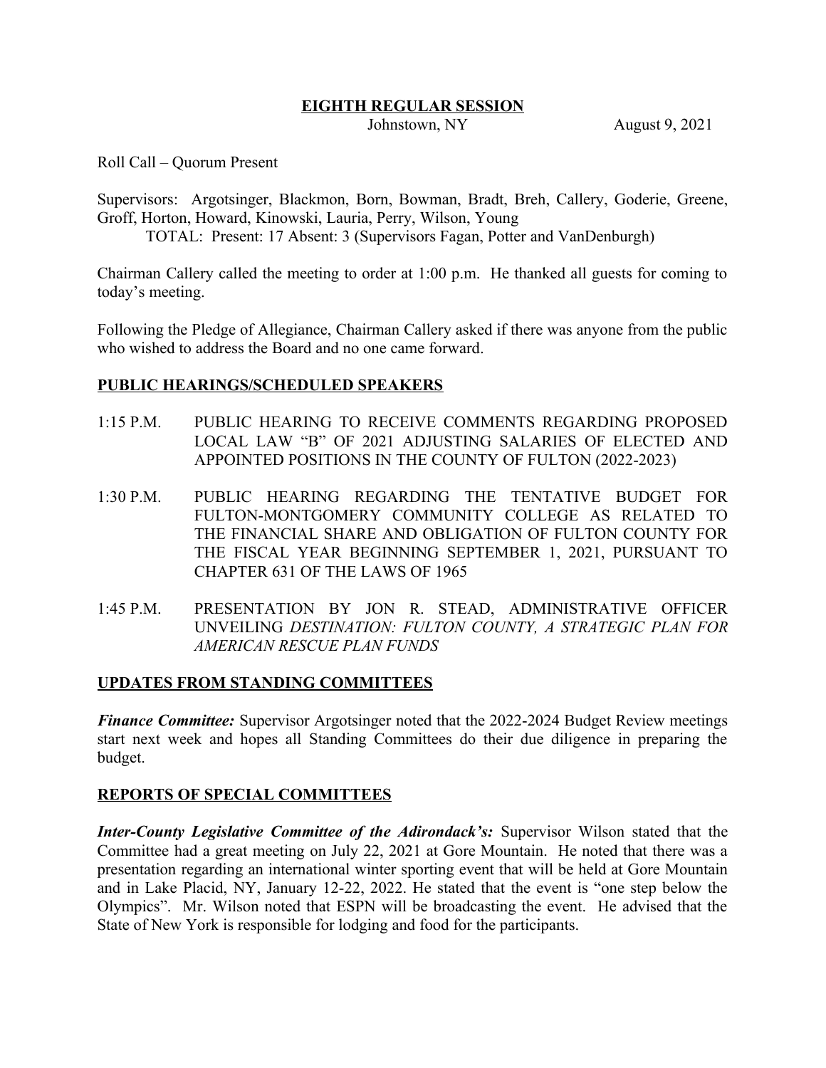# EIGHTH REGULAR SESSION

Johnstown, NY August 9, 2021

Roll Call – Quorum Present

Supervisors: Argotsinger, Blackmon, Born, Bowman, Bradt, Breh, Callery, Goderie, Greene, Groff, Horton, Howard, Kinowski, Lauria, Perry, Wilson, Young
TOTAL: Present: 17 Absent: 3 (Supervisors Fagan, Potter and VanDenburgh)

Chairman Callery called the meeting to order at 1:00 p.m. He thanked all guests for coming to today's meeting.

Following the Pledge of Allegiance, Chairman Callery asked if there was anyone from the public who wished to address the Board and no one came forward.

## PUBLIC HEARINGS/SCHEDULED SPEAKERS

1:15 P.M. PUBLIC HEARING TO RECEIVE COMMENTS REGARDING PROPOSED LOCAL LAW "B" OF 2021 ADJUSTING SALARIES OF ELECTED AND APPOINTED POSITIONS IN THE COUNTY OF FULTON (2022-2023)

1:30 P.M. PUBLIC HEARING REGARDING THE TENTATIVE BUDGET FOR FULTON-MONTGOMERY COMMUNITY COLLEGE AS RELATED TO THE FINANCIAL SHARE AND OBLIGATION OF FULTON COUNTY FOR THE FISCAL YEAR BEGINNING SEPTEMBER 1, 2021, PURSUANT TO CHAPTER 631 OF THE LAWS OF 1965

1:45 P.M. PRESENTATION BY JON R. STEAD, ADMINISTRATIVE OFFICER UNVEILING *DESTINATION: FULTON COUNTY, A STRATEGIC PLAN FOR AMERICAN RESCUE PLAN FUNDS*

## UPDATES FROM STANDING COMMITTEES

***Finance Committee:*** Supervisor Argotsinger noted that the 2022-2024 Budget Review meetings start next week and hopes all Standing Committees do their due diligence in preparing the budget.

## REPORTS OF SPECIAL COMMITTEES

***Inter-County Legislative Committee of the Adirondack's:*** Supervisor Wilson stated that the Committee had a great meeting on July 22, 2021 at Gore Mountain. He noted that there was a presentation regarding an international winter sporting event that will be held at Gore Mountain and in Lake Placid, NY, January 12-22, 2022. He stated that the event is "one step below the Olympics". Mr. Wilson noted that ESPN will be broadcasting the event. He advised that the State of New York is responsible for lodging and food for the participants.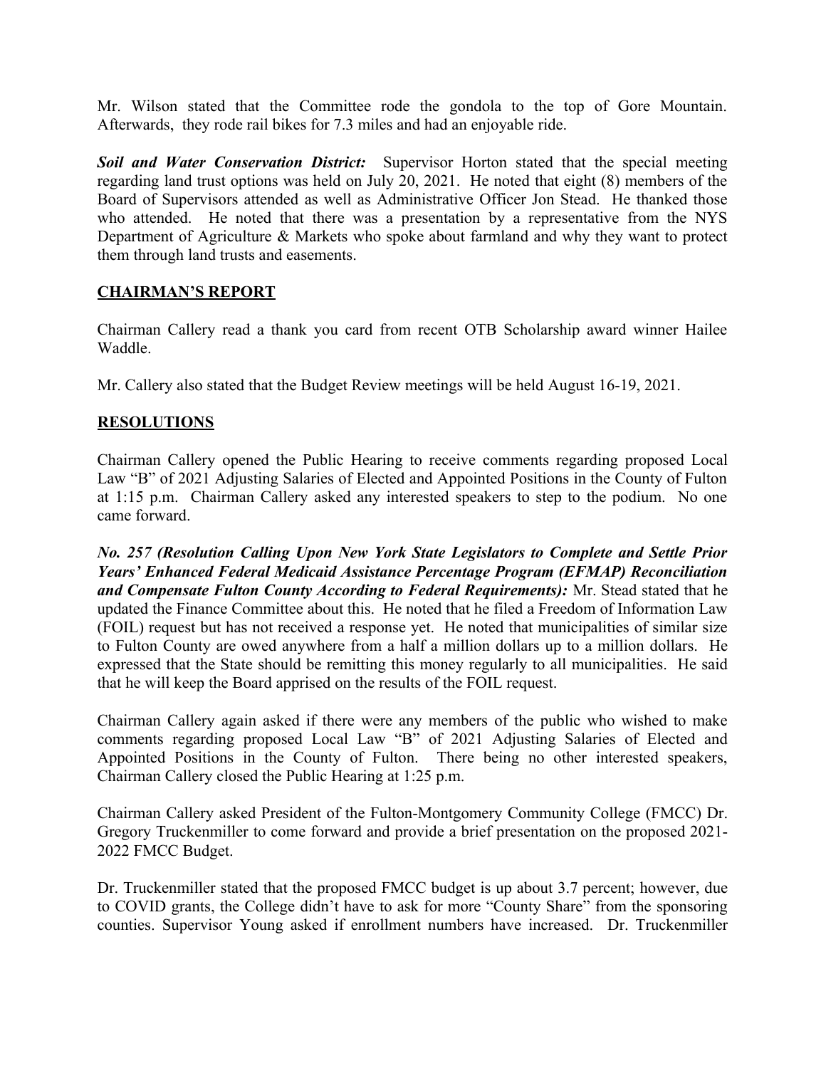Mr. Wilson stated that the Committee rode the gondola to the top of Gore Mountain. Afterwards, they rode rail bikes for 7.3 miles and had an enjoyable ride.

***Soil and Water Conservation District:*** Supervisor Horton stated that the special meeting regarding land trust options was held on July 20, 2021. He noted that eight (8) members of the Board of Supervisors attended as well as Administrative Officer Jon Stead. He thanked those who attended. He noted that there was a presentation by a representative from the NYS Department of Agriculture & Markets who spoke about farmland and why they want to protect them through land trusts and easements.

## CHAIRMAN'S REPORT

Chairman Callery read a thank you card from recent OTB Scholarship award winner Hailee Waddle.

Mr. Callery also stated that the Budget Review meetings will be held August 16-19, 2021.

## RESOLUTIONS

Chairman Callery opened the Public Hearing to receive comments regarding proposed Local Law "B" of 2021 Adjusting Salaries of Elected and Appointed Positions in the County of Fulton at 1:15 p.m. Chairman Callery asked any interested speakers to step to the podium. No one came forward.

***No. 257 (Resolution Calling Upon New York State Legislators to Complete and Settle Prior Years' Enhanced Federal Medicaid Assistance Percentage Program (EFMAP) Reconciliation and Compensate Fulton County According to Federal Requirements):*** Mr. Stead stated that he updated the Finance Committee about this. He noted that he filed a Freedom of Information Law (FOIL) request but has not received a response yet. He noted that municipalities of similar size to Fulton County are owed anywhere from a half a million dollars up to a million dollars. He expressed that the State should be remitting this money regularly to all municipalities. He said that he will keep the Board apprised on the results of the FOIL request.

Chairman Callery again asked if there were any members of the public who wished to make comments regarding proposed Local Law "B" of 2021 Adjusting Salaries of Elected and Appointed Positions in the County of Fulton. There being no other interested speakers, Chairman Callery closed the Public Hearing at 1:25 p.m.

Chairman Callery asked President of the Fulton-Montgomery Community College (FMCC) Dr. Gregory Truckenmiller to come forward and provide a brief presentation on the proposed 2021-2022 FMCC Budget.

Dr. Truckenmiller stated that the proposed FMCC budget is up about 3.7 percent; however, due to COVID grants, the College didn't have to ask for more "County Share" from the sponsoring counties. Supervisor Young asked if enrollment numbers have increased. Dr. Truckenmiller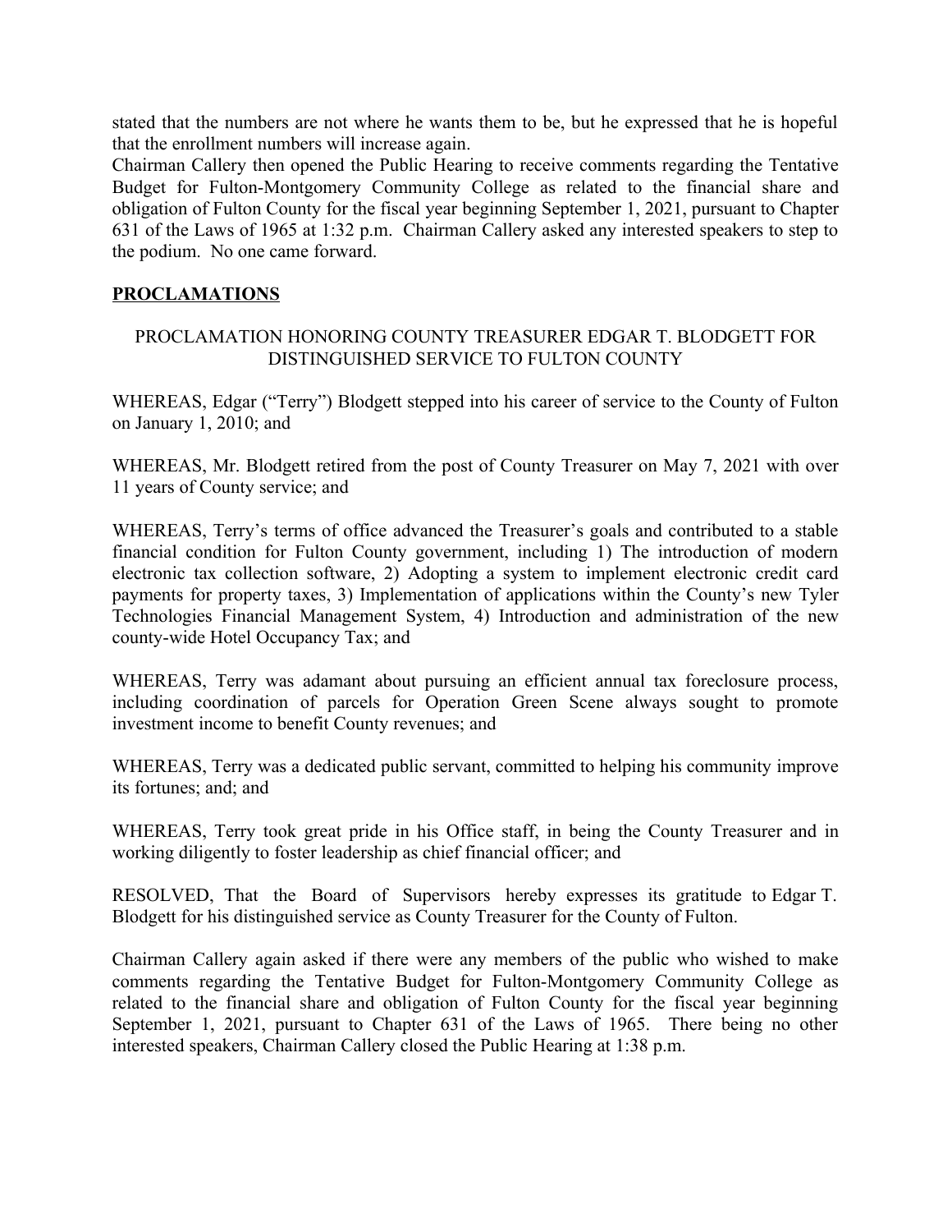stated that the numbers are not where he wants them to be, but he expressed that he is hopeful that the enrollment numbers will increase again.

Chairman Callery then opened the Public Hearing to receive comments regarding the Tentative Budget for Fulton-Montgomery Community College as related to the financial share and obligation of Fulton County for the fiscal year beginning September 1, 2021, pursuant to Chapter 631 of the Laws of 1965 at 1:32 p.m. Chairman Callery asked any interested speakers to step to the podium. No one came forward.

## PROCLAMATIONS

PROCLAMATION HONORING COUNTY TREASURER EDGAR T. BLODGETT FOR DISTINGUISHED SERVICE TO FULTON COUNTY

WHEREAS, Edgar ("Terry") Blodgett stepped into his career of service to the County of Fulton on January 1, 2010; and

WHEREAS, Mr. Blodgett retired from the post of County Treasurer on May 7, 2021 with over 11 years of County service; and

WHEREAS, Terry's terms of office advanced the Treasurer's goals and contributed to a stable financial condition for Fulton County government, including 1) The introduction of modern electronic tax collection software, 2) Adopting a system to implement electronic credit card payments for property taxes, 3) Implementation of applications within the County's new Tyler Technologies Financial Management System, 4) Introduction and administration of the new county-wide Hotel Occupancy Tax; and

WHEREAS, Terry was adamant about pursuing an efficient annual tax foreclosure process, including coordination of parcels for Operation Green Scene always sought to promote investment income to benefit County revenues; and

WHEREAS, Terry was a dedicated public servant, committed to helping his community improve its fortunes; and; and

WHEREAS, Terry took great pride in his Office staff, in being the County Treasurer and in working diligently to foster leadership as chief financial officer; and

RESOLVED, That the Board of Supervisors hereby expresses its gratitude to Edgar T. Blodgett for his distinguished service as County Treasurer for the County of Fulton.

Chairman Callery again asked if there were any members of the public who wished to make comments regarding the Tentative Budget for Fulton-Montgomery Community College as related to the financial share and obligation of Fulton County for the fiscal year beginning September 1, 2021, pursuant to Chapter 631 of the Laws of 1965. There being no other interested speakers, Chairman Callery closed the Public Hearing at 1:38 p.m.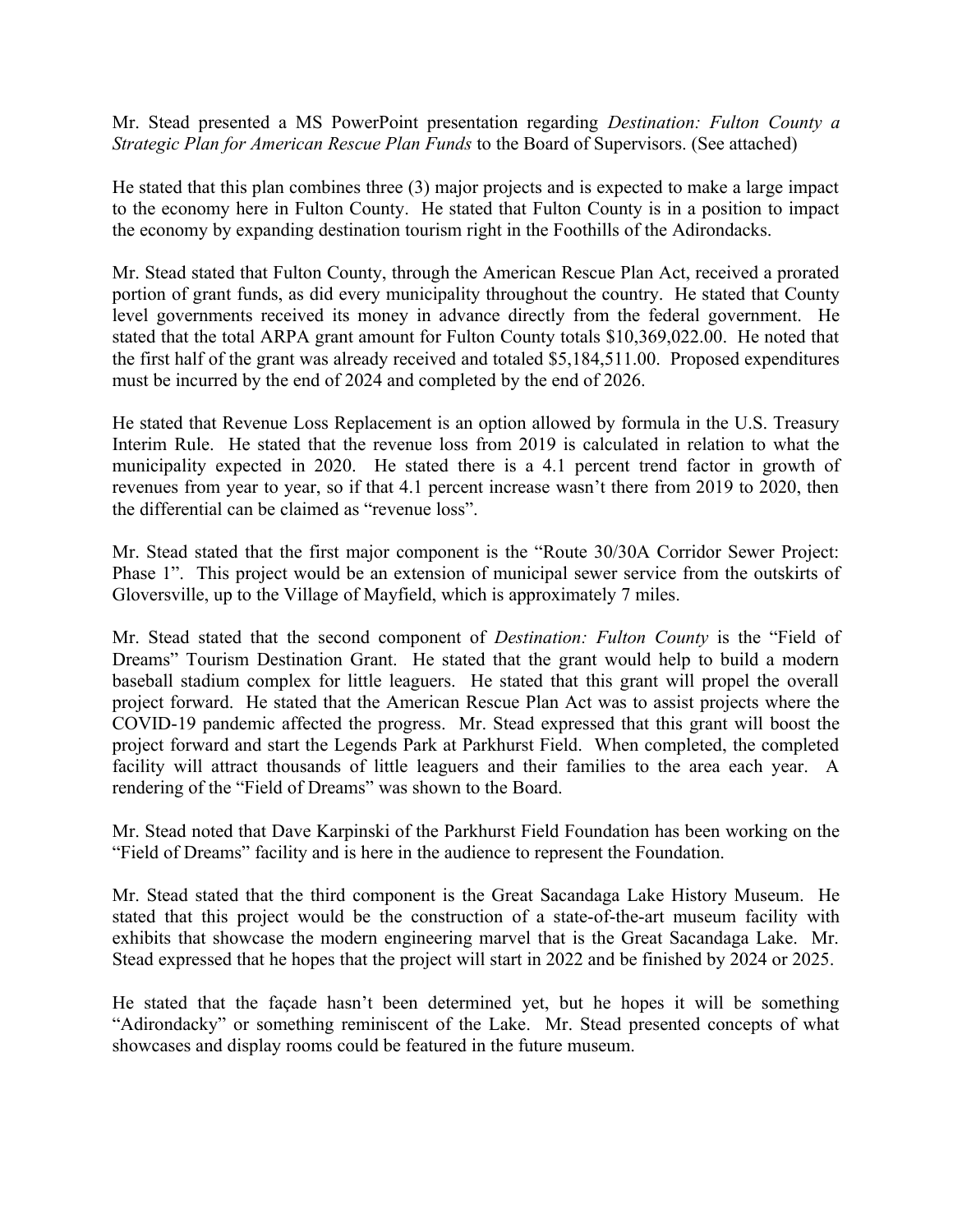Mr. Stead presented a MS PowerPoint presentation regarding *Destination: Fulton County a Strategic Plan for American Rescue Plan Funds* to the Board of Supervisors. (See attached)

He stated that this plan combines three (3) major projects and is expected to make a large impact to the economy here in Fulton County. He stated that Fulton County is in a position to impact the economy by expanding destination tourism right in the Foothills of the Adirondacks.

Mr. Stead stated that Fulton County, through the American Rescue Plan Act, received a prorated portion of grant funds, as did every municipality throughout the country. He stated that County level governments received its money in advance directly from the federal government. He stated that the total ARPA grant amount for Fulton County totals $10,369,022.00. He noted that the first half of the grant was already received and totaled $5,184,511.00. Proposed expenditures must be incurred by the end of 2024 and completed by the end of 2026.

He stated that Revenue Loss Replacement is an option allowed by formula in the U.S. Treasury Interim Rule. He stated that the revenue loss from 2019 is calculated in relation to what the municipality expected in 2020. He stated there is a 4.1 percent trend factor in growth of revenues from year to year, so if that 4.1 percent increase wasn't there from 2019 to 2020, then the differential can be claimed as "revenue loss".

Mr. Stead stated that the first major component is the "Route 30/30A Corridor Sewer Project: Phase 1". This project would be an extension of municipal sewer service from the outskirts of Gloversville, up to the Village of Mayfield, which is approximately 7 miles.

Mr. Stead stated that the second component of *Destination: Fulton County* is the "Field of Dreams" Tourism Destination Grant. He stated that the grant would help to build a modern baseball stadium complex for little leaguers. He stated that this grant will propel the overall project forward. He stated that the American Rescue Plan Act was to assist projects where the COVID-19 pandemic affected the progress. Mr. Stead expressed that this grant will boost the project forward and start the Legends Park at Parkhurst Field. When completed, the completed facility will attract thousands of little leaguers and their families to the area each year. A rendering of the "Field of Dreams" was shown to the Board.

Mr. Stead noted that Dave Karpinski of the Parkhurst Field Foundation has been working on the "Field of Dreams" facility and is here in the audience to represent the Foundation.

Mr. Stead stated that the third component is the Great Sacandaga Lake History Museum. He stated that this project would be the construction of a state-of-the-art museum facility with exhibits that showcase the modern engineering marvel that is the Great Sacandaga Lake. Mr. Stead expressed that he hopes that the project will start in 2022 and be finished by 2024 or 2025.

He stated that the façade hasn't been determined yet, but he hopes it will be something "Adirondacky" or something reminiscent of the Lake. Mr. Stead presented concepts of what showcases and display rooms could be featured in the future museum.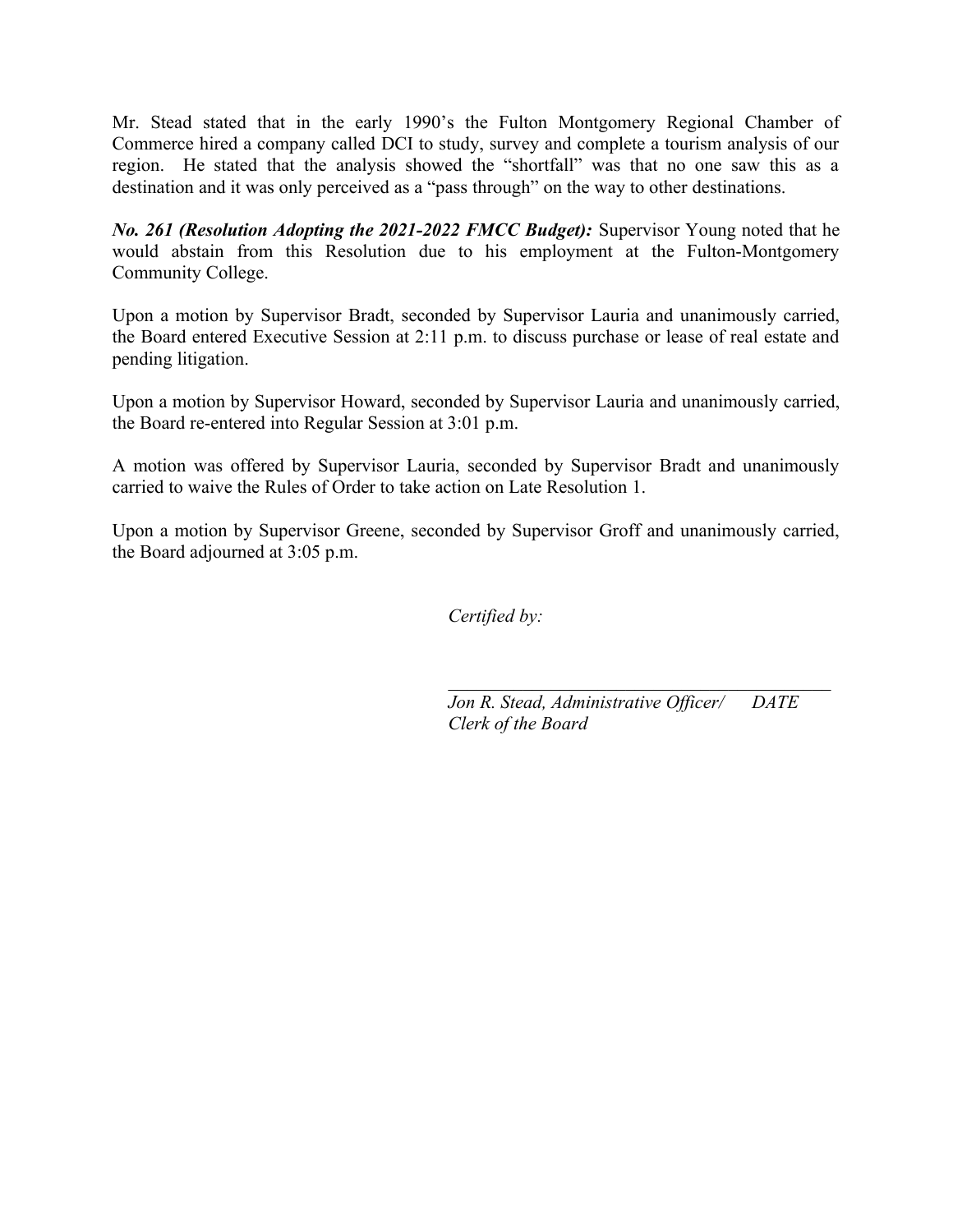Mr. Stead stated that in the early 1990's the Fulton Montgomery Regional Chamber of Commerce hired a company called DCI to study, survey and complete a tourism analysis of our region. He stated that the analysis showed the "shortfall" was that no one saw this as a destination and it was only perceived as a "pass through" on the way to other destinations.

***No. 261 (Resolution Adopting the 2021-2022 FMCC Budget):*** Supervisor Young noted that he would abstain from this Resolution due to his employment at the Fulton-Montgomery Community College.

Upon a motion by Supervisor Bradt, seconded by Supervisor Lauria and unanimously carried, the Board entered Executive Session at 2:11 p.m. to discuss purchase or lease of real estate and pending litigation.

Upon a motion by Supervisor Howard, seconded by Supervisor Lauria and unanimously carried, the Board re-entered into Regular Session at 3:01 p.m.

A motion was offered by Supervisor Lauria, seconded by Supervisor Bradt and unanimously carried to waive the Rules of Order to take action on Late Resolution 1.

Upon a motion by Supervisor Greene, seconded by Supervisor Groff and unanimously carried, the Board adjourned at 3:05 p.m.

*Certified by:*

_________________________________________

*Jon R. Stead, Administrative Officer/ DATE*
*Clerk of the Board*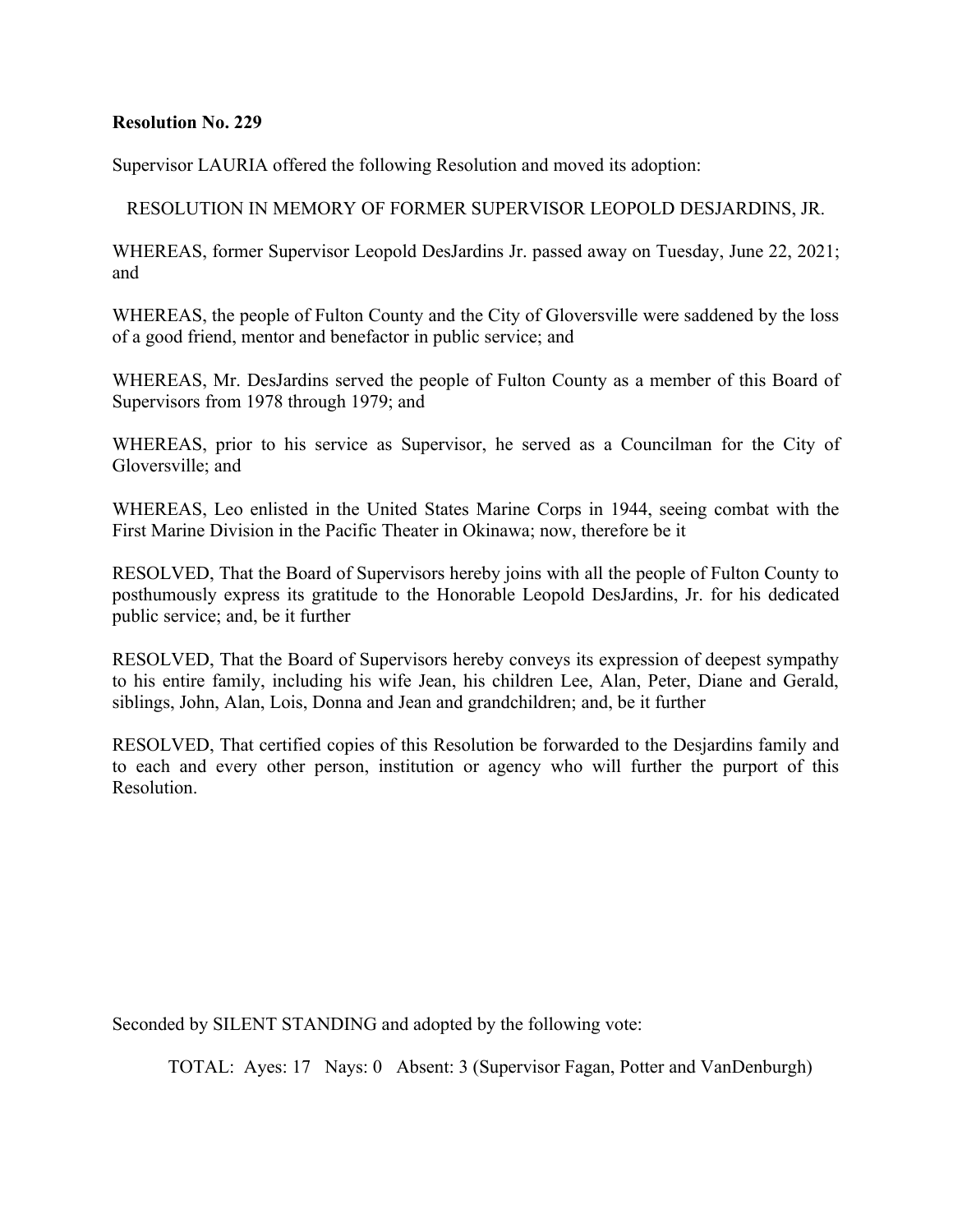**Resolution No. 229**

Supervisor LAURIA offered the following Resolution and moved its adoption:

RESOLUTION IN MEMORY OF FORMER SUPERVISOR LEOPOLD DESJARDINS, JR.

WHEREAS, former Supervisor Leopold DesJardins Jr. passed away on Tuesday, June 22, 2021; and

WHEREAS, the people of Fulton County and the City of Gloversville were saddened by the loss of a good friend, mentor and benefactor in public service; and

WHEREAS, Mr. DesJardins served the people of Fulton County as a member of this Board of Supervisors from 1978 through 1979; and

WHEREAS, prior to his service as Supervisor, he served as a Councilman for the City of Gloversville; and

WHEREAS, Leo enlisted in the United States Marine Corps in 1944, seeing combat with the First Marine Division in the Pacific Theater in Okinawa; now, therefore be it

RESOLVED, That the Board of Supervisors hereby joins with all the people of Fulton County to posthumously express its gratitude to the Honorable Leopold DesJardins, Jr. for his dedicated public service; and, be it further

RESOLVED, That the Board of Supervisors hereby conveys its expression of deepest sympathy to his entire family, including his wife Jean, his children Lee, Alan, Peter, Diane and Gerald, siblings, John, Alan, Lois, Donna and Jean and grandchildren; and, be it further

RESOLVED, That certified copies of this Resolution be forwarded to the Desjardins family and to each and every other person, institution or agency who will further the purport of this Resolution.

Seconded by SILENT STANDING and adopted by the following vote:

TOTAL: Ayes: 17 Nays: 0 Absent: 3 (Supervisor Fagan, Potter and VanDenburgh)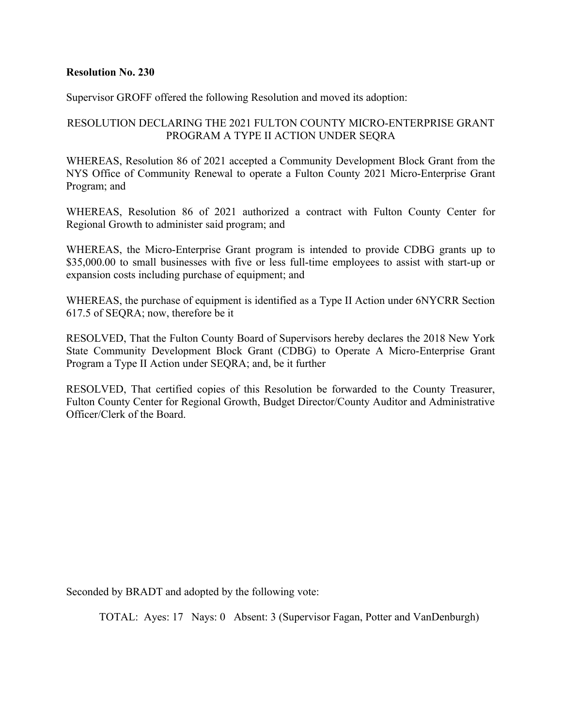**Resolution No. 230**

Supervisor GROFF offered the following Resolution and moved its adoption:

RESOLUTION DECLARING THE 2021 FULTON COUNTY MICRO-ENTERPRISE GRANT PROGRAM A TYPE II ACTION UNDER SEQRA

WHEREAS, Resolution 86 of 2021 accepted a Community Development Block Grant from the NYS Office of Community Renewal to operate a Fulton County 2021 Micro-Enterprise Grant Program; and

WHEREAS, Resolution 86 of 2021 authorized a contract with Fulton County Center for Regional Growth to administer said program; and

WHEREAS, the Micro-Enterprise Grant program is intended to provide CDBG grants up to $35,000.00 to small businesses with five or less full-time employees to assist with start-up or expansion costs including purchase of equipment; and

WHEREAS, the purchase of equipment is identified as a Type II Action under 6NYCRR Section 617.5 of SEQRA; now, therefore be it

RESOLVED, That the Fulton County Board of Supervisors hereby declares the 2018 New York State Community Development Block Grant (CDBG) to Operate A Micro-Enterprise Grant Program a Type II Action under SEQRA; and, be it further

RESOLVED, That certified copies of this Resolution be forwarded to the County Treasurer, Fulton County Center for Regional Growth, Budget Director/County Auditor and Administrative Officer/Clerk of the Board.

Seconded by BRADT and adopted by the following vote:

TOTAL: Ayes: 17 Nays: 0 Absent: 3 (Supervisor Fagan, Potter and VanDenburgh)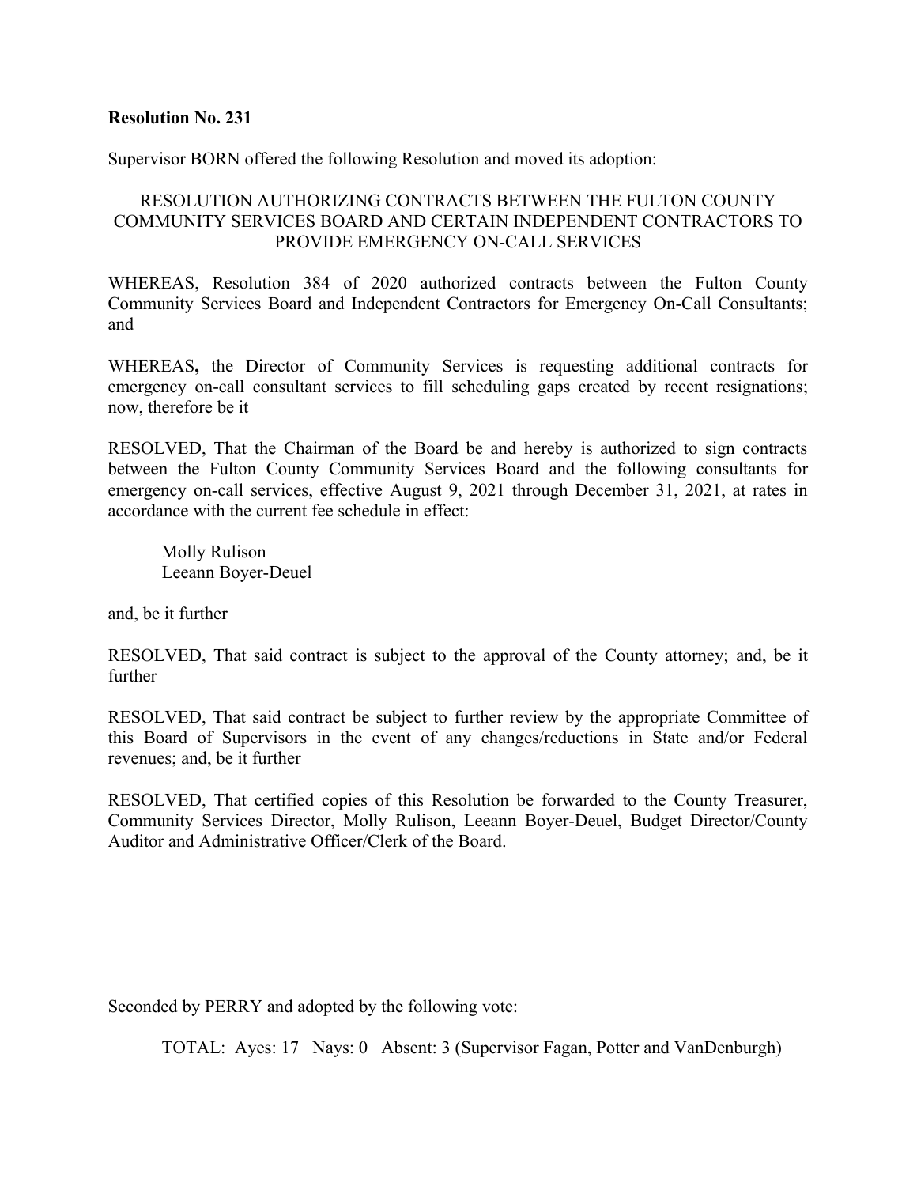**Resolution No. 231**

Supervisor BORN offered the following Resolution and moved its adoption:

RESOLUTION AUTHORIZING CONTRACTS BETWEEN THE FULTON COUNTY COMMUNITY SERVICES BOARD AND CERTAIN INDEPENDENT CONTRACTORS TO PROVIDE EMERGENCY ON-CALL SERVICES

WHEREAS, Resolution 384 of 2020 authorized contracts between the Fulton County Community Services Board and Independent Contractors for Emergency On-Call Consultants; and

WHEREAS**,** the Director of Community Services is requesting additional contracts for emergency on-call consultant services to fill scheduling gaps created by recent resignations; now, therefore be it

RESOLVED, That the Chairman of the Board be and hereby is authorized to sign contracts between the Fulton County Community Services Board and the following consultants for emergency on-call services, effective August 9, 2021 through December 31, 2021, at rates in accordance with the current fee schedule in effect:

Molly Rulison
Leeann Boyer-Deuel

and, be it further

RESOLVED, That said contract is subject to the approval of the County attorney; and, be it further

RESOLVED, That said contract be subject to further review by the appropriate Committee of this Board of Supervisors in the event of any changes/reductions in State and/or Federal revenues; and, be it further

RESOLVED, That certified copies of this Resolution be forwarded to the County Treasurer, Community Services Director, Molly Rulison, Leeann Boyer-Deuel, Budget Director/County Auditor and Administrative Officer/Clerk of the Board.

Seconded by PERRY and adopted by the following vote:

TOTAL: Ayes: 17 Nays: 0 Absent: 3 (Supervisor Fagan, Potter and VanDenburgh)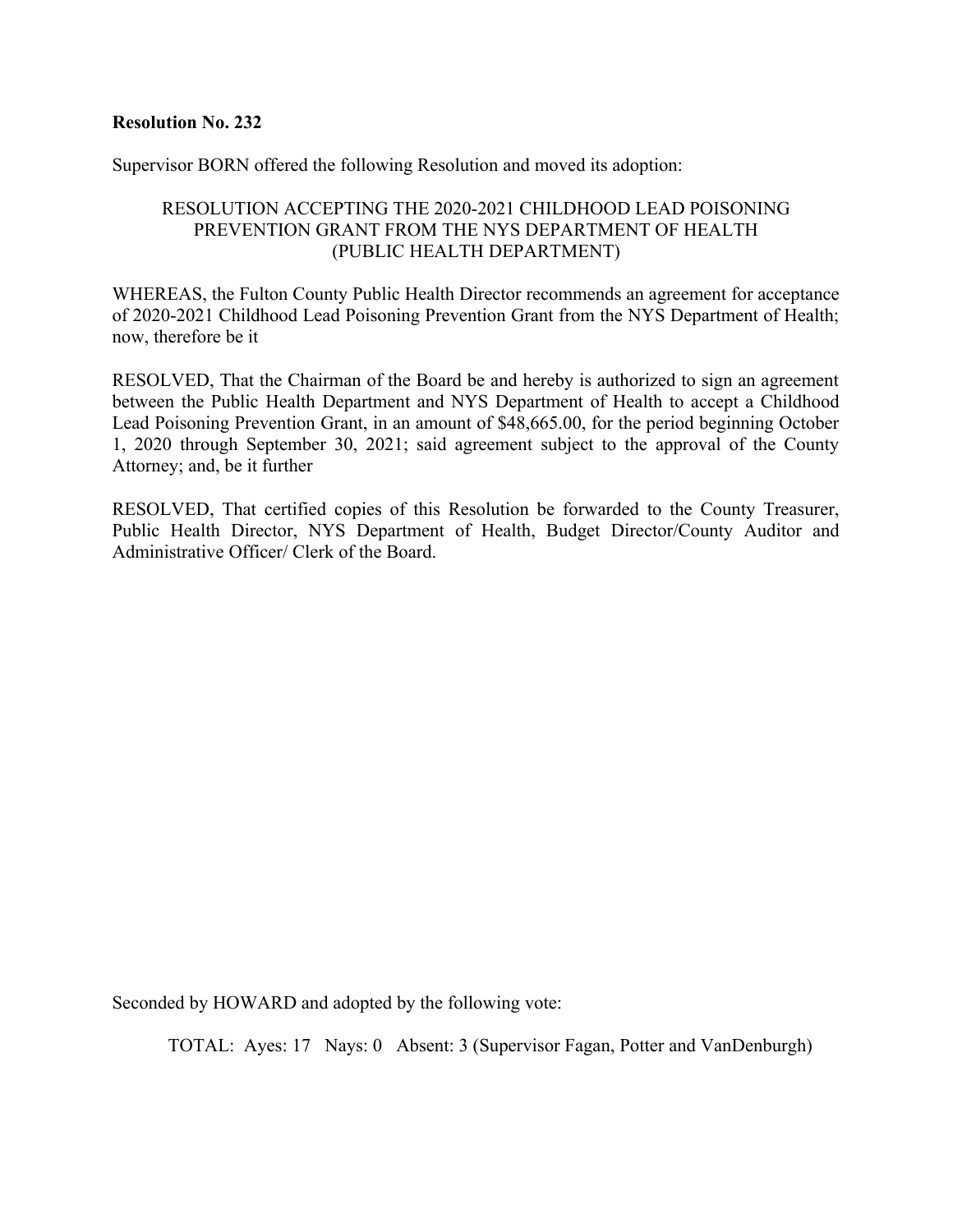**Resolution No. 232**

Supervisor BORN offered the following Resolution and moved its adoption:

RESOLUTION ACCEPTING THE 2020-2021 CHILDHOOD LEAD POISONING PREVENTION GRANT FROM THE NYS DEPARTMENT OF HEALTH (PUBLIC HEALTH DEPARTMENT)

WHEREAS, the Fulton County Public Health Director recommends an agreement for acceptance of 2020-2021 Childhood Lead Poisoning Prevention Grant from the NYS Department of Health; now, therefore be it

RESOLVED, That the Chairman of the Board be and hereby is authorized to sign an agreement between the Public Health Department and NYS Department of Health to accept a Childhood Lead Poisoning Prevention Grant, in an amount of $48,665.00, for the period beginning October 1, 2020 through September 30, 2021; said agreement subject to the approval of the County Attorney; and, be it further

RESOLVED, That certified copies of this Resolution be forwarded to the County Treasurer, Public Health Director, NYS Department of Health, Budget Director/County Auditor and Administrative Officer/ Clerk of the Board.

Seconded by HOWARD and adopted by the following vote:

TOTAL: Ayes: 17 Nays: 0 Absent: 3 (Supervisor Fagan, Potter and VanDenburgh)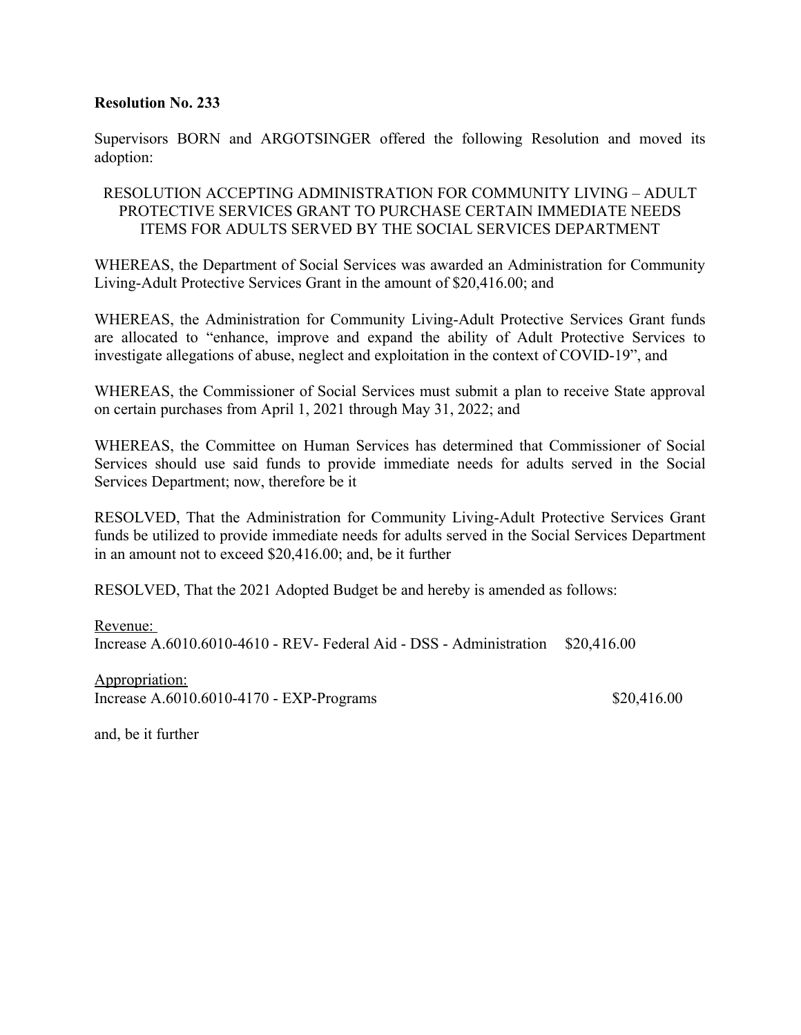**Resolution No. 233**

Supervisors BORN and ARGOTSINGER offered the following Resolution and moved its adoption:

RESOLUTION ACCEPTING ADMINISTRATION FOR COMMUNITY LIVING – ADULT PROTECTIVE SERVICES GRANT TO PURCHASE CERTAIN IMMEDIATE NEEDS ITEMS FOR ADULTS SERVED BY THE SOCIAL SERVICES DEPARTMENT

WHEREAS, the Department of Social Services was awarded an Administration for Community Living-Adult Protective Services Grant in the amount of $20,416.00; and

WHEREAS, the Administration for Community Living-Adult Protective Services Grant funds are allocated to "enhance, improve and expand the ability of Adult Protective Services to investigate allegations of abuse, neglect and exploitation in the context of COVID-19", and

WHEREAS, the Commissioner of Social Services must submit a plan to receive State approval on certain purchases from April 1, 2021 through May 31, 2022; and

WHEREAS, the Committee on Human Services has determined that Commissioner of Social Services should use said funds to provide immediate needs for adults served in the Social Services Department; now, therefore be it

RESOLVED, That the Administration for Community Living-Adult Protective Services Grant funds be utilized to provide immediate needs for adults served in the Social Services Department in an amount not to exceed $20,416.00; and, be it further

RESOLVED, That the 2021 Adopted Budget be and hereby is amended as follows:

Revenue:
Increase A.6010.6010-4610 - REV- Federal Aid - DSS - Administration $20,416.00

Appropriation:
Increase A.6010.6010-4170 - EXP-Programs $20,416.00

and, be it further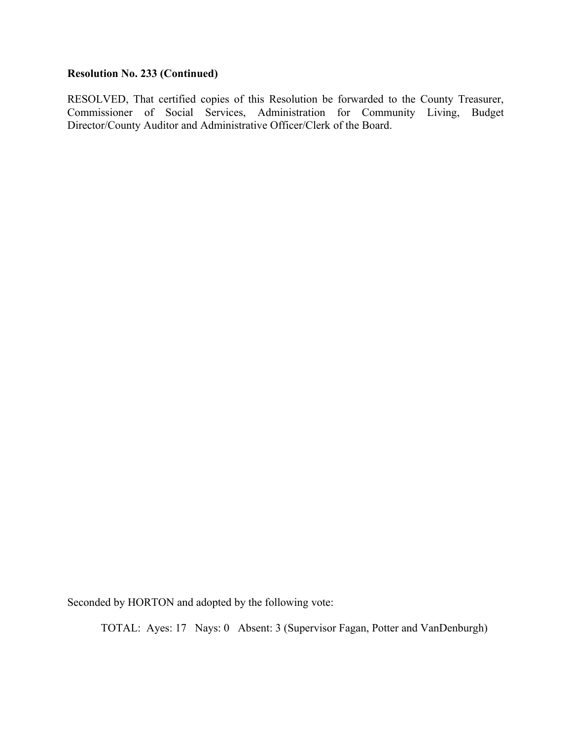**Resolution No. 233 (Continued)**

RESOLVED, That certified copies of this Resolution be forwarded to the County Treasurer, Commissioner of Social Services, Administration for Community Living, Budget Director/County Auditor and Administrative Officer/Clerk of the Board.

Seconded by HORTON and adopted by the following vote:

TOTAL: Ayes: 17 Nays: 0 Absent: 3 (Supervisor Fagan, Potter and VanDenburgh)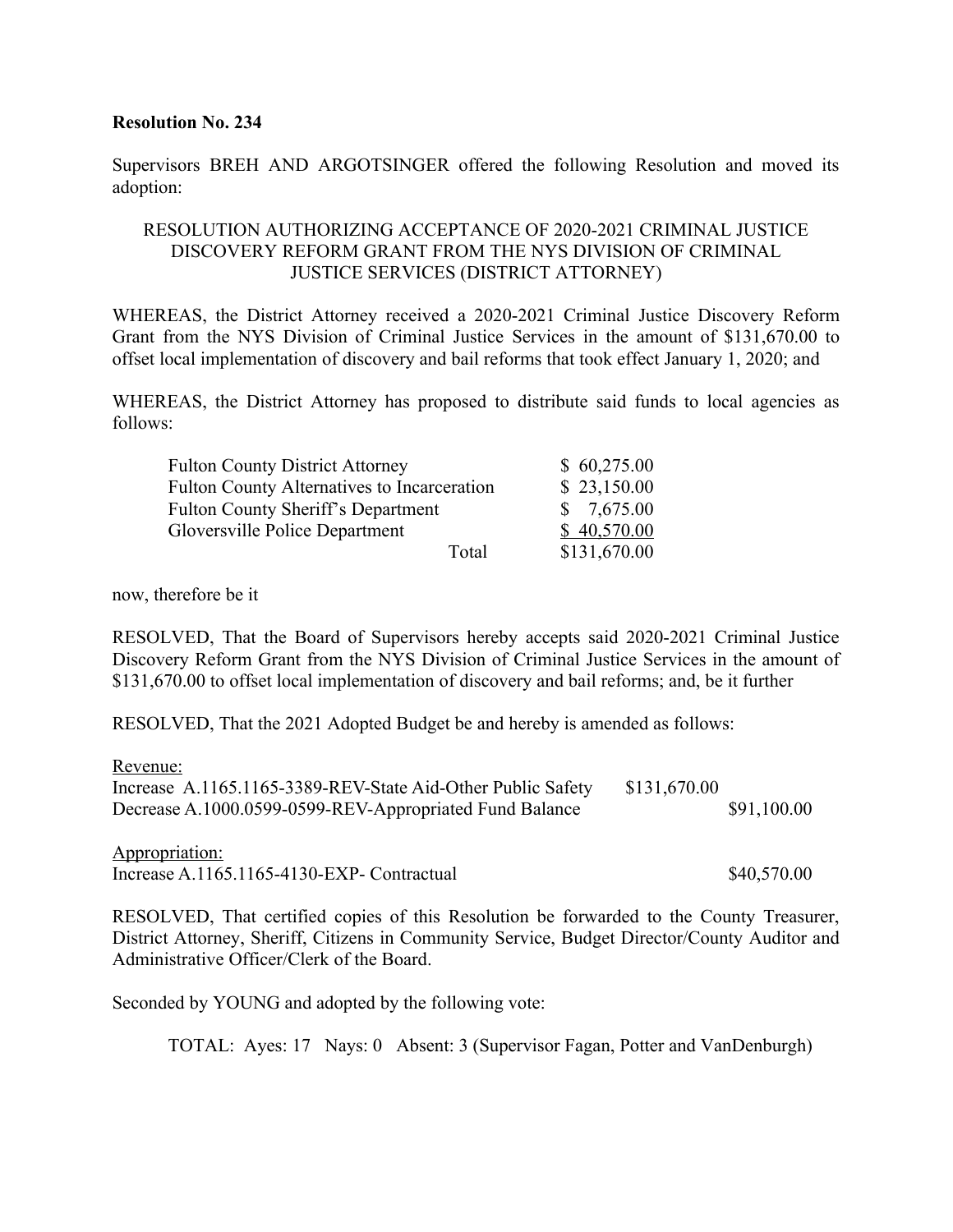**Resolution No. 234**

Supervisors BREH AND ARGOTSINGER offered the following Resolution and moved its adoption:

RESOLUTION AUTHORIZING ACCEPTANCE OF 2020-2021 CRIMINAL JUSTICE DISCOVERY REFORM GRANT FROM THE NYS DIVISION OF CRIMINAL JUSTICE SERVICES (DISTRICT ATTORNEY)

WHEREAS, the District Attorney received a 2020-2021 Criminal Justice Discovery Reform Grant from the NYS Division of Criminal Justice Services in the amount of $131,670.00 to offset local implementation of discovery and bail reforms that took effect January 1, 2020; and

WHEREAS, the District Attorney has proposed to distribute said funds to local agencies as follows:

| | |
|---|---|
| Fulton County District Attorney | $ 60,275.00 |
| Fulton County Alternatives to Incarceration | $ 23,150.00 |
| Fulton County Sheriff's Department | $ 7,675.00 |
| Gloversville Police Department | $ 40,570.00 |
| Total | $131,670.00 |

now, therefore be it

RESOLVED, That the Board of Supervisors hereby accepts said 2020-2021 Criminal Justice Discovery Reform Grant from the NYS Division of Criminal Justice Services in the amount of $131,670.00 to offset local implementation of discovery and bail reforms; and, be it further

RESOLVED, That the 2021 Adopted Budget be and hereby is amended as follows:

Revenue:

| | | |
|---|---|---|
| Increase A.1165.1165-3389-REV-State Aid-Other Public Safety | $131,670.00 | |
| Decrease A.1000.0599-0599-REV-Appropriated Fund Balance | | $91,100.00 |

Appropriation:

| | | |
|---|---|---|
| Increase A.1165.1165-4130-EXP- Contractual | | $40,570.00 |

RESOLVED, That certified copies of this Resolution be forwarded to the County Treasurer, District Attorney, Sheriff, Citizens in Community Service, Budget Director/County Auditor and Administrative Officer/Clerk of the Board.

Seconded by YOUNG and adopted by the following vote:

TOTAL: Ayes: 17 Nays: 0 Absent: 3 (Supervisor Fagan, Potter and VanDenburgh)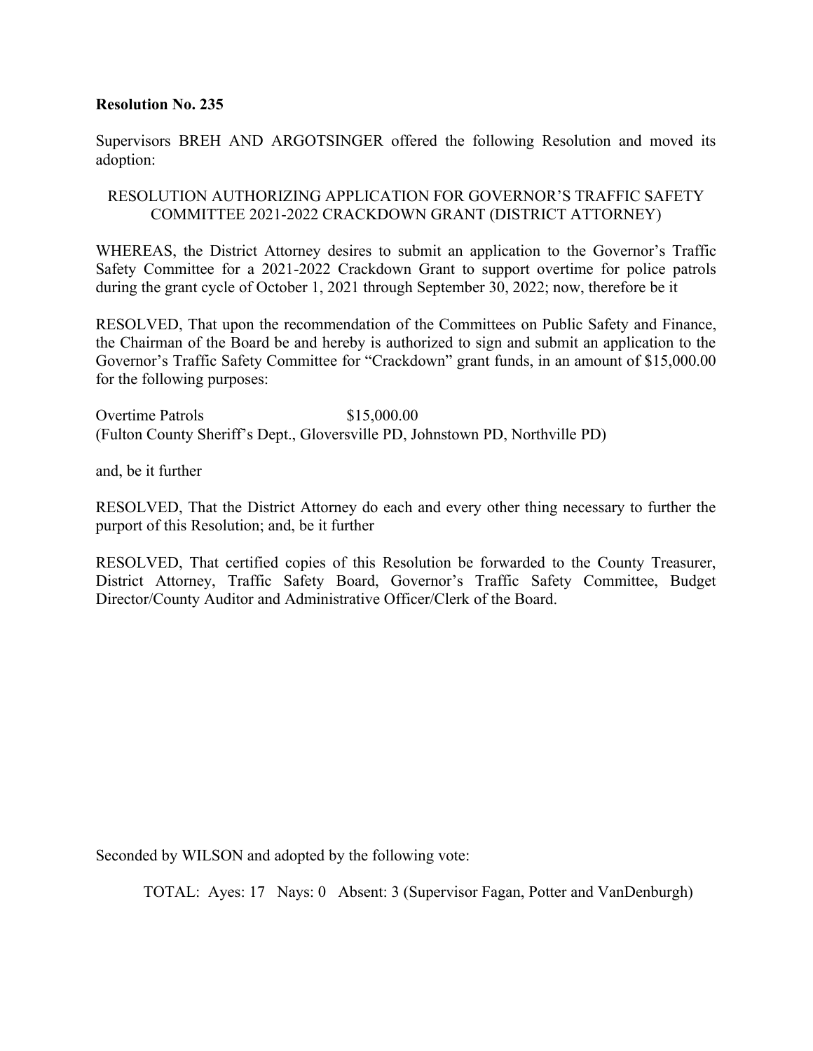**Resolution No. 235**

Supervisors BREH AND ARGOTSINGER offered the following Resolution and moved its adoption:

RESOLUTION AUTHORIZING APPLICATION FOR GOVERNOR'S TRAFFIC SAFETY COMMITTEE 2021-2022 CRACKDOWN GRANT (DISTRICT ATTORNEY)

WHEREAS, the District Attorney desires to submit an application to the Governor's Traffic Safety Committee for a 2021-2022 Crackdown Grant to support overtime for police patrols during the grant cycle of October 1, 2021 through September 30, 2022; now, therefore be it

RESOLVED, That upon the recommendation of the Committees on Public Safety and Finance, the Chairman of the Board be and hereby is authorized to sign and submit an application to the Governor's Traffic Safety Committee for "Crackdown" grant funds, in an amount of $15,000.00 for the following purposes:

Overtime Patrols $15,000.00
(Fulton County Sheriff's Dept., Gloversville PD, Johnstown PD, Northville PD)

and, be it further

RESOLVED, That the District Attorney do each and every other thing necessary to further the purport of this Resolution; and, be it further

RESOLVED, That certified copies of this Resolution be forwarded to the County Treasurer, District Attorney, Traffic Safety Board, Governor's Traffic Safety Committee, Budget Director/County Auditor and Administrative Officer/Clerk of the Board.

Seconded by WILSON and adopted by the following vote:

TOTAL: Ayes: 17 Nays: 0 Absent: 3 (Supervisor Fagan, Potter and VanDenburgh)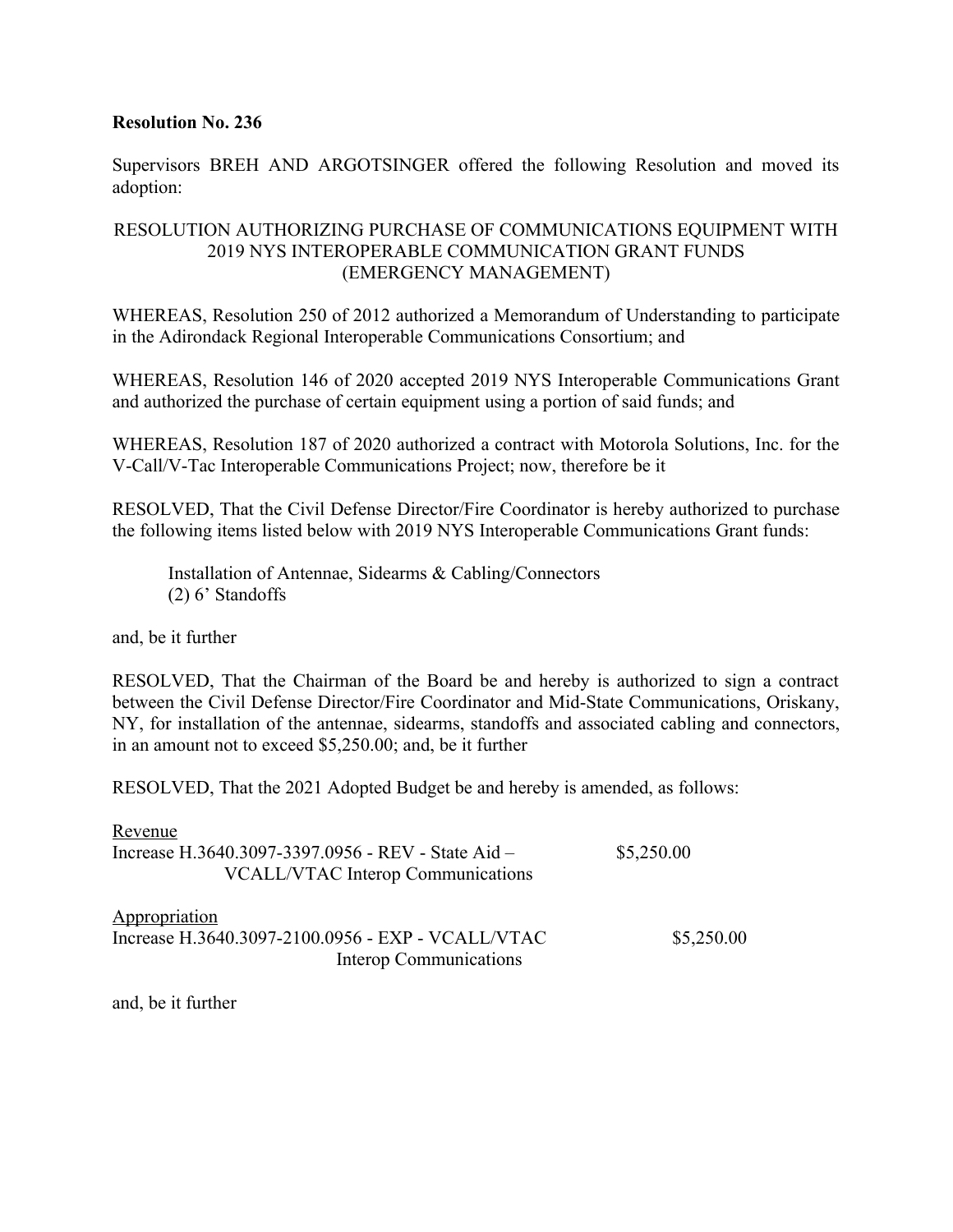**Resolution No. 236**

Supervisors BREH AND ARGOTSINGER offered the following Resolution and moved its adoption:

RESOLUTION AUTHORIZING PURCHASE OF COMMUNICATIONS EQUIPMENT WITH 2019 NYS INTEROPERABLE COMMUNICATION GRANT FUNDS (EMERGENCY MANAGEMENT)

WHEREAS, Resolution 250 of 2012 authorized a Memorandum of Understanding to participate in the Adirondack Regional Interoperable Communications Consortium; and

WHEREAS, Resolution 146 of 2020 accepted 2019 NYS Interoperable Communications Grant and authorized the purchase of certain equipment using a portion of said funds; and

WHEREAS, Resolution 187 of 2020 authorized a contract with Motorola Solutions, Inc. for the V-Call/V-Tac Interoperable Communications Project; now, therefore be it

RESOLVED, That the Civil Defense Director/Fire Coordinator is hereby authorized to purchase the following items listed below with 2019 NYS Interoperable Communications Grant funds:

Installation of Antennae, Sidearms & Cabling/Connectors
(2) 6' Standoffs

and, be it further

RESOLVED, That the Chairman of the Board be and hereby is authorized to sign a contract between the Civil Defense Director/Fire Coordinator and Mid-State Communications, Oriskany, NY, for installation of the antennae, sidearms, standoffs and associated cabling and connectors, in an amount not to exceed $5,250.00; and, be it further

RESOLVED, That the 2021 Adopted Budget be and hereby is amended, as follows:

Revenue
Increase H.3640.3097-3397.0956 - REV - State Aid – VCALL/VTAC Interop Communications $5,250.00

Appropriation
Increase H.3640.3097-2100.0956 - EXP - VCALL/VTAC Interop Communications $5,250.00

and, be it further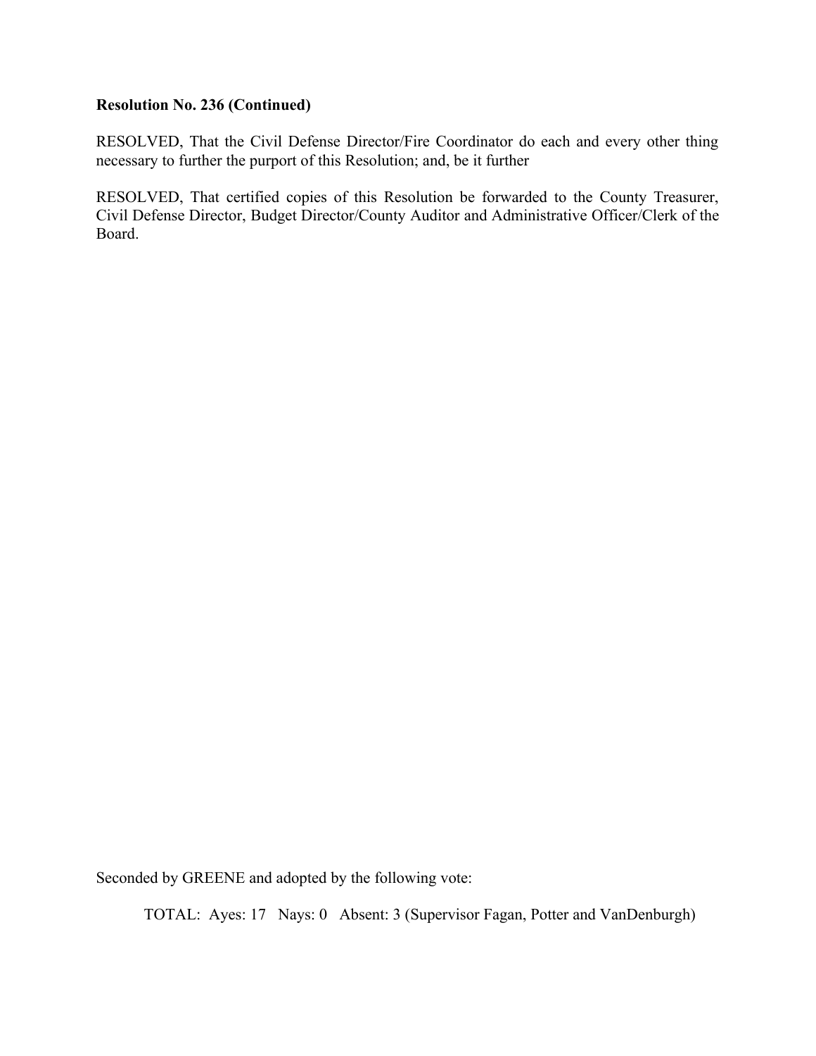**Resolution No. 236 (Continued)**

RESOLVED, That the Civil Defense Director/Fire Coordinator do each and every other thing necessary to further the purport of this Resolution; and, be it further

RESOLVED, That certified copies of this Resolution be forwarded to the County Treasurer, Civil Defense Director, Budget Director/County Auditor and Administrative Officer/Clerk of the Board.

Seconded by GREENE and adopted by the following vote:

TOTAL: Ayes: 17 Nays: 0 Absent: 3 (Supervisor Fagan, Potter and VanDenburgh)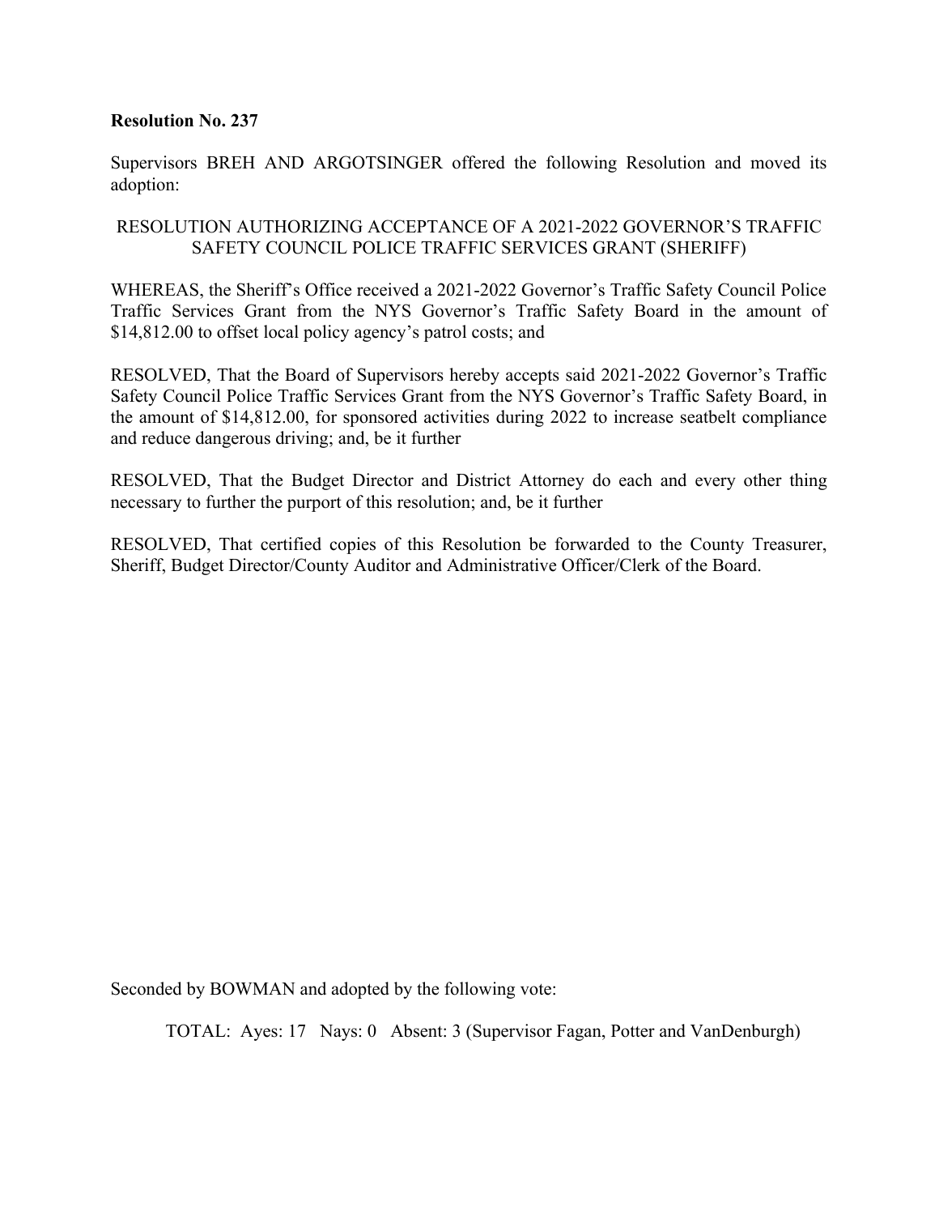**Resolution No. 237**

Supervisors BREH AND ARGOTSINGER offered the following Resolution and moved its adoption:

RESOLUTION AUTHORIZING ACCEPTANCE OF A 2021-2022 GOVERNOR'S TRAFFIC SAFETY COUNCIL POLICE TRAFFIC SERVICES GRANT (SHERIFF)

WHEREAS, the Sheriff's Office received a 2021-2022 Governor's Traffic Safety Council Police Traffic Services Grant from the NYS Governor's Traffic Safety Board in the amount of $14,812.00 to offset local policy agency's patrol costs; and

RESOLVED, That the Board of Supervisors hereby accepts said 2021-2022 Governor's Traffic Safety Council Police Traffic Services Grant from the NYS Governor's Traffic Safety Board, in the amount of $14,812.00, for sponsored activities during 2022 to increase seatbelt compliance and reduce dangerous driving; and, be it further

RESOLVED, That the Budget Director and District Attorney do each and every other thing necessary to further the purport of this resolution; and, be it further

RESOLVED, That certified copies of this Resolution be forwarded to the County Treasurer, Sheriff, Budget Director/County Auditor and Administrative Officer/Clerk of the Board.

Seconded by BOWMAN and adopted by the following vote:

TOTAL: Ayes: 17 Nays: 0 Absent: 3 (Supervisor Fagan, Potter and VanDenburgh)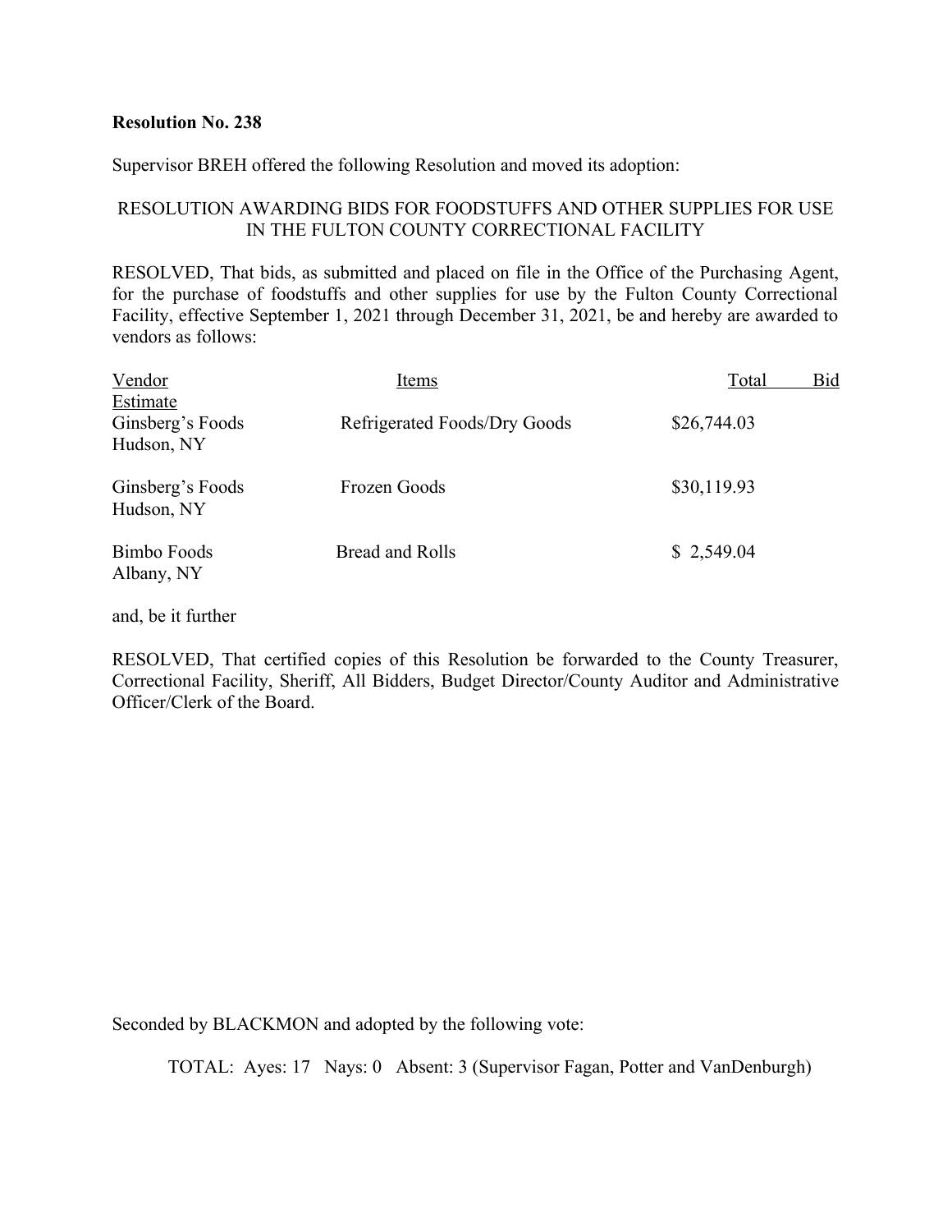**Resolution No. 238**

Supervisor BREH offered the following Resolution and moved its adoption:

RESOLUTION AWARDING BIDS FOR FOODSTUFFS AND OTHER SUPPLIES FOR USE IN THE FULTON COUNTY CORRECTIONAL FACILITY

RESOLVED, That bids, as submitted and placed on file in the Office of the Purchasing Agent, for the purchase of foodstuffs and other supplies for use by the Fulton County Correctional Facility, effective September 1, 2021 through December 31, 2021, be and hereby are awarded to vendors as follows:

| Vendor | Items | Total Bid Estimate |
|---|---|---|
| Ginsberg's Foods<br>Hudson, NY | Refrigerated Foods/Dry Goods | $26,744.03 |
| Ginsberg's Foods<br>Hudson, NY | Frozen Goods | $30,119.93 |
| Bimbo Foods<br>Albany, NY | Bread and Rolls | $ 2,549.04 |

and, be it further

RESOLVED, That certified copies of this Resolution be forwarded to the County Treasurer, Correctional Facility, Sheriff, All Bidders, Budget Director/County Auditor and Administrative Officer/Clerk of the Board.

Seconded by BLACKMON and adopted by the following vote:

TOTAL: Ayes: 17 Nays: 0 Absent: 3 (Supervisor Fagan, Potter and VanDenburgh)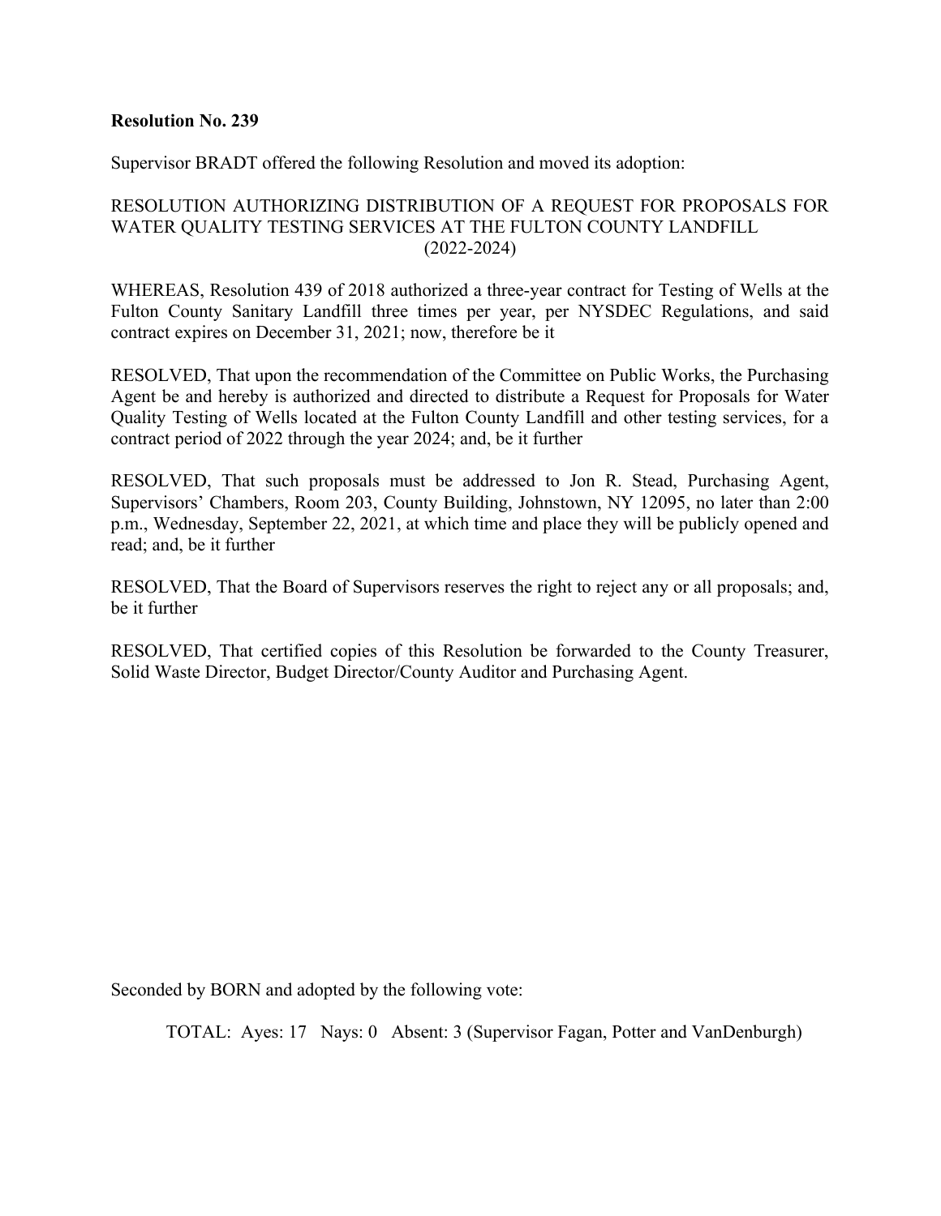**Resolution No. 239**

Supervisor BRADT offered the following Resolution and moved its adoption:

RESOLUTION AUTHORIZING DISTRIBUTION OF A REQUEST FOR PROPOSALS FOR WATER QUALITY TESTING SERVICES AT THE FULTON COUNTY LANDFILL (2022-2024)

WHEREAS, Resolution 439 of 2018 authorized a three-year contract for Testing of Wells at the Fulton County Sanitary Landfill three times per year, per NYSDEC Regulations, and said contract expires on December 31, 2021; now, therefore be it

RESOLVED, That upon the recommendation of the Committee on Public Works, the Purchasing Agent be and hereby is authorized and directed to distribute a Request for Proposals for Water Quality Testing of Wells located at the Fulton County Landfill and other testing services, for a contract period of 2022 through the year 2024; and, be it further

RESOLVED, That such proposals must be addressed to Jon R. Stead, Purchasing Agent, Supervisors' Chambers, Room 203, County Building, Johnstown, NY 12095, no later than 2:00 p.m., Wednesday, September 22, 2021, at which time and place they will be publicly opened and read; and, be it further

RESOLVED, That the Board of Supervisors reserves the right to reject any or all proposals; and, be it further

RESOLVED, That certified copies of this Resolution be forwarded to the County Treasurer, Solid Waste Director, Budget Director/County Auditor and Purchasing Agent.

Seconded by BORN and adopted by the following vote:

TOTAL: Ayes: 17 Nays: 0 Absent: 3 (Supervisor Fagan, Potter and VanDenburgh)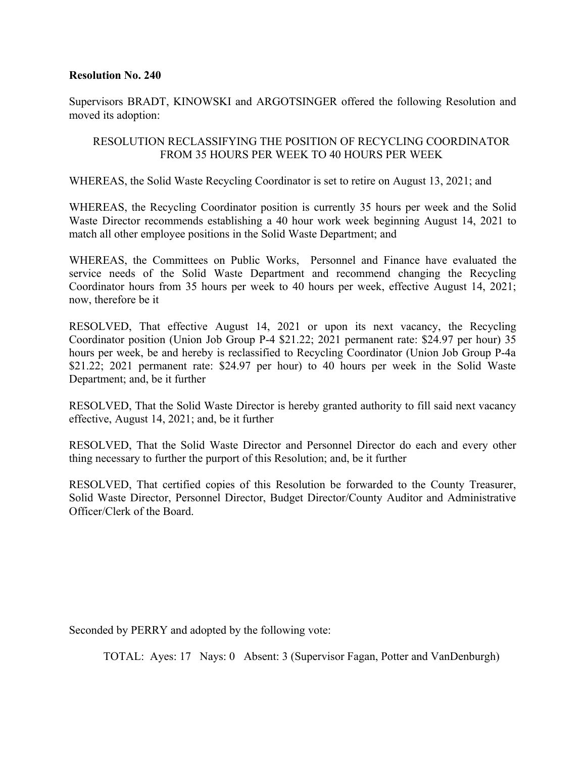**Resolution No. 240**

Supervisors BRADT, KINOWSKI and ARGOTSINGER offered the following Resolution and moved its adoption:

RESOLUTION RECLASSIFYING THE POSITION OF RECYCLING COORDINATOR FROM 35 HOURS PER WEEK TO 40 HOURS PER WEEK

WHEREAS, the Solid Waste Recycling Coordinator is set to retire on August 13, 2021; and

WHEREAS, the Recycling Coordinator position is currently 35 hours per week and the Solid Waste Director recommends establishing a 40 hour work week beginning August 14, 2021 to match all other employee positions in the Solid Waste Department; and

WHEREAS, the Committees on Public Works, Personnel and Finance have evaluated the service needs of the Solid Waste Department and recommend changing the Recycling Coordinator hours from 35 hours per week to 40 hours per week, effective August 14, 2021; now, therefore be it

RESOLVED, That effective August 14, 2021 or upon its next vacancy, the Recycling Coordinator position (Union Job Group P-4 $21.22; 2021 permanent rate: $24.97 per hour) 35 hours per week, be and hereby is reclassified to Recycling Coordinator (Union Job Group P-4a $21.22; 2021 permanent rate: $24.97 per hour) to 40 hours per week in the Solid Waste Department; and, be it further

RESOLVED, That the Solid Waste Director is hereby granted authority to fill said next vacancy effective, August 14, 2021; and, be it further

RESOLVED, That the Solid Waste Director and Personnel Director do each and every other thing necessary to further the purport of this Resolution; and, be it further

RESOLVED, That certified copies of this Resolution be forwarded to the County Treasurer, Solid Waste Director, Personnel Director, Budget Director/County Auditor and Administrative Officer/Clerk of the Board.

Seconded by PERRY and adopted by the following vote:

TOTAL: Ayes: 17 Nays: 0 Absent: 3 (Supervisor Fagan, Potter and VanDenburgh)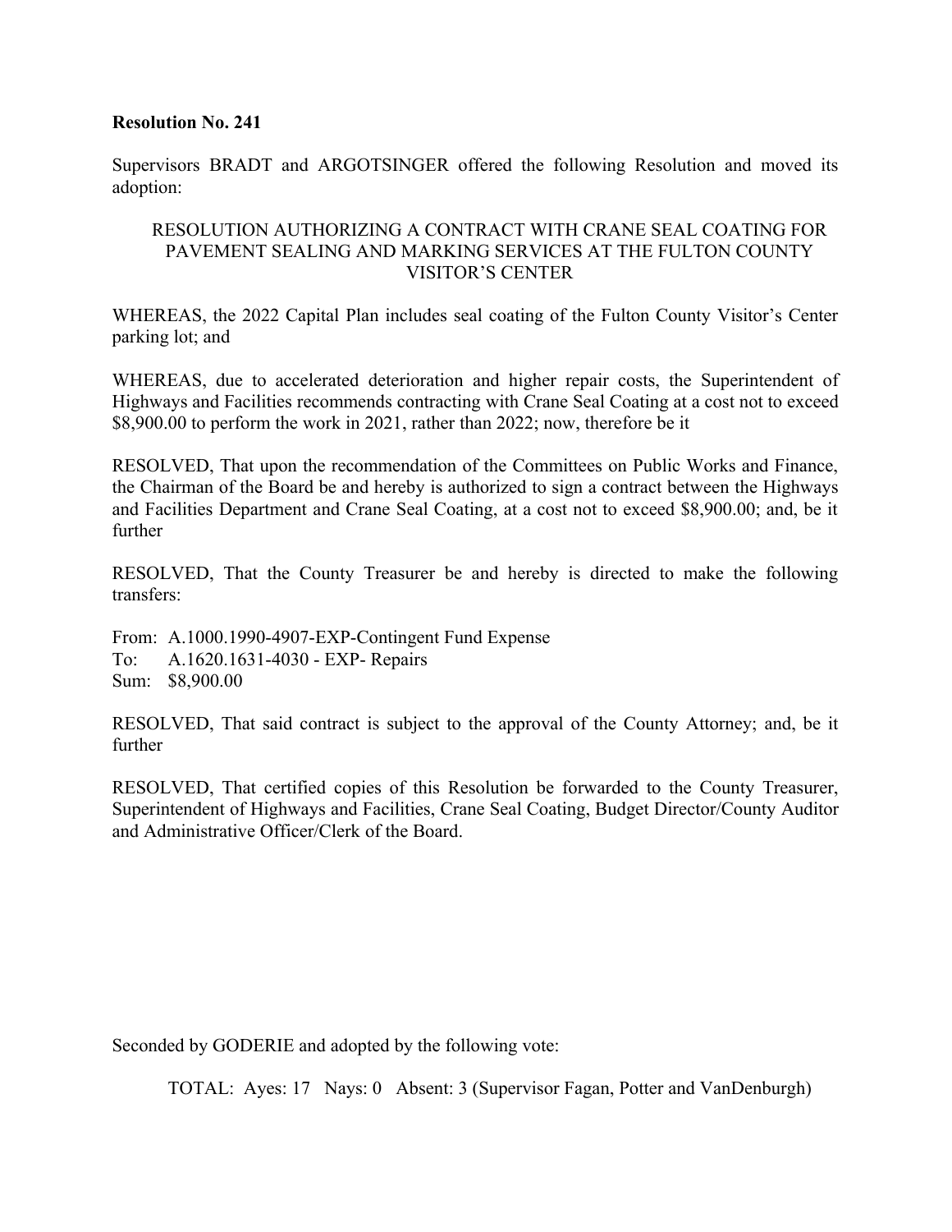**Resolution No. 241**

Supervisors BRADT and ARGOTSINGER offered the following Resolution and moved its adoption:

RESOLUTION AUTHORIZING A CONTRACT WITH CRANE SEAL COATING FOR PAVEMENT SEALING AND MARKING SERVICES AT THE FULTON COUNTY VISITOR'S CENTER

WHEREAS, the 2022 Capital Plan includes seal coating of the Fulton County Visitor's Center parking lot; and

WHEREAS, due to accelerated deterioration and higher repair costs, the Superintendent of Highways and Facilities recommends contracting with Crane Seal Coating at a cost not to exceed $8,900.00 to perform the work in 2021, rather than 2022; now, therefore be it

RESOLVED, That upon the recommendation of the Committees on Public Works and Finance, the Chairman of the Board be and hereby is authorized to sign a contract between the Highways and Facilities Department and Crane Seal Coating, at a cost not to exceed $8,900.00; and, be it further

RESOLVED, That the County Treasurer be and hereby is directed to make the following transfers:

From: A.1000.1990-4907-EXP-Contingent Fund Expense
To: A.1620.1631-4030 - EXP- Repairs
Sum: $8,900.00

RESOLVED, That said contract is subject to the approval of the County Attorney; and, be it further

RESOLVED, That certified copies of this Resolution be forwarded to the County Treasurer, Superintendent of Highways and Facilities, Crane Seal Coating, Budget Director/County Auditor and Administrative Officer/Clerk of the Board.

Seconded by GODERIE and adopted by the following vote:

TOTAL: Ayes: 17 Nays: 0 Absent: 3 (Supervisor Fagan, Potter and VanDenburgh)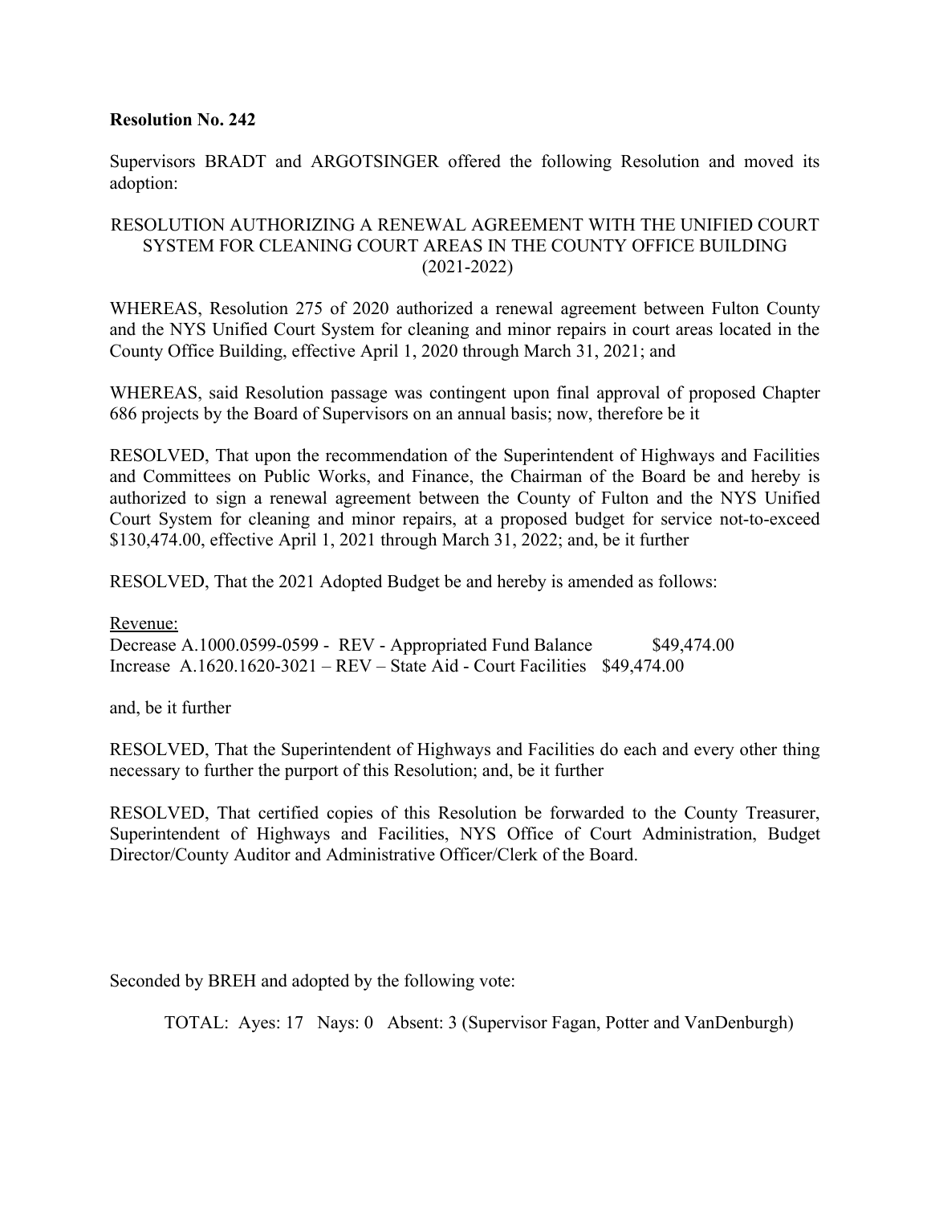**Resolution No. 242**

Supervisors BRADT and ARGOTSINGER offered the following Resolution and moved its adoption:

RESOLUTION AUTHORIZING A RENEWAL AGREEMENT WITH THE UNIFIED COURT SYSTEM FOR CLEANING COURT AREAS IN THE COUNTY OFFICE BUILDING (2021-2022)

WHEREAS, Resolution 275 of 2020 authorized a renewal agreement between Fulton County and the NYS Unified Court System for cleaning and minor repairs in court areas located in the County Office Building, effective April 1, 2020 through March 31, 2021; and

WHEREAS, said Resolution passage was contingent upon final approval of proposed Chapter 686 projects by the Board of Supervisors on an annual basis; now, therefore be it

RESOLVED, That upon the recommendation of the Superintendent of Highways and Facilities and Committees on Public Works, and Finance, the Chairman of the Board be and hereby is authorized to sign a renewal agreement between the County of Fulton and the NYS Unified Court System for cleaning and minor repairs, at a proposed budget for service not-to-exceed $130,474.00, effective April 1, 2021 through March 31, 2022; and, be it further

RESOLVED, That the 2021 Adopted Budget be and hereby is amended as follows:

Revenue:
Decrease A.1000.0599-0599 - REV - Appropriated Fund Balance $49,474.00
Increase A.1620.1620-3021 – REV – State Aid - Court Facilities $49,474.00

and, be it further

RESOLVED, That the Superintendent of Highways and Facilities do each and every other thing necessary to further the purport of this Resolution; and, be it further

RESOLVED, That certified copies of this Resolution be forwarded to the County Treasurer, Superintendent of Highways and Facilities, NYS Office of Court Administration, Budget Director/County Auditor and Administrative Officer/Clerk of the Board.

Seconded by BREH and adopted by the following vote:

TOTAL: Ayes: 17 Nays: 0 Absent: 3 (Supervisor Fagan, Potter and VanDenburgh)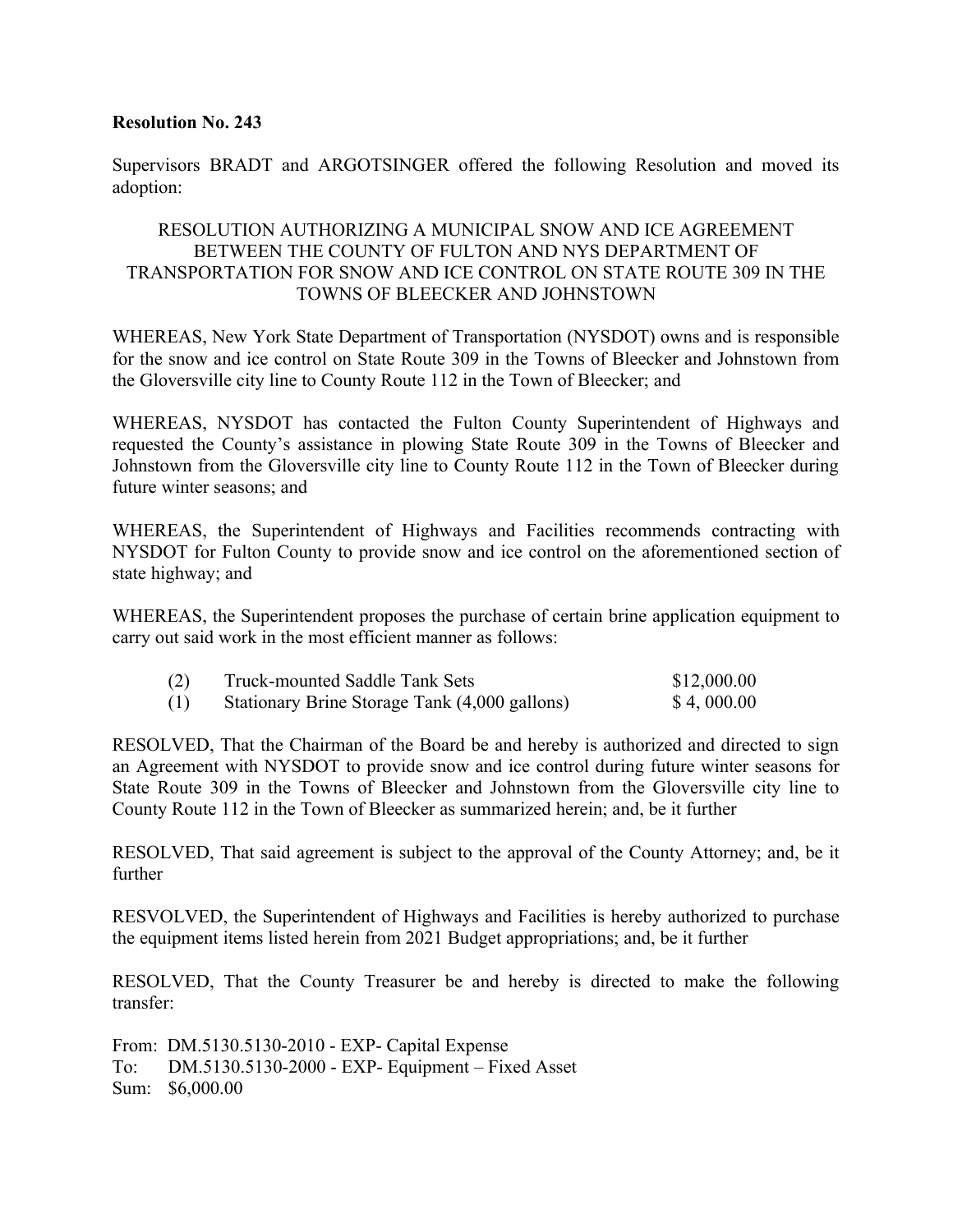**Resolution No. 243**

Supervisors BRADT and ARGOTSINGER offered the following Resolution and moved its adoption:

RESOLUTION AUTHORIZING A MUNICIPAL SNOW AND ICE AGREEMENT BETWEEN THE COUNTY OF FULTON AND NYS DEPARTMENT OF TRANSPORTATION FOR SNOW AND ICE CONTROL ON STATE ROUTE 309 IN THE TOWNS OF BLEECKER AND JOHNSTOWN

WHEREAS, New York State Department of Transportation (NYSDOT) owns and is responsible for the snow and ice control on State Route 309 in the Towns of Bleecker and Johnstown from the Gloversville city line to County Route 112 in the Town of Bleecker; and

WHEREAS, NYSDOT has contacted the Fulton County Superintendent of Highways and requested the County's assistance in plowing State Route 309 in the Towns of Bleecker and Johnstown from the Gloversville city line to County Route 112 in the Town of Bleecker during future winter seasons; and

WHEREAS, the Superintendent of Highways and Facilities recommends contracting with NYSDOT for Fulton County to provide snow and ice control on the aforementioned section of state highway; and

WHEREAS, the Superintendent proposes the purchase of certain brine application equipment to carry out said work in the most efficient manner as follows:

| | | |
|---|---|---|
| (2) | Truck-mounted Saddle Tank Sets | $12,000.00 |
| (1) | Stationary Brine Storage Tank (4,000 gallons) | $ 4, 000.00 |

RESOLVED, That the Chairman of the Board be and hereby is authorized and directed to sign an Agreement with NYSDOT to provide snow and ice control during future winter seasons for State Route 309 in the Towns of Bleecker and Johnstown from the Gloversville city line to County Route 112 in the Town of Bleecker as summarized herein; and, be it further

RESOLVED, That said agreement is subject to the approval of the County Attorney; and, be it further

RESVOLVED, the Superintendent of Highways and Facilities is hereby authorized to purchase the equipment items listed herein from 2021 Budget appropriations; and, be it further

RESOLVED, That the County Treasurer be and hereby is directed to make the following transfer:

From: DM.5130.5130-2010 - EXP- Capital Expense
To: DM.5130.5130-2000 - EXP- Equipment – Fixed Asset
Sum: $6,000.00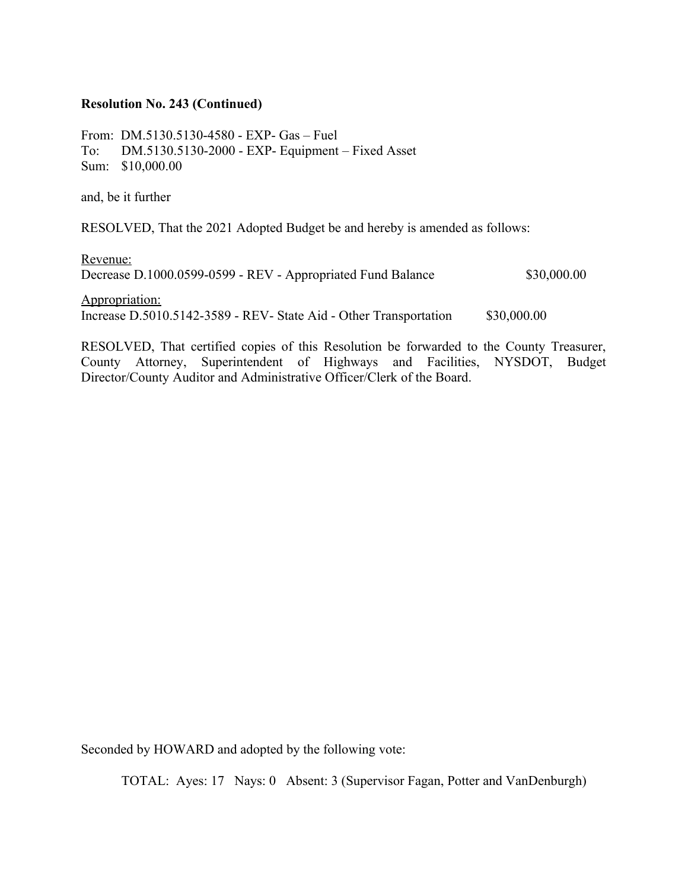**Resolution No. 243 (Continued)**

From: DM.5130.5130-4580 - EXP- Gas – Fuel
To: DM.5130.5130-2000 - EXP- Equipment – Fixed Asset
Sum: $10,000.00

and, be it further

RESOLVED, That the 2021 Adopted Budget be and hereby is amended as follows:

Revenue:
Decrease D.1000.0599-0599 - REV - Appropriated Fund Balance $30,000.00

Appropriation:
Increase D.5010.5142-3589 - REV- State Aid - Other Transportation $30,000.00

RESOLVED, That certified copies of this Resolution be forwarded to the County Treasurer, County Attorney, Superintendent of Highways and Facilities, NYSDOT, Budget Director/County Auditor and Administrative Officer/Clerk of the Board.

Seconded by HOWARD and adopted by the following vote:

TOTAL: Ayes: 17 Nays: 0 Absent: 3 (Supervisor Fagan, Potter and VanDenburgh)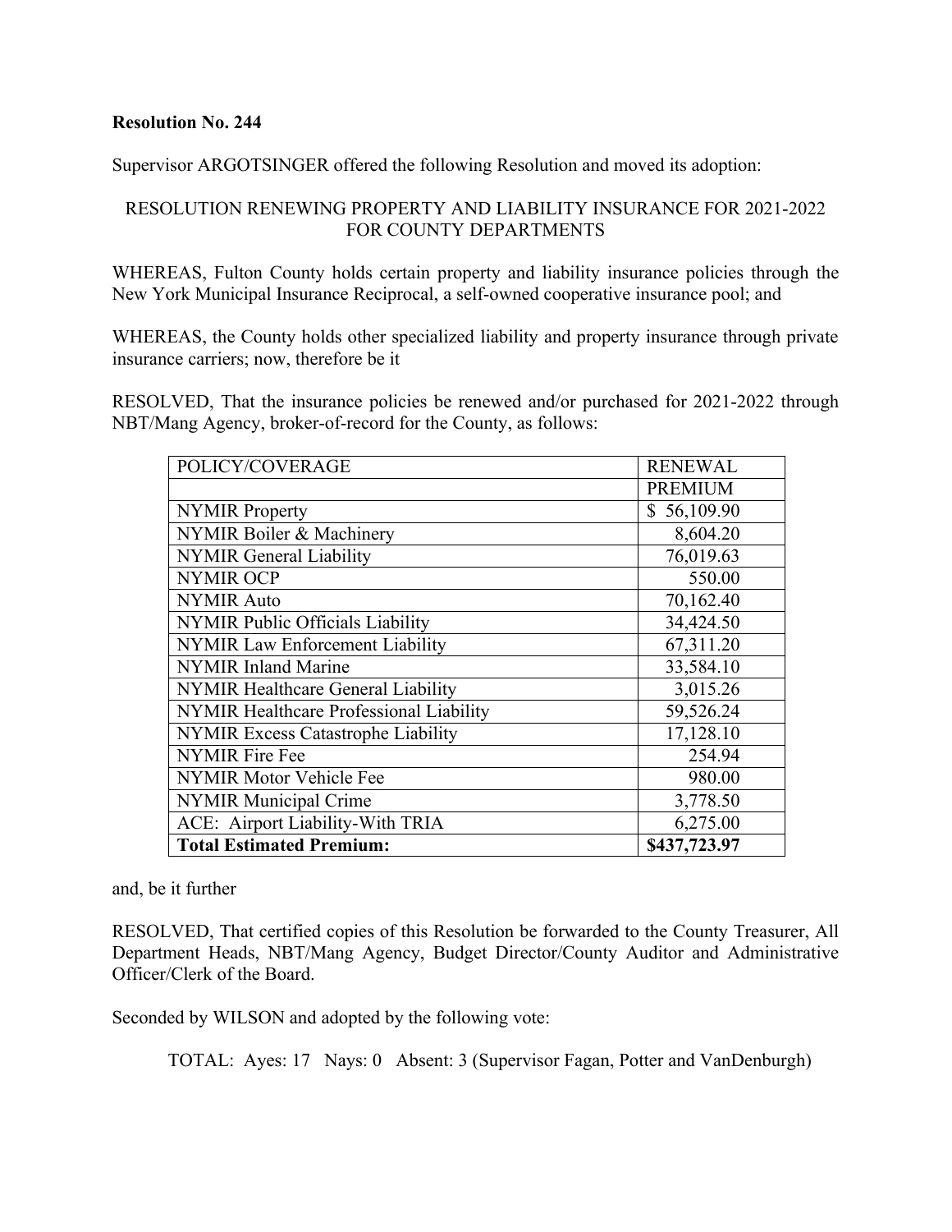**Resolution No. 244**

Supervisor ARGOTSINGER offered the following Resolution and moved its adoption:

RESOLUTION RENEWING PROPERTY AND LIABILITY INSURANCE FOR 2021-2022 FOR COUNTY DEPARTMENTS

WHEREAS, Fulton County holds certain property and liability insurance policies through the New York Municipal Insurance Reciprocal, a self-owned cooperative insurance pool; and

WHEREAS, the County holds other specialized liability and property insurance through private insurance carriers; now, therefore be it

RESOLVED, That the insurance policies be renewed and/or purchased for 2021-2022 through NBT/Mang Agency, broker-of-record for the County, as follows:

| POLICY/COVERAGE | RENEWAL PREMIUM |
|---|---|
| NYMIR Property | $ 56,109.90 |
| NYMIR Boiler & Machinery | 8,604.20 |
| NYMIR General Liability | 76,019.63 |
| NYMIR OCP | 550.00 |
| NYMIR Auto | 70,162.40 |
| NYMIR Public Officials Liability | 34,424.50 |
| NYMIR Law Enforcement Liability | 67,311.20 |
| NYMIR Inland Marine | 33,584.10 |
| NYMIR Healthcare General Liability | 3,015.26 |
| NYMIR Healthcare Professional Liability | 59,526.24 |
| NYMIR Excess Catastrophe Liability | 17,128.10 |
| NYMIR Fire Fee | 254.94 |
| NYMIR Motor Vehicle Fee | 980.00 |
| NYMIR Municipal Crime | 3,778.50 |
| ACE: Airport Liability-With TRIA | 6,275.00 |
| **Total Estimated Premium:** | **$437,723.97** |

and, be it further

RESOLVED, That certified copies of this Resolution be forwarded to the County Treasurer, All Department Heads, NBT/Mang Agency, Budget Director/County Auditor and Administrative Officer/Clerk of the Board.

Seconded by WILSON and adopted by the following vote:

TOTAL: Ayes: 17 Nays: 0 Absent: 3 (Supervisor Fagan, Potter and VanDenburgh)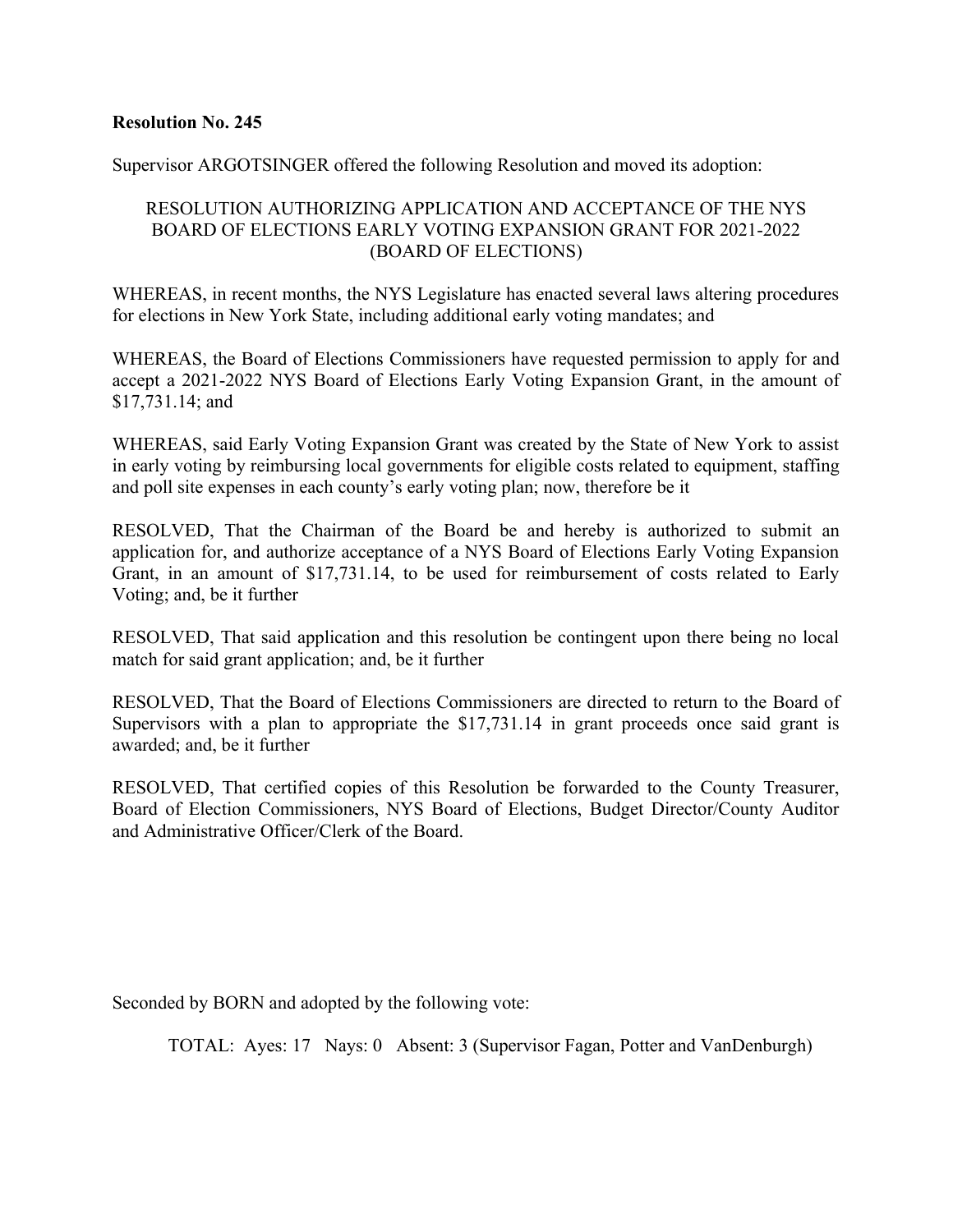**Resolution No. 245**

Supervisor ARGOTSINGER offered the following Resolution and moved its adoption:

RESOLUTION AUTHORIZING APPLICATION AND ACCEPTANCE OF THE NYS BOARD OF ELECTIONS EARLY VOTING EXPANSION GRANT FOR 2021-2022 (BOARD OF ELECTIONS)

WHEREAS, in recent months, the NYS Legislature has enacted several laws altering procedures for elections in New York State, including additional early voting mandates; and

WHEREAS, the Board of Elections Commissioners have requested permission to apply for and accept a 2021-2022 NYS Board of Elections Early Voting Expansion Grant, in the amount of $17,731.14; and

WHEREAS, said Early Voting Expansion Grant was created by the State of New York to assist in early voting by reimbursing local governments for eligible costs related to equipment, staffing and poll site expenses in each county's early voting plan; now, therefore be it

RESOLVED, That the Chairman of the Board be and hereby is authorized to submit an application for, and authorize acceptance of a NYS Board of Elections Early Voting Expansion Grant, in an amount of $17,731.14, to be used for reimbursement of costs related to Early Voting; and, be it further

RESOLVED, That said application and this resolution be contingent upon there being no local match for said grant application; and, be it further

RESOLVED, That the Board of Elections Commissioners are directed to return to the Board of Supervisors with a plan to appropriate the $17,731.14 in grant proceeds once said grant is awarded; and, be it further

RESOLVED, That certified copies of this Resolution be forwarded to the County Treasurer, Board of Election Commissioners, NYS Board of Elections, Budget Director/County Auditor and Administrative Officer/Clerk of the Board.

Seconded by BORN and adopted by the following vote:

TOTAL: Ayes: 17 Nays: 0 Absent: 3 (Supervisor Fagan, Potter and VanDenburgh)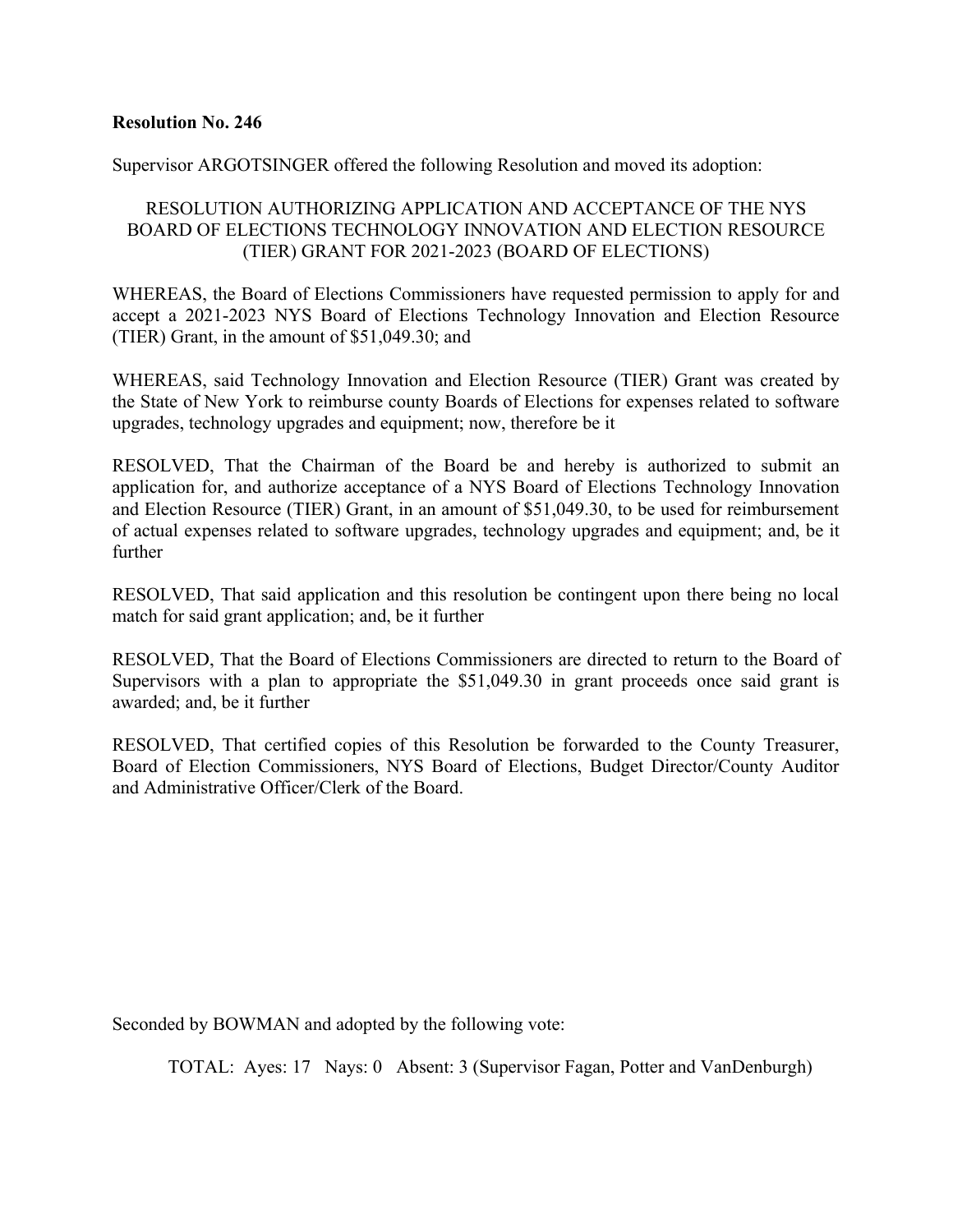**Resolution No. 246**

Supervisor ARGOTSINGER offered the following Resolution and moved its adoption:

RESOLUTION AUTHORIZING APPLICATION AND ACCEPTANCE OF THE NYS BOARD OF ELECTIONS TECHNOLOGY INNOVATION AND ELECTION RESOURCE (TIER) GRANT FOR 2021-2023 (BOARD OF ELECTIONS)

WHEREAS, the Board of Elections Commissioners have requested permission to apply for and accept a 2021-2023 NYS Board of Elections Technology Innovation and Election Resource (TIER) Grant, in the amount of $51,049.30; and

WHEREAS, said Technology Innovation and Election Resource (TIER) Grant was created by the State of New York to reimburse county Boards of Elections for expenses related to software upgrades, technology upgrades and equipment; now, therefore be it

RESOLVED, That the Chairman of the Board be and hereby is authorized to submit an application for, and authorize acceptance of a NYS Board of Elections Technology Innovation and Election Resource (TIER) Grant, in an amount of $51,049.30, to be used for reimbursement of actual expenses related to software upgrades, technology upgrades and equipment; and, be it further

RESOLVED, That said application and this resolution be contingent upon there being no local match for said grant application; and, be it further

RESOLVED, That the Board of Elections Commissioners are directed to return to the Board of Supervisors with a plan to appropriate the $51,049.30 in grant proceeds once said grant is awarded; and, be it further

RESOLVED, That certified copies of this Resolution be forwarded to the County Treasurer, Board of Election Commissioners, NYS Board of Elections, Budget Director/County Auditor and Administrative Officer/Clerk of the Board.

Seconded by BOWMAN and adopted by the following vote:

TOTAL: Ayes: 17 Nays: 0 Absent: 3 (Supervisor Fagan, Potter and VanDenburgh)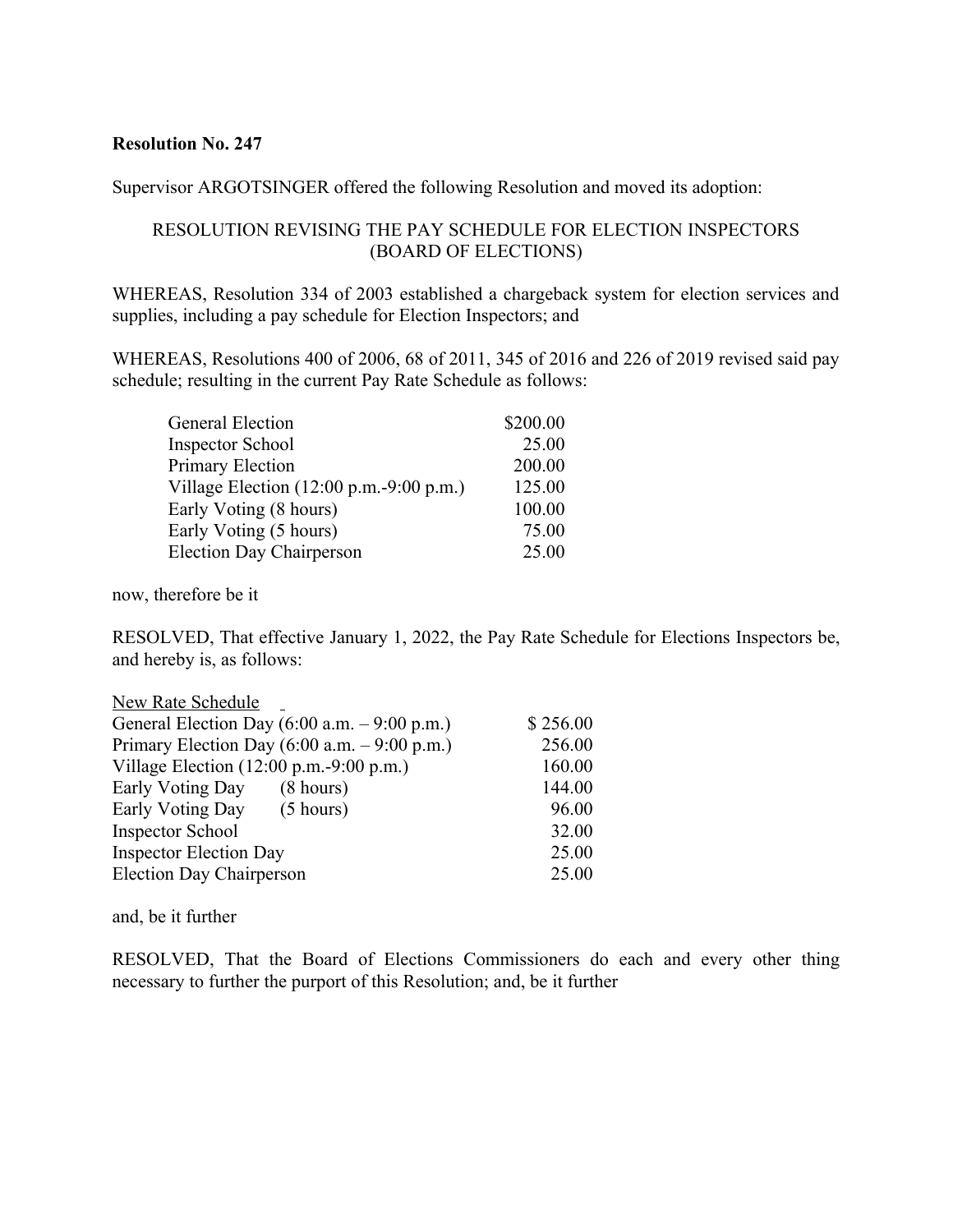**Resolution No. 247**

Supervisor ARGOTSINGER offered the following Resolution and moved its adoption:

RESOLUTION REVISING THE PAY SCHEDULE FOR ELECTION INSPECTORS (BOARD OF ELECTIONS)

WHEREAS, Resolution 334 of 2003 established a chargeback system for election services and supplies, including a pay schedule for Election Inspectors; and

WHEREAS, Resolutions 400 of 2006, 68 of 2011, 345 of 2016 and 226 of 2019 revised said pay schedule; resulting in the current Pay Rate Schedule as follows:

| | |
|---|---:|
| General Election | $200.00 |
| Inspector School | 25.00 |
| Primary Election | 200.00 |
| Village Election (12:00 p.m.-9:00 p.m.) | 125.00 |
| Early Voting (8 hours) | 100.00 |
| Early Voting (5 hours) | 75.00 |
| Election Day Chairperson | 25.00 |

now, therefore be it

RESOLVED, That effective January 1, 2022, the Pay Rate Schedule for Elections Inspectors be, and hereby is, as follows:

| New Rate Schedule | | |
|---|---|---:|
| General Election Day (6:00 a.m. – 9:00 p.m.) | | $ 256.00 |
| Primary Election Day (6:00 a.m. – 9:00 p.m.) | | 256.00 |
| Village Election (12:00 p.m.-9:00 p.m.) | | 160.00 |
| Early Voting Day | (8 hours) | 144.00 |
| Early Voting Day | (5 hours) | 96.00 |
| Inspector School | | 32.00 |
| Inspector Election Day | | 25.00 |
| Election Day Chairperson | | 25.00 |

and, be it further

RESOLVED, That the Board of Elections Commissioners do each and every other thing necessary to further the purport of this Resolution; and, be it further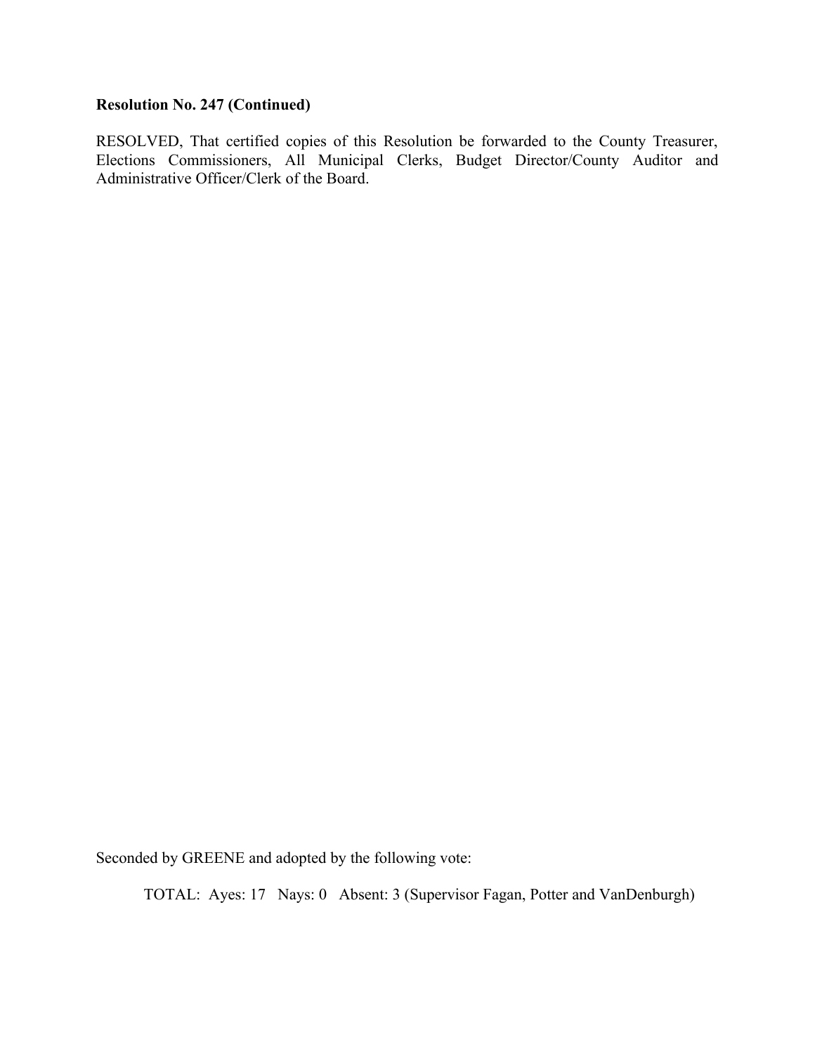**Resolution No. 247 (Continued)**

RESOLVED, That certified copies of this Resolution be forwarded to the County Treasurer, Elections Commissioners, All Municipal Clerks, Budget Director/County Auditor and Administrative Officer/Clerk of the Board.

Seconded by GREENE and adopted by the following vote:

TOTAL: Ayes: 17 Nays: 0 Absent: 3 (Supervisor Fagan, Potter and VanDenburgh)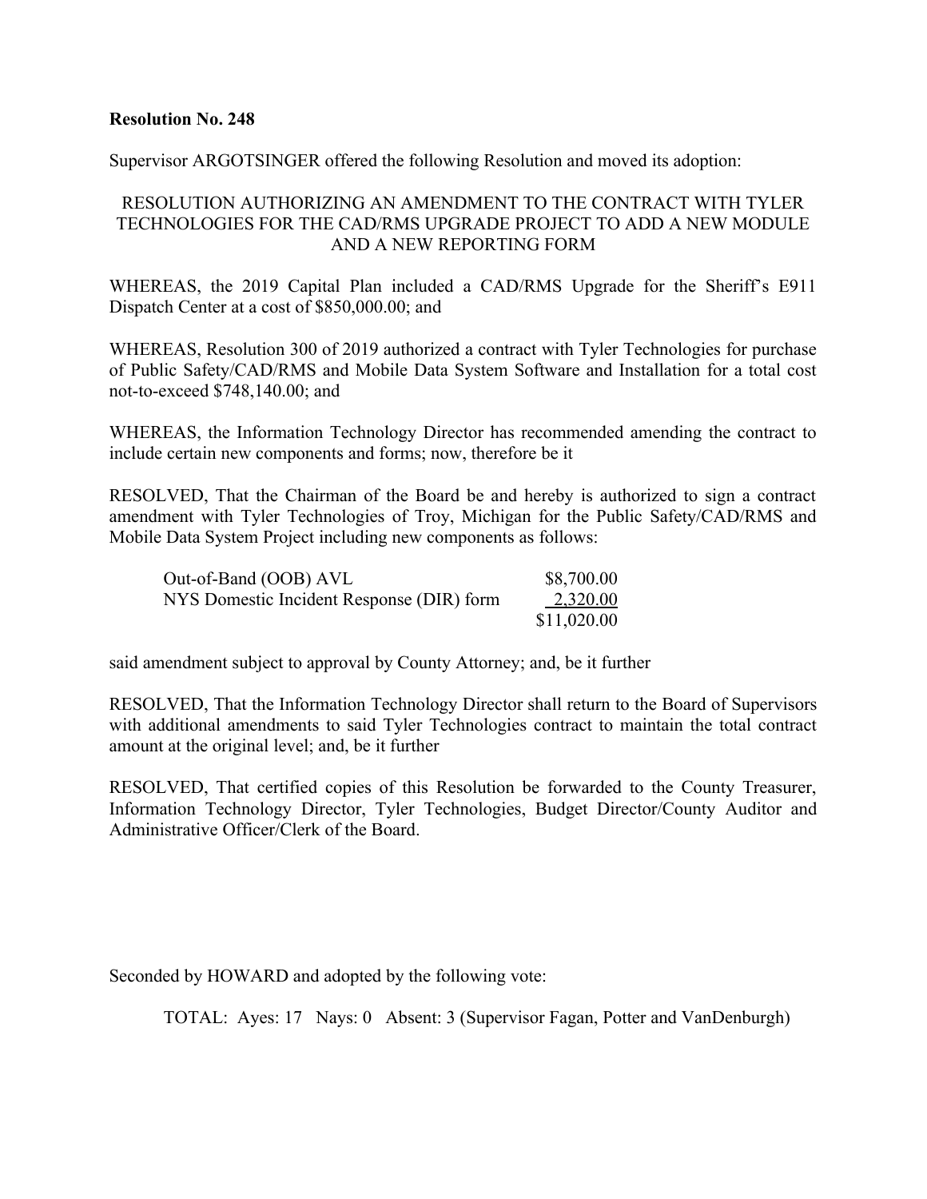**Resolution No. 248**

Supervisor ARGOTSINGER offered the following Resolution and moved its adoption:

RESOLUTION AUTHORIZING AN AMENDMENT TO THE CONTRACT WITH TYLER TECHNOLOGIES FOR THE CAD/RMS UPGRADE PROJECT TO ADD A NEW MODULE AND A NEW REPORTING FORM

WHEREAS, the 2019 Capital Plan included a CAD/RMS Upgrade for the Sheriff's E911 Dispatch Center at a cost of $850,000.00; and

WHEREAS, Resolution 300 of 2019 authorized a contract with Tyler Technologies for purchase of Public Safety/CAD/RMS and Mobile Data System Software and Installation for a total cost not-to-exceed $748,140.00; and

WHEREAS, the Information Technology Director has recommended amending the contract to include certain new components and forms; now, therefore be it

RESOLVED, That the Chairman of the Board be and hereby is authorized to sign a contract amendment with Tyler Technologies of Troy, Michigan for the Public Safety/CAD/RMS and Mobile Data System Project including new components as follows:

| | |
|---|---|
| Out-of-Band (OOB) AVL | $8,700.00 |
| NYS Domestic Incident Response (DIR) form | 2,320.00 |
| | $11,020.00 |

said amendment subject to approval by County Attorney; and, be it further

RESOLVED, That the Information Technology Director shall return to the Board of Supervisors with additional amendments to said Tyler Technologies contract to maintain the total contract amount at the original level; and, be it further

RESOLVED, That certified copies of this Resolution be forwarded to the County Treasurer, Information Technology Director, Tyler Technologies, Budget Director/County Auditor and Administrative Officer/Clerk of the Board.

Seconded by HOWARD and adopted by the following vote:

TOTAL: Ayes: 17 Nays: 0 Absent: 3 (Supervisor Fagan, Potter and VanDenburgh)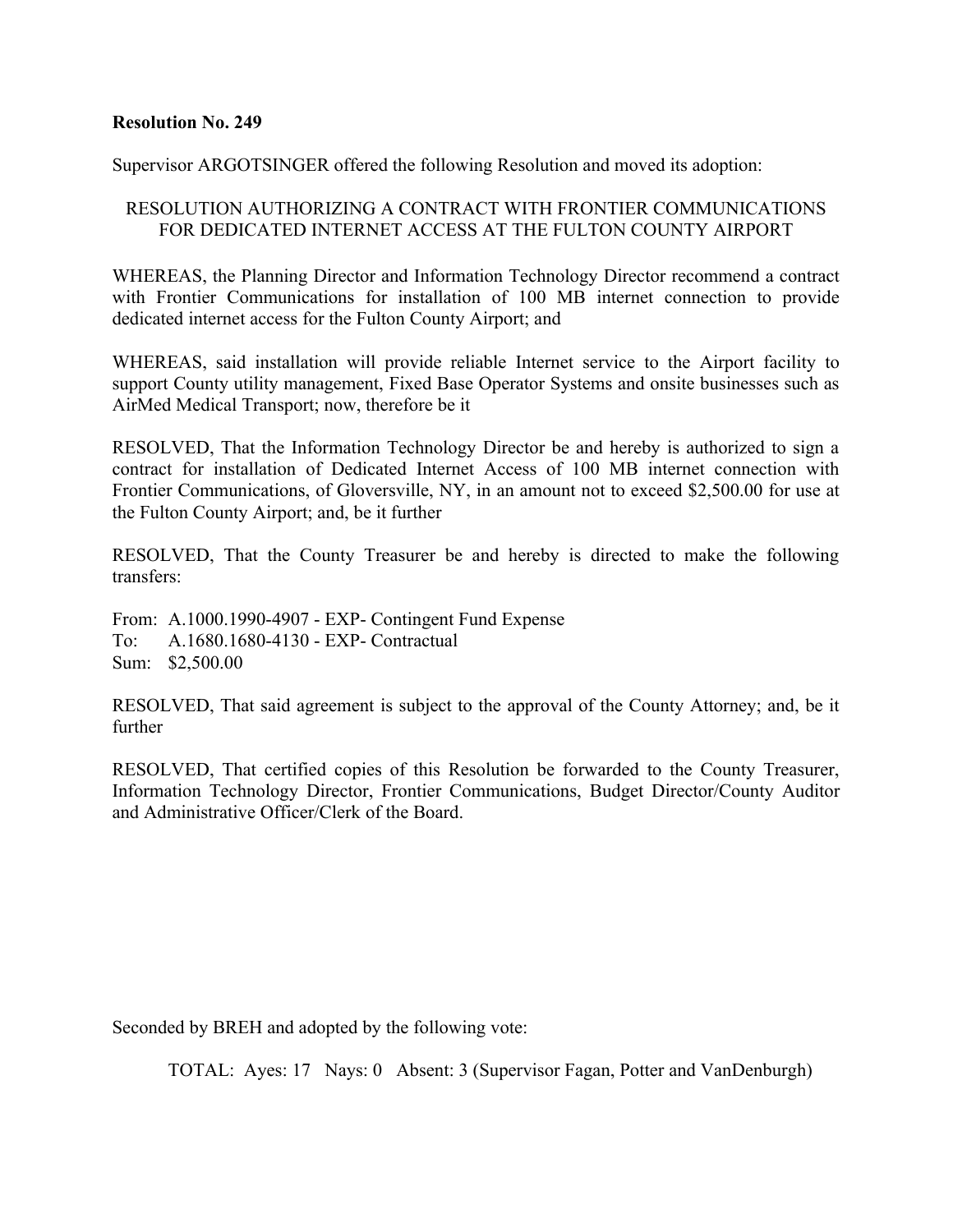**Resolution No. 249**

Supervisor ARGOTSINGER offered the following Resolution and moved its adoption:

RESOLUTION AUTHORIZING A CONTRACT WITH FRONTIER COMMUNICATIONS FOR DEDICATED INTERNET ACCESS AT THE FULTON COUNTY AIRPORT

WHEREAS, the Planning Director and Information Technology Director recommend a contract with Frontier Communications for installation of 100 MB internet connection to provide dedicated internet access for the Fulton County Airport; and

WHEREAS, said installation will provide reliable Internet service to the Airport facility to support County utility management, Fixed Base Operator Systems and onsite businesses such as AirMed Medical Transport; now, therefore be it

RESOLVED, That the Information Technology Director be and hereby is authorized to sign a contract for installation of Dedicated Internet Access of 100 MB internet connection with Frontier Communications, of Gloversville, NY, in an amount not to exceed $2,500.00 for use at the Fulton County Airport; and, be it further

RESOLVED, That the County Treasurer be and hereby is directed to make the following transfers:

From: A.1000.1990-4907 - EXP- Contingent Fund Expense
To: A.1680.1680-4130 - EXP- Contractual
Sum: $2,500.00

RESOLVED, That said agreement is subject to the approval of the County Attorney; and, be it further

RESOLVED, That certified copies of this Resolution be forwarded to the County Treasurer, Information Technology Director, Frontier Communications, Budget Director/County Auditor and Administrative Officer/Clerk of the Board.

Seconded by BREH and adopted by the following vote:

TOTAL: Ayes: 17 Nays: 0 Absent: 3 (Supervisor Fagan, Potter and VanDenburgh)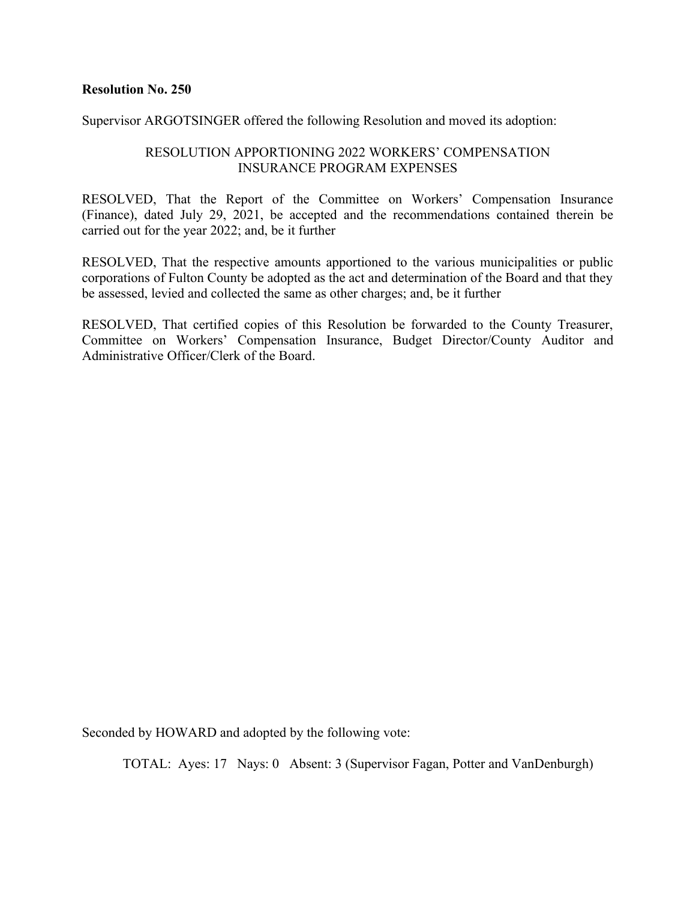**Resolution No. 250**

Supervisor ARGOTSINGER offered the following Resolution and moved its adoption:

RESOLUTION APPORTIONING 2022 WORKERS' COMPENSATION INSURANCE PROGRAM EXPENSES

RESOLVED, That the Report of the Committee on Workers' Compensation Insurance (Finance), dated July 29, 2021, be accepted and the recommendations contained therein be carried out for the year 2022; and, be it further

RESOLVED, That the respective amounts apportioned to the various municipalities or public corporations of Fulton County be adopted as the act and determination of the Board and that they be assessed, levied and collected the same as other charges; and, be it further

RESOLVED, That certified copies of this Resolution be forwarded to the County Treasurer, Committee on Workers' Compensation Insurance, Budget Director/County Auditor and Administrative Officer/Clerk of the Board.

Seconded by HOWARD and adopted by the following vote:

TOTAL: Ayes: 17 Nays: 0 Absent: 3 (Supervisor Fagan, Potter and VanDenburgh)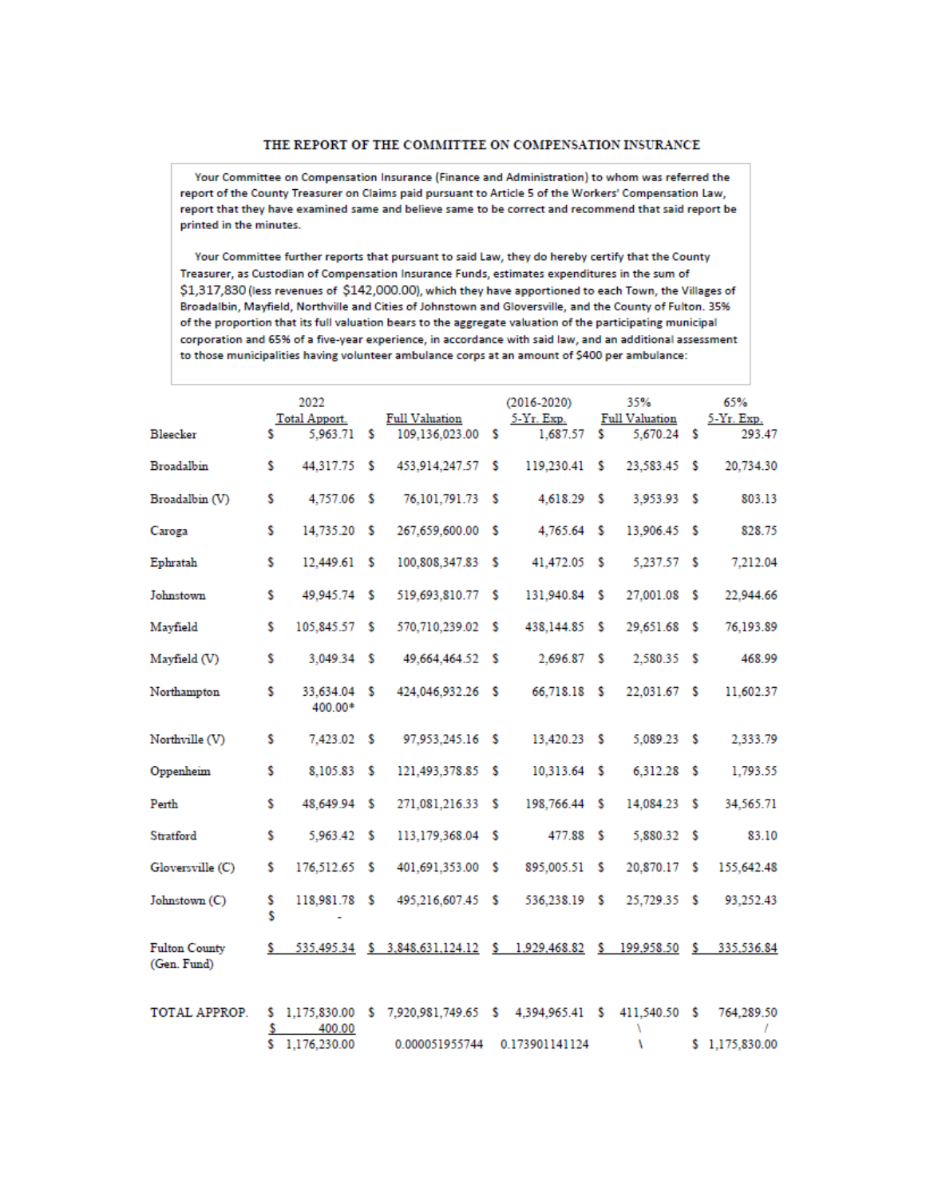## THE REPORT OF THE COMMITTEE ON COMPENSATION INSURANCE

Your Committee on Compensation Insurance (Finance and Administration) to whom was referred the report of the County Treasurer on Claims paid pursuant to Article 5 of the Workers' Compensation Law, report that they have examined same and believe same to be correct and recommend that said report be printed in the minutes.

Your Committee further reports that pursuant to said Law, they do hereby certify that the County Treasurer, as Custodian of Compensation Insurance Funds, estimates expenditures in the sum of $1,317,830 (less revenues of $142,000.00), which they have apportioned to each Town, the Villages of Broadalbin, Mayfield, Northville and Cities of Johnstown and Gloversville, and the County of Fulton. 35% of the proportion that its full valuation bears to the aggregate valuation of the participating municipal corporation and 65% of a five-year experience, in accordance with said law, and an additional assessment to those municipalities having volunteer ambulance corps at an amount of $400 per ambulance:

| | 2022 Total Apport. | Full Valuation | (2016-2020) 5-Yr. Exp. | 35% Full Valuation | 65% 5-Yr. Exp. |
|---|---|---|---|---|---|
| Bleecker | $ 5,963.71 | $ 109,136,023.00 | $ 1,687.57 | $ 5,670.24 | $ 293.47 |
| Broadalbin | $ 44,317.75 | $ 453,914,247.57 | $ 119,230.41 | $ 23,583.45 | $ 20,734.30 |
| Broadalbin (V) | $ 4,757.06 | $ 76,101,791.73 | $ 4,618.29 | $ 3,953.93 | $ 803.13 |
| Caroga | $ 14,735.20 | $ 267,659,600.00 | $ 4,765.64 | $ 13,906.45 | $ 828.75 |
| Ephratah | $ 12,449.61 | $ 100,808,347.83 | $ 41,472.05 | $ 5,237.57 | $ 7,212.04 |
| Johnstown | $ 49,945.74 | $ 519,693,810.77 | $ 131,940.84 | $ 27,001.08 | $ 22,944.66 |
| Mayfield | $ 105,845.57 | $ 570,710,239.02 | $ 438,144.85 | $ 29,651.68 | $ 76,193.89 |
| Mayfield (V) | $ 3,049.34 | $ 49,664,464.52 | $ 2,696.87 | $ 2,580.35 | $ 468.99 |
| Northampton | $ 33,634.04<br>400.00* | $ 424,046,932.26 | $ 66,718.18 | $ 22,031.67 | $ 11,602.37 |
| Northville (V) | $ 7,423.02 | $ 97,953,245.16 | $ 13,420.23 | $ 5,089.23 | $ 2,333.79 |
| Oppenheim | $ 8,105.83 | $ 121,493,378.85 | $ 10,313.64 | $ 6,312.28 | $ 1,793.55 |
| Perth | $ 48,649.94 | $ 271,081,216.33 | $ 198,766.44 | $ 14,084.23 | $ 34,565.71 |
| Stratford | $ 5,963.42 | $ 113,179,368.04 | $ 477.88 | $ 5,880.32 | $ 83.10 |
| Gloversville (C) | $ 176,512.65 | $ 401,691,353.00 | $ 895,005.51 | $ 20,870.17 | $ 155,642.48 |
| Johnstown (C) | $ 118,981.78<br>$ - | $ 495,216,607.45 | $ 536,238.19 | $ 25,729.35 | $ 93,252.43 |
| Fulton County (Gen. Fund) | $ 535,495.34 | $ 3,848,631,124.12 | $ 1,929,468.82 | $ 199,958.50 | $ 335,536.84 |
| TOTAL APPROP. | $ 1,175,830.00<br>$ 400.00<br>$ 1,176,230.00 | $ 7,920,981,749.65<br>0.000051955744 | $ 4,394,965.41<br>0.173901141124 | $ 411,540.50 | $ 764,289.50<br>$ 1,175,830.00 |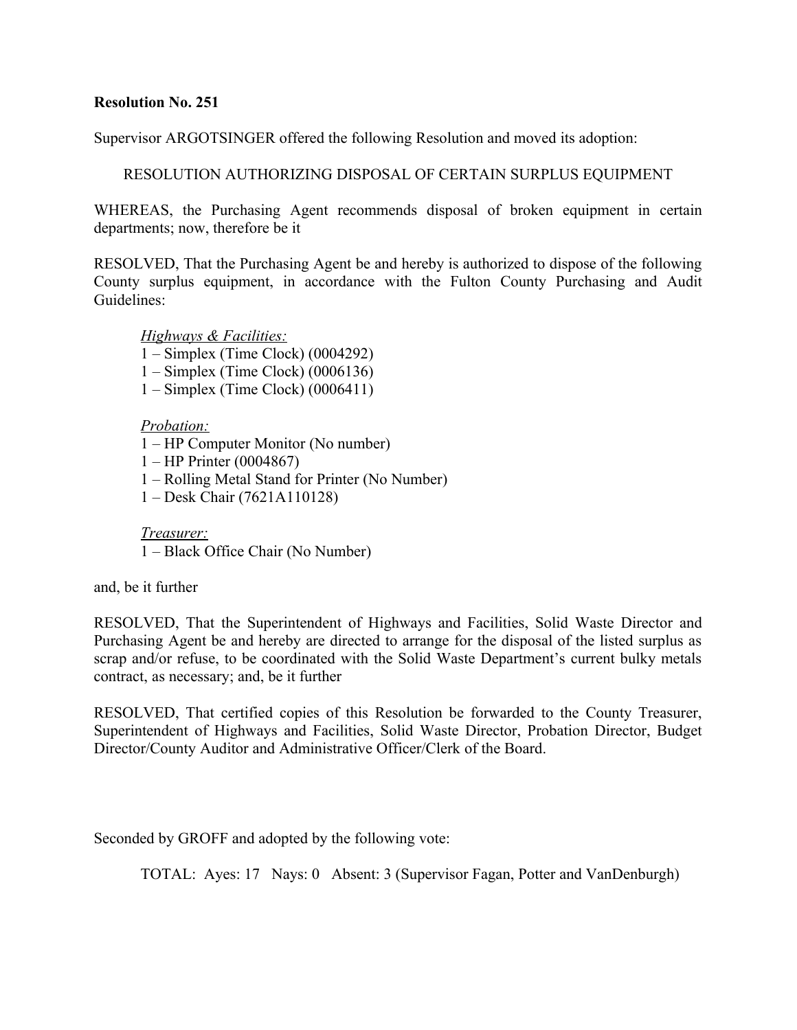**Resolution No. 251**

Supervisor ARGOTSINGER offered the following Resolution and moved its adoption:

RESOLUTION AUTHORIZING DISPOSAL OF CERTAIN SURPLUS EQUIPMENT

WHEREAS, the Purchasing Agent recommends disposal of broken equipment in certain departments; now, therefore be it

RESOLVED, That the Purchasing Agent be and hereby is authorized to dispose of the following County surplus equipment, in accordance with the Fulton County Purchasing and Audit Guidelines:

*Highways & Facilities:*
1 – Simplex (Time Clock) (0004292)
1 – Simplex (Time Clock) (0006136)
1 – Simplex (Time Clock) (0006411)

*Probation:*
1 – HP Computer Monitor (No number)
1 – HP Printer (0004867)
1 – Rolling Metal Stand for Printer (No Number)
1 – Desk Chair (7621A110128)

*Treasurer:*
1 – Black Office Chair (No Number)

and, be it further

RESOLVED, That the Superintendent of Highways and Facilities, Solid Waste Director and Purchasing Agent be and hereby are directed to arrange for the disposal of the listed surplus as scrap and/or refuse, to be coordinated with the Solid Waste Department's current bulky metals contract, as necessary; and, be it further

RESOLVED, That certified copies of this Resolution be forwarded to the County Treasurer, Superintendent of Highways and Facilities, Solid Waste Director, Probation Director, Budget Director/County Auditor and Administrative Officer/Clerk of the Board.

Seconded by GROFF and adopted by the following vote:

TOTAL: Ayes: 17 Nays: 0 Absent: 3 (Supervisor Fagan, Potter and VanDenburgh)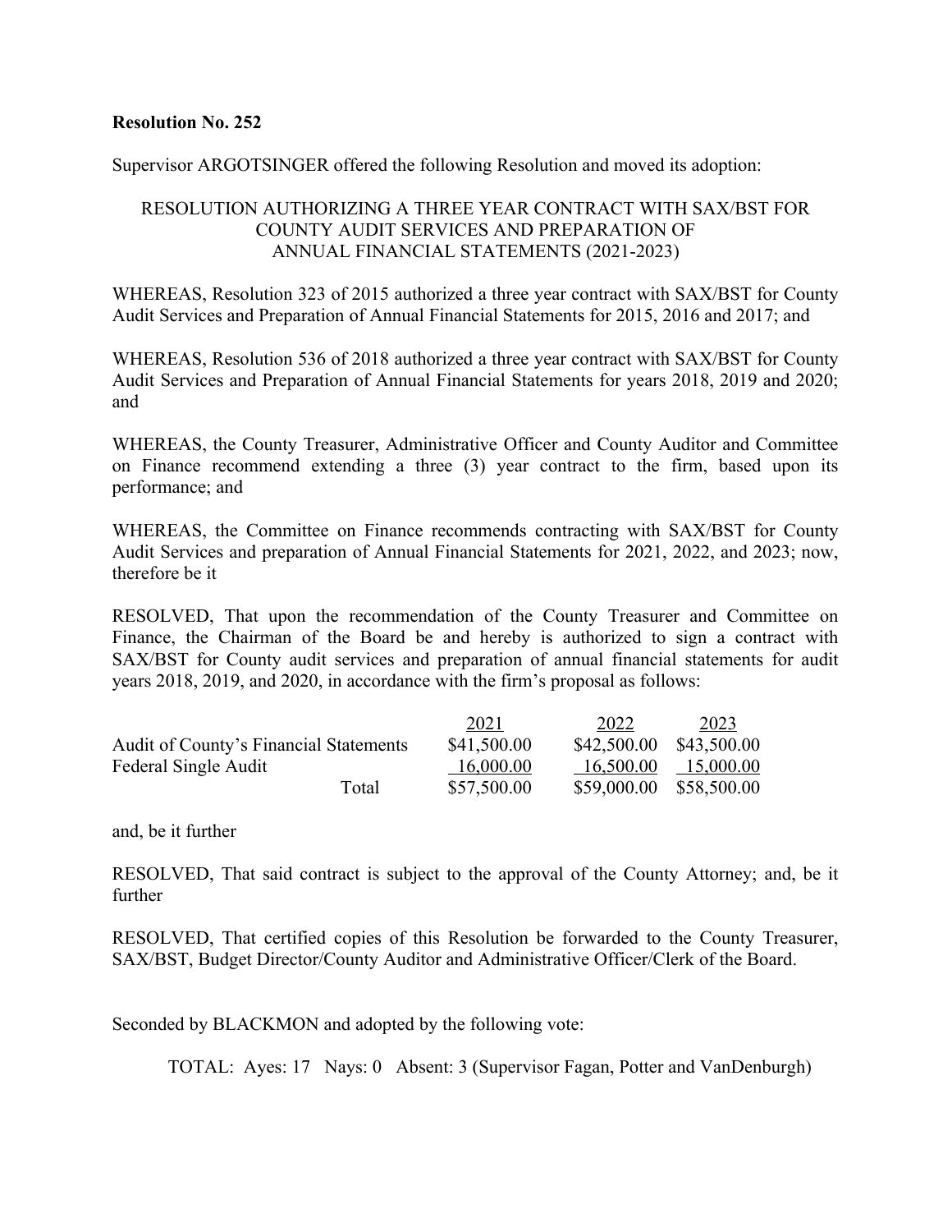**Resolution No. 252**

Supervisor ARGOTSINGER offered the following Resolution and moved its adoption:

RESOLUTION AUTHORIZING A THREE YEAR CONTRACT WITH SAX/BST FOR COUNTY AUDIT SERVICES AND PREPARATION OF ANNUAL FINANCIAL STATEMENTS (2021-2023)

WHEREAS, Resolution 323 of 2015 authorized a three year contract with SAX/BST for County Audit Services and Preparation of Annual Financial Statements for 2015, 2016 and 2017; and

WHEREAS, Resolution 536 of 2018 authorized a three year contract with SAX/BST for County Audit Services and Preparation of Annual Financial Statements for years 2018, 2019 and 2020; and

WHEREAS, the County Treasurer, Administrative Officer and County Auditor and Committee on Finance recommend extending a three (3) year contract to the firm, based upon its performance; and

WHEREAS, the Committee on Finance recommends contracting with SAX/BST for County Audit Services and preparation of Annual Financial Statements for 2021, 2022, and 2023; now, therefore be it

RESOLVED, That upon the recommendation of the County Treasurer and Committee on Finance, the Chairman of the Board be and hereby is authorized to sign a contract with SAX/BST for County audit services and preparation of annual financial statements for audit years 2018, 2019, and 2020, in accordance with the firm's proposal as follows:

| | 2021 | 2022 | 2023 |
|---|---|---|---|
| Audit of County's Financial Statements | $41,500.00 | $42,500.00 | $43,500.00 |
| Federal Single Audit | 16,000.00 | 16,500.00 | 15,000.00 |
| Total | $57,500.00 | $59,000.00 | $58,500.00 |

and, be it further

RESOLVED, That said contract is subject to the approval of the County Attorney; and, be it further

RESOLVED, That certified copies of this Resolution be forwarded to the County Treasurer, SAX/BST, Budget Director/County Auditor and Administrative Officer/Clerk of the Board.

Seconded by BLACKMON and adopted by the following vote:

TOTAL: Ayes: 17 Nays: 0 Absent: 3 (Supervisor Fagan, Potter and VanDenburgh)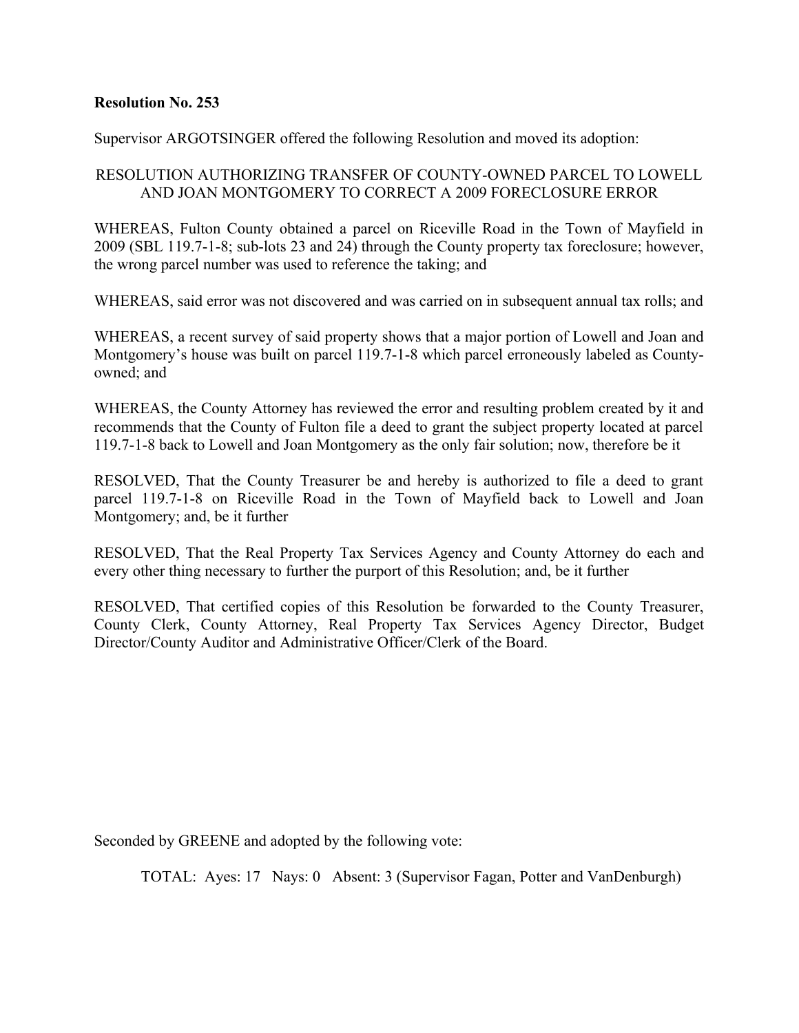**Resolution No. 253**

Supervisor ARGOTSINGER offered the following Resolution and moved its adoption:

RESOLUTION AUTHORIZING TRANSFER OF COUNTY-OWNED PARCEL TO LOWELL AND JOAN MONTGOMERY TO CORRECT A 2009 FORECLOSURE ERROR

WHEREAS, Fulton County obtained a parcel on Riceville Road in the Town of Mayfield in 2009 (SBL 119.7-1-8; sub-lots 23 and 24) through the County property tax foreclosure; however, the wrong parcel number was used to reference the taking; and

WHEREAS, said error was not discovered and was carried on in subsequent annual tax rolls; and

WHEREAS, a recent survey of said property shows that a major portion of Lowell and Joan and Montgomery's house was built on parcel 119.7-1-8 which parcel erroneously labeled as County-owned; and

WHEREAS, the County Attorney has reviewed the error and resulting problem created by it and recommends that the County of Fulton file a deed to grant the subject property located at parcel 119.7-1-8 back to Lowell and Joan Montgomery as the only fair solution; now, therefore be it

RESOLVED, That the County Treasurer be and hereby is authorized to file a deed to grant parcel 119.7-1-8 on Riceville Road in the Town of Mayfield back to Lowell and Joan Montgomery; and, be it further

RESOLVED, That the Real Property Tax Services Agency and County Attorney do each and every other thing necessary to further the purport of this Resolution; and, be it further

RESOLVED, That certified copies of this Resolution be forwarded to the County Treasurer, County Clerk, County Attorney, Real Property Tax Services Agency Director, Budget Director/County Auditor and Administrative Officer/Clerk of the Board.

Seconded by GREENE and adopted by the following vote:

TOTAL: Ayes: 17 Nays: 0 Absent: 3 (Supervisor Fagan, Potter and VanDenburgh)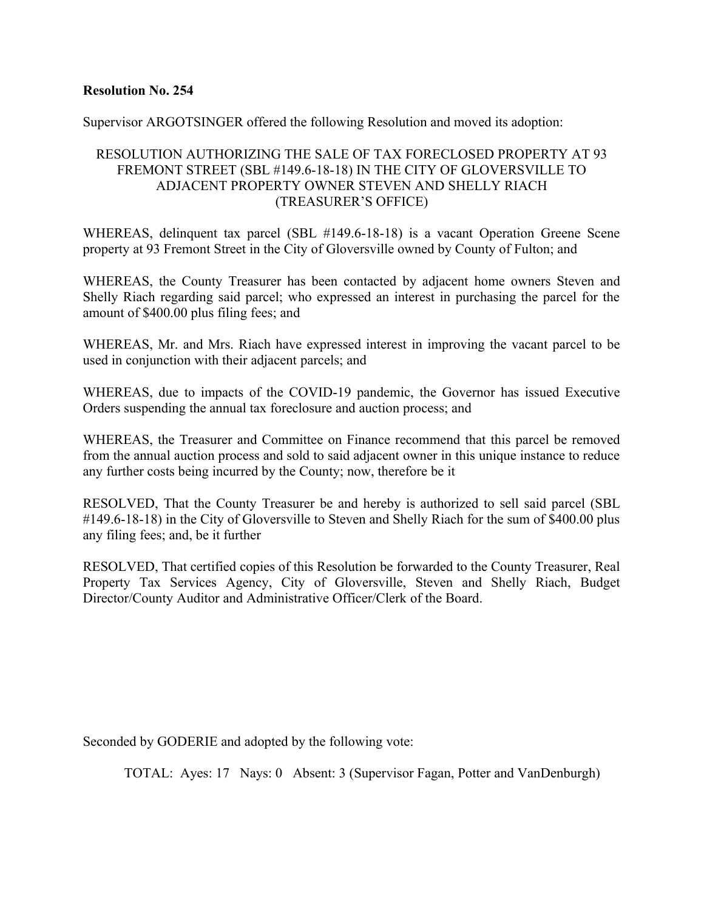**Resolution No. 254**

Supervisor ARGOTSINGER offered the following Resolution and moved its adoption:

RESOLUTION AUTHORIZING THE SALE OF TAX FORECLOSED PROPERTY AT 93 FREMONT STREET (SBL #149.6-18-18) IN THE CITY OF GLOVERSVILLE TO ADJACENT PROPERTY OWNER STEVEN AND SHELLY RIACH (TREASURER'S OFFICE)

WHEREAS, delinquent tax parcel (SBL #149.6-18-18) is a vacant Operation Greene Scene property at 93 Fremont Street in the City of Gloversville owned by County of Fulton; and

WHEREAS, the County Treasurer has been contacted by adjacent home owners Steven and Shelly Riach regarding said parcel; who expressed an interest in purchasing the parcel for the amount of $400.00 plus filing fees; and

WHEREAS, Mr. and Mrs. Riach have expressed interest in improving the vacant parcel to be used in conjunction with their adjacent parcels; and

WHEREAS, due to impacts of the COVID-19 pandemic, the Governor has issued Executive Orders suspending the annual tax foreclosure and auction process; and

WHEREAS, the Treasurer and Committee on Finance recommend that this parcel be removed from the annual auction process and sold to said adjacent owner in this unique instance to reduce any further costs being incurred by the County; now, therefore be it

RESOLVED, That the County Treasurer be and hereby is authorized to sell said parcel (SBL #149.6-18-18) in the City of Gloversville to Steven and Shelly Riach for the sum of $400.00 plus any filing fees; and, be it further

RESOLVED, That certified copies of this Resolution be forwarded to the County Treasurer, Real Property Tax Services Agency, City of Gloversville, Steven and Shelly Riach, Budget Director/County Auditor and Administrative Officer/Clerk of the Board.

Seconded by GODERIE and adopted by the following vote:

TOTAL: Ayes: 17 Nays: 0 Absent: 3 (Supervisor Fagan, Potter and VanDenburgh)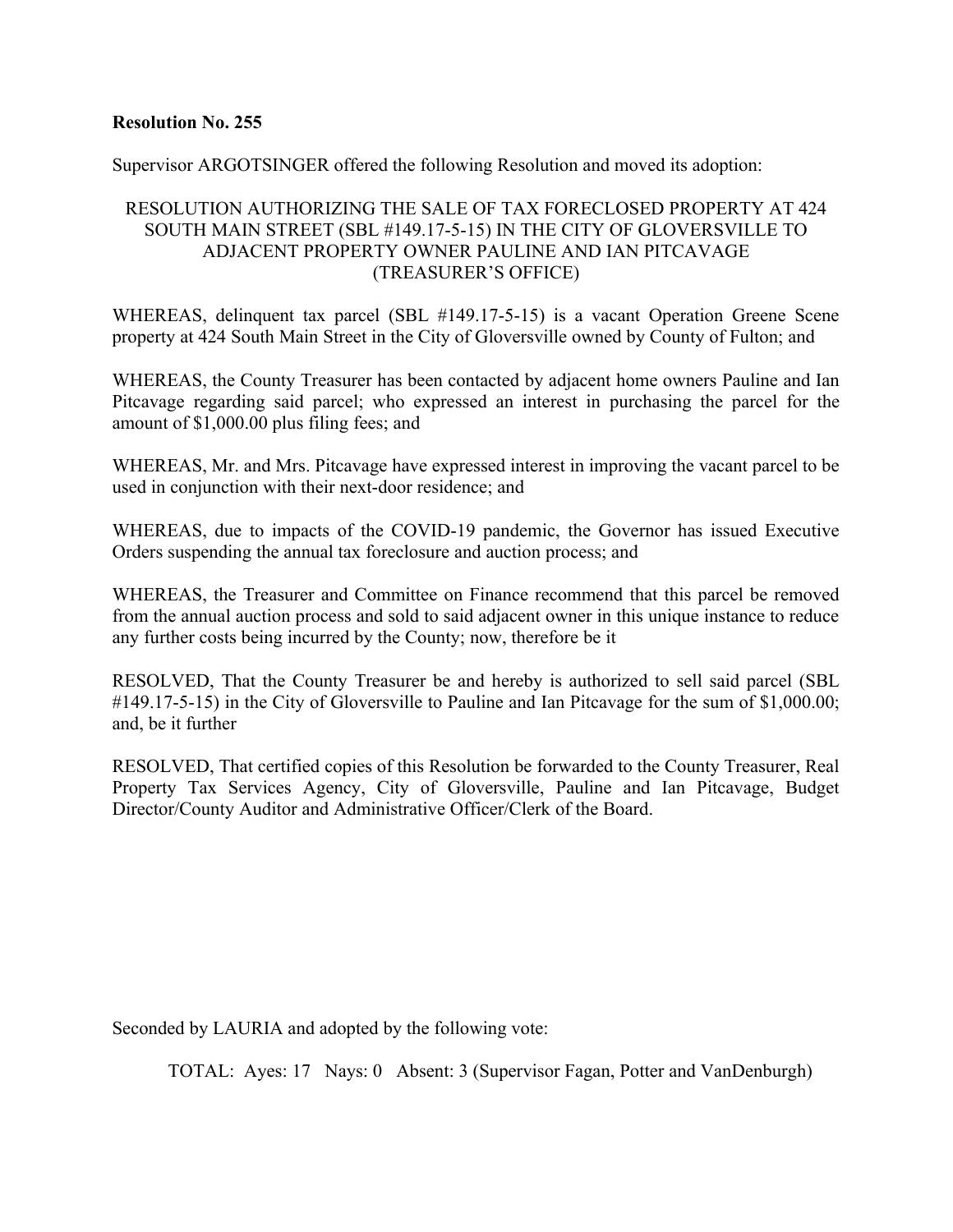**Resolution No. 255**

Supervisor ARGOTSINGER offered the following Resolution and moved its adoption:

RESOLUTION AUTHORIZING THE SALE OF TAX FORECLOSED PROPERTY AT 424 SOUTH MAIN STREET (SBL #149.17-5-15) IN THE CITY OF GLOVERSVILLE TO ADJACENT PROPERTY OWNER PAULINE AND IAN PITCAVAGE (TREASURER'S OFFICE)

WHEREAS, delinquent tax parcel (SBL #149.17-5-15) is a vacant Operation Greene Scene property at 424 South Main Street in the City of Gloversville owned by County of Fulton; and

WHEREAS, the County Treasurer has been contacted by adjacent home owners Pauline and Ian Pitcavage regarding said parcel; who expressed an interest in purchasing the parcel for the amount of $1,000.00 plus filing fees; and

WHEREAS, Mr. and Mrs. Pitcavage have expressed interest in improving the vacant parcel to be used in conjunction with their next-door residence; and

WHEREAS, due to impacts of the COVID-19 pandemic, the Governor has issued Executive Orders suspending the annual tax foreclosure and auction process; and

WHEREAS, the Treasurer and Committee on Finance recommend that this parcel be removed from the annual auction process and sold to said adjacent owner in this unique instance to reduce any further costs being incurred by the County; now, therefore be it

RESOLVED, That the County Treasurer be and hereby is authorized to sell said parcel (SBL #149.17-5-15) in the City of Gloversville to Pauline and Ian Pitcavage for the sum of $1,000.00; and, be it further

RESOLVED, That certified copies of this Resolution be forwarded to the County Treasurer, Real Property Tax Services Agency, City of Gloversville, Pauline and Ian Pitcavage, Budget Director/County Auditor and Administrative Officer/Clerk of the Board.

Seconded by LAURIA and adopted by the following vote:

TOTAL: Ayes: 17 Nays: 0 Absent: 3 (Supervisor Fagan, Potter and VanDenburgh)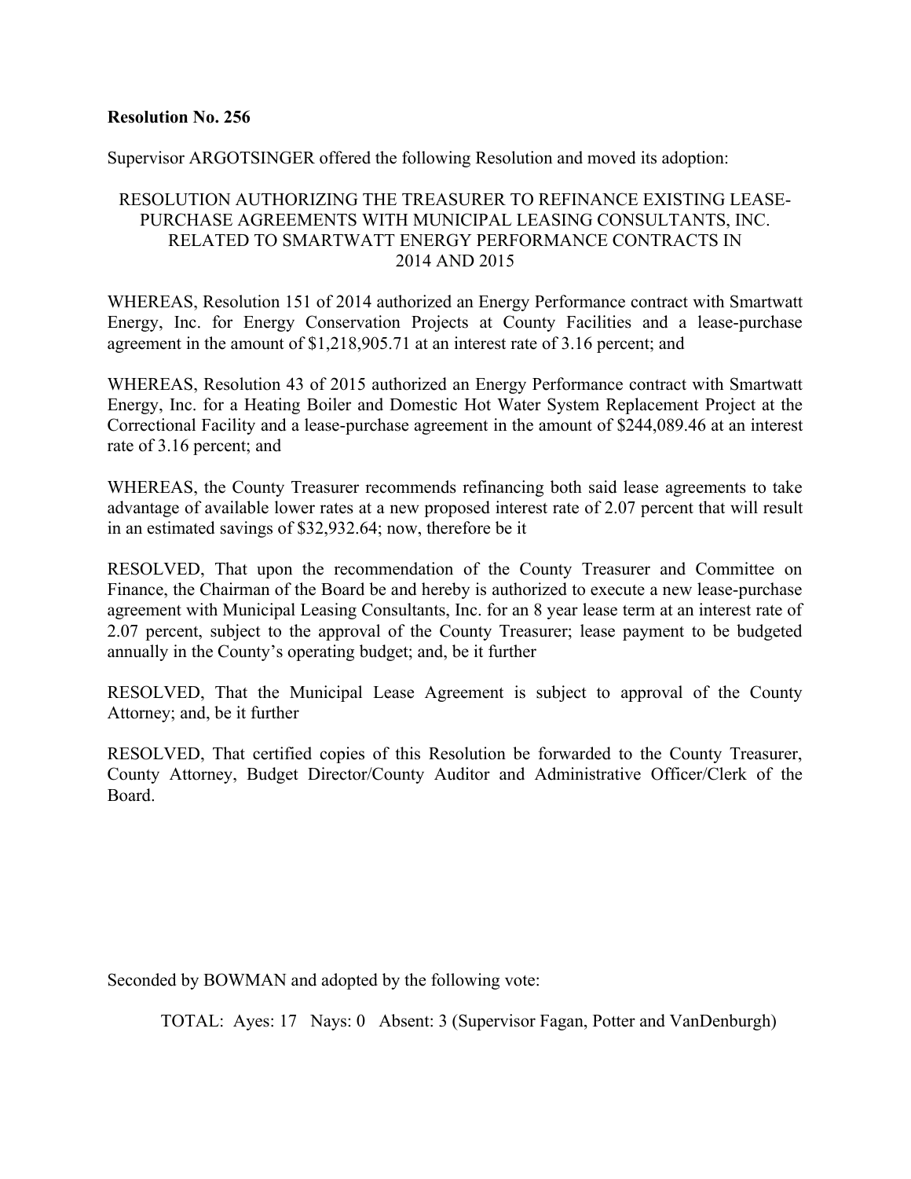**Resolution No. 256**

Supervisor ARGOTSINGER offered the following Resolution and moved its adoption:

RESOLUTION AUTHORIZING THE TREASURER TO REFINANCE EXISTING LEASE-PURCHASE AGREEMENTS WITH MUNICIPAL LEASING CONSULTANTS, INC. RELATED TO SMARTWATT ENERGY PERFORMANCE CONTRACTS IN 2014 AND 2015

WHEREAS, Resolution 151 of 2014 authorized an Energy Performance contract with Smartwatt Energy, Inc. for Energy Conservation Projects at County Facilities and a lease-purchase agreement in the amount of $1,218,905.71 at an interest rate of 3.16 percent; and

WHEREAS, Resolution 43 of 2015 authorized an Energy Performance contract with Smartwatt Energy, Inc. for a Heating Boiler and Domestic Hot Water System Replacement Project at the Correctional Facility and a lease-purchase agreement in the amount of $244,089.46 at an interest rate of 3.16 percent; and

WHEREAS, the County Treasurer recommends refinancing both said lease agreements to take advantage of available lower rates at a new proposed interest rate of 2.07 percent that will result in an estimated savings of $32,932.64; now, therefore be it

RESOLVED, That upon the recommendation of the County Treasurer and Committee on Finance, the Chairman of the Board be and hereby is authorized to execute a new lease-purchase agreement with Municipal Leasing Consultants, Inc. for an 8 year lease term at an interest rate of 2.07 percent, subject to the approval of the County Treasurer; lease payment to be budgeted annually in the County's operating budget; and, be it further

RESOLVED, That the Municipal Lease Agreement is subject to approval of the County Attorney; and, be it further

RESOLVED, That certified copies of this Resolution be forwarded to the County Treasurer, County Attorney, Budget Director/County Auditor and Administrative Officer/Clerk of the Board.

Seconded by BOWMAN and adopted by the following vote:

TOTAL: Ayes: 17 Nays: 0 Absent: 3 (Supervisor Fagan, Potter and VanDenburgh)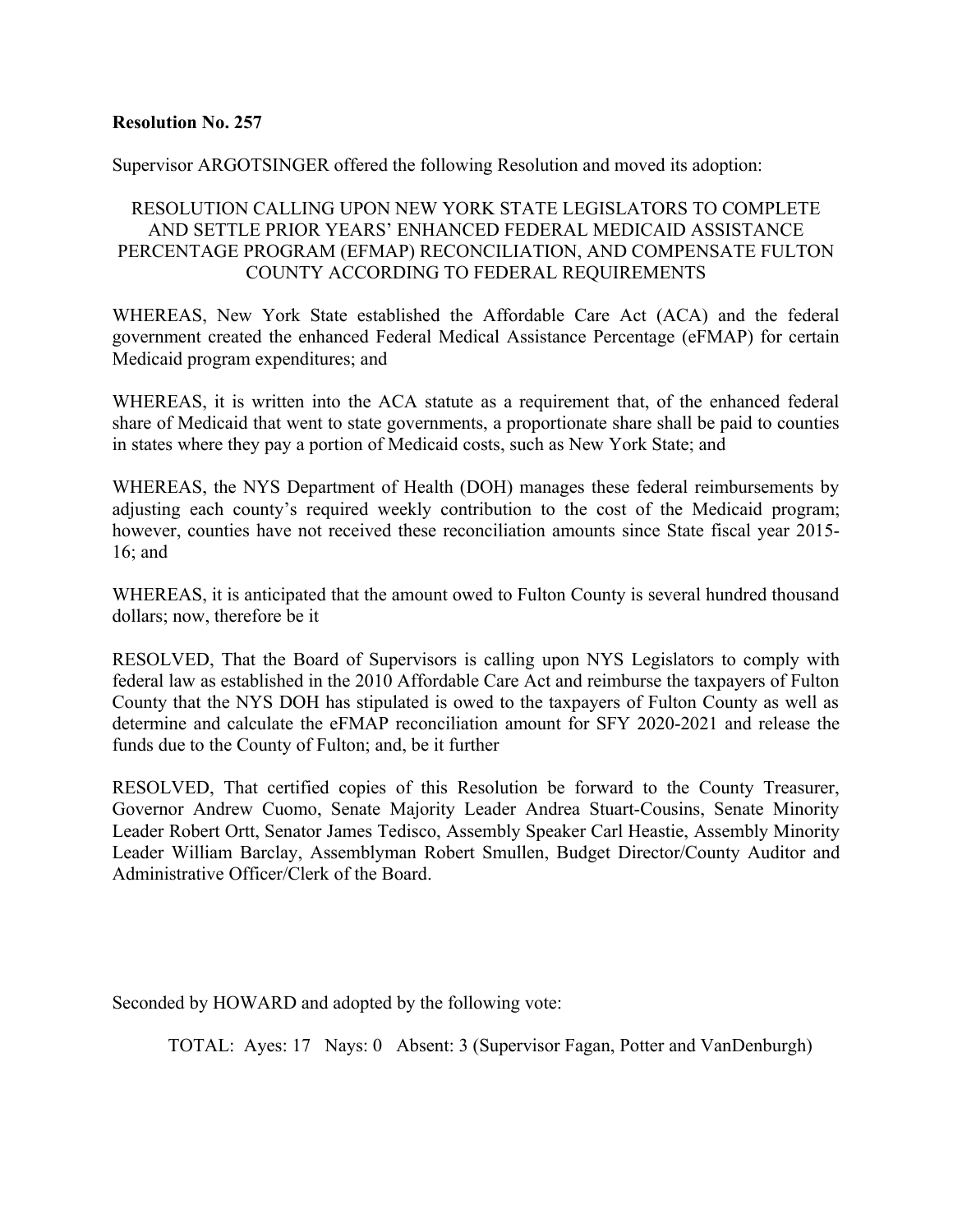**Resolution No. 257**

Supervisor ARGOTSINGER offered the following Resolution and moved its adoption:

RESOLUTION CALLING UPON NEW YORK STATE LEGISLATORS TO COMPLETE AND SETTLE PRIOR YEARS' ENHANCED FEDERAL MEDICAID ASSISTANCE PERCENTAGE PROGRAM (EFMAP) RECONCILIATION, AND COMPENSATE FULTON COUNTY ACCORDING TO FEDERAL REQUIREMENTS

WHEREAS, New York State established the Affordable Care Act (ACA) and the federal government created the enhanced Federal Medical Assistance Percentage (eFMAP) for certain Medicaid program expenditures; and

WHEREAS, it is written into the ACA statute as a requirement that, of the enhanced federal share of Medicaid that went to state governments, a proportionate share shall be paid to counties in states where they pay a portion of Medicaid costs, such as New York State; and

WHEREAS, the NYS Department of Health (DOH) manages these federal reimbursements by adjusting each county's required weekly contribution to the cost of the Medicaid program; however, counties have not received these reconciliation amounts since State fiscal year 2015-16; and

WHEREAS, it is anticipated that the amount owed to Fulton County is several hundred thousand dollars; now, therefore be it

RESOLVED, That the Board of Supervisors is calling upon NYS Legislators to comply with federal law as established in the 2010 Affordable Care Act and reimburse the taxpayers of Fulton County that the NYS DOH has stipulated is owed to the taxpayers of Fulton County as well as determine and calculate the eFMAP reconciliation amount for SFY 2020-2021 and release the funds due to the County of Fulton; and, be it further

RESOLVED, That certified copies of this Resolution be forward to the County Treasurer, Governor Andrew Cuomo, Senate Majority Leader Andrea Stuart-Cousins, Senate Minority Leader Robert Ortt, Senator James Tedisco, Assembly Speaker Carl Heastie, Assembly Minority Leader William Barclay, Assemblyman Robert Smullen, Budget Director/County Auditor and Administrative Officer/Clerk of the Board.

Seconded by HOWARD and adopted by the following vote:

TOTAL: Ayes: 17 Nays: 0 Absent: 3 (Supervisor Fagan, Potter and VanDenburgh)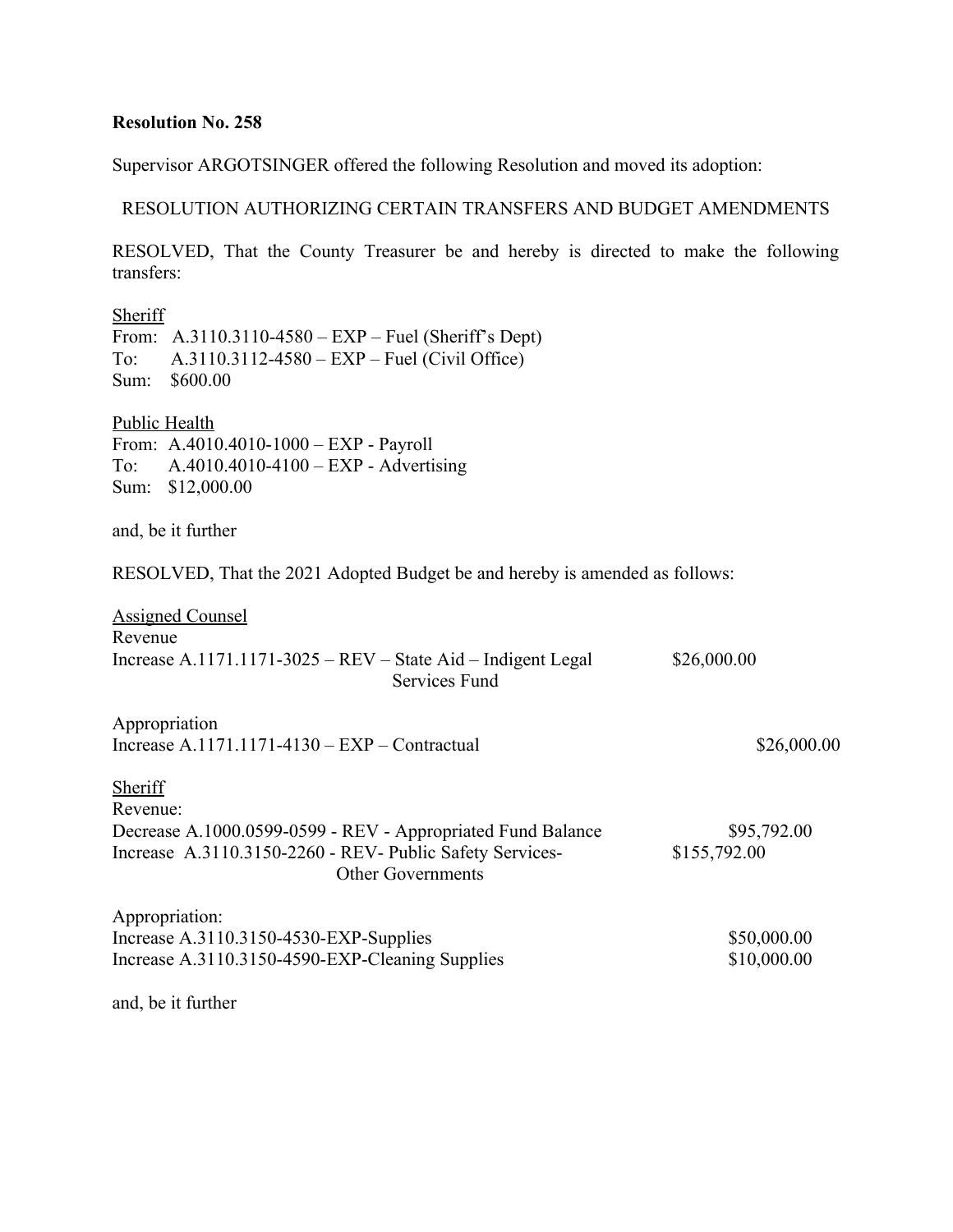**Resolution No. 258**

Supervisor ARGOTSINGER offered the following Resolution and moved its adoption:

RESOLUTION AUTHORIZING CERTAIN TRANSFERS AND BUDGET AMENDMENTS

RESOLVED, That the County Treasurer be and hereby is directed to make the following transfers:

<u>Sheriff</u>
From: A.3110.3110-4580 – EXP – Fuel (Sheriff's Dept)
To: A.3110.3112-4580 – EXP – Fuel (Civil Office)
Sum: $600.00

<u>Public Health</u>
From: A.4010.4010-1000 – EXP - Payroll
To: A.4010.4010-4100 – EXP - Advertising
Sum: $12,000.00

and, be it further

RESOLVED, That the 2021 Adopted Budget be and hereby is amended as follows:

<u>Assigned Counsel</u>
Revenue
Increase A.1171.1171-3025 – REV – State Aid – Indigent Legal Services Fund $26,000.00

Appropriation
Increase A.1171.1171-4130 – EXP – Contractual $26,000.00

<u>Sheriff</u>
Revenue:
Decrease A.1000.0599-0599 - REV - Appropriated Fund Balance $95,792.00
Increase A.3110.3150-2260 - REV- Public Safety Services- Other Governments $155,792.00

Appropriation:
Increase A.3110.3150-4530-EXP-Supplies $50,000.00
Increase A.3110.3150-4590-EXP-Cleaning Supplies $10,000.00

and, be it further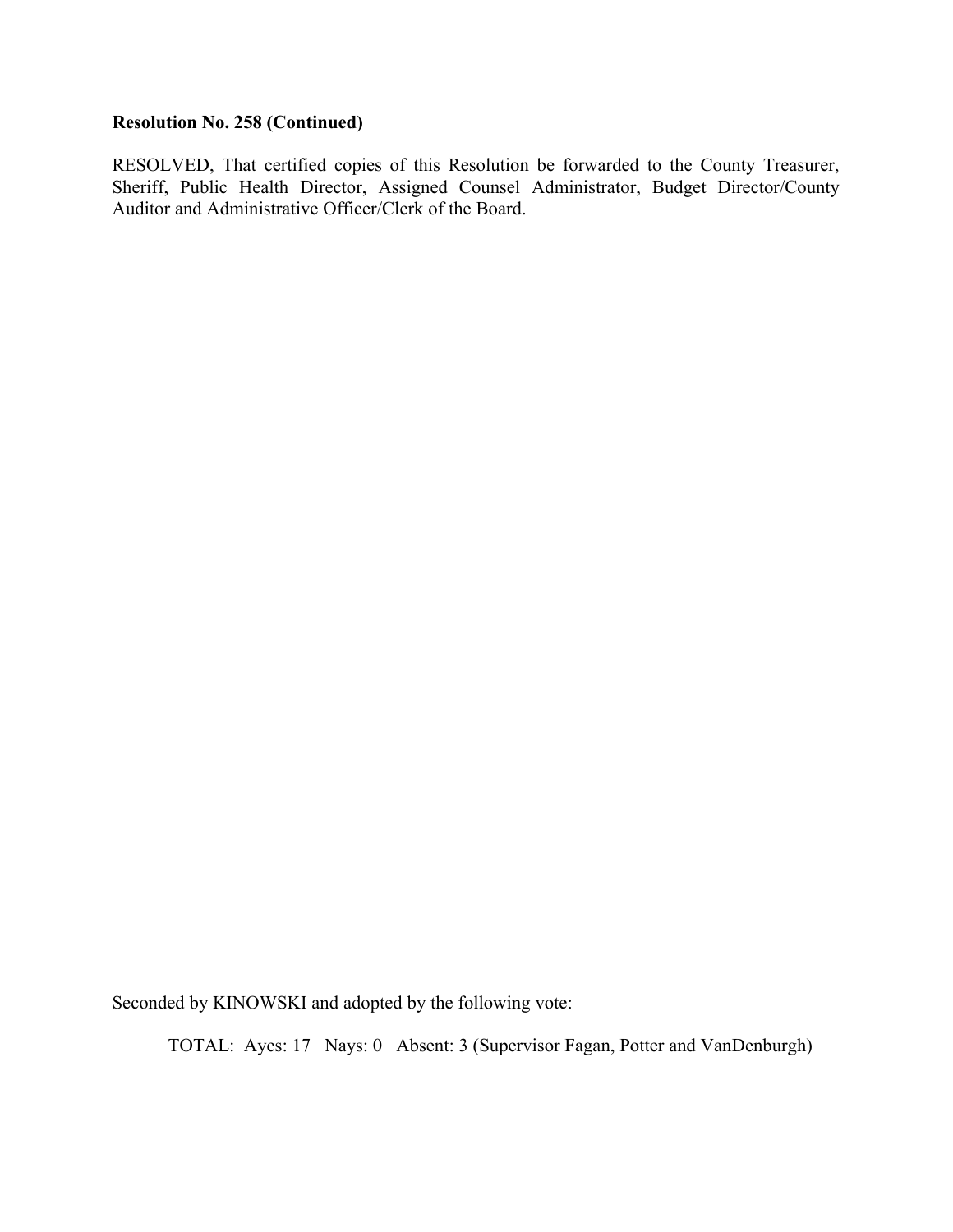**Resolution No. 258 (Continued)**

RESOLVED, That certified copies of this Resolution be forwarded to the County Treasurer, Sheriff, Public Health Director, Assigned Counsel Administrator, Budget Director/County Auditor and Administrative Officer/Clerk of the Board.

Seconded by KINOWSKI and adopted by the following vote:

TOTAL: Ayes: 17 Nays: 0 Absent: 3 (Supervisor Fagan, Potter and VanDenburgh)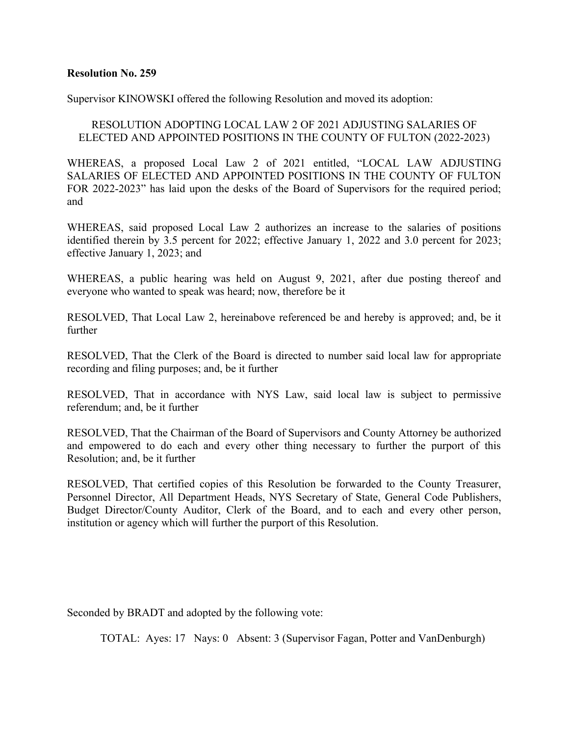**Resolution No. 259**

Supervisor KINOWSKI offered the following Resolution and moved its adoption:

RESOLUTION ADOPTING LOCAL LAW 2 OF 2021 ADJUSTING SALARIES OF ELECTED AND APPOINTED POSITIONS IN THE COUNTY OF FULTON (2022-2023)

WHEREAS, a proposed Local Law 2 of 2021 entitled, "LOCAL LAW ADJUSTING SALARIES OF ELECTED AND APPOINTED POSITIONS IN THE COUNTY OF FULTON FOR 2022-2023" has laid upon the desks of the Board of Supervisors for the required period; and

WHEREAS, said proposed Local Law 2 authorizes an increase to the salaries of positions identified therein by 3.5 percent for 2022; effective January 1, 2022 and 3.0 percent for 2023; effective January 1, 2023; and

WHEREAS, a public hearing was held on August 9, 2021, after due posting thereof and everyone who wanted to speak was heard; now, therefore be it

RESOLVED, That Local Law 2, hereinabove referenced be and hereby is approved; and, be it further

RESOLVED, That the Clerk of the Board is directed to number said local law for appropriate recording and filing purposes; and, be it further

RESOLVED, That in accordance with NYS Law, said local law is subject to permissive referendum; and, be it further

RESOLVED, That the Chairman of the Board of Supervisors and County Attorney be authorized and empowered to do each and every other thing necessary to further the purport of this Resolution; and, be it further

RESOLVED, That certified copies of this Resolution be forwarded to the County Treasurer, Personnel Director, All Department Heads, NYS Secretary of State, General Code Publishers, Budget Director/County Auditor, Clerk of the Board, and to each and every other person, institution or agency which will further the purport of this Resolution.

Seconded by BRADT and adopted by the following vote:

TOTAL: Ayes: 17 Nays: 0 Absent: 3 (Supervisor Fagan, Potter and VanDenburgh)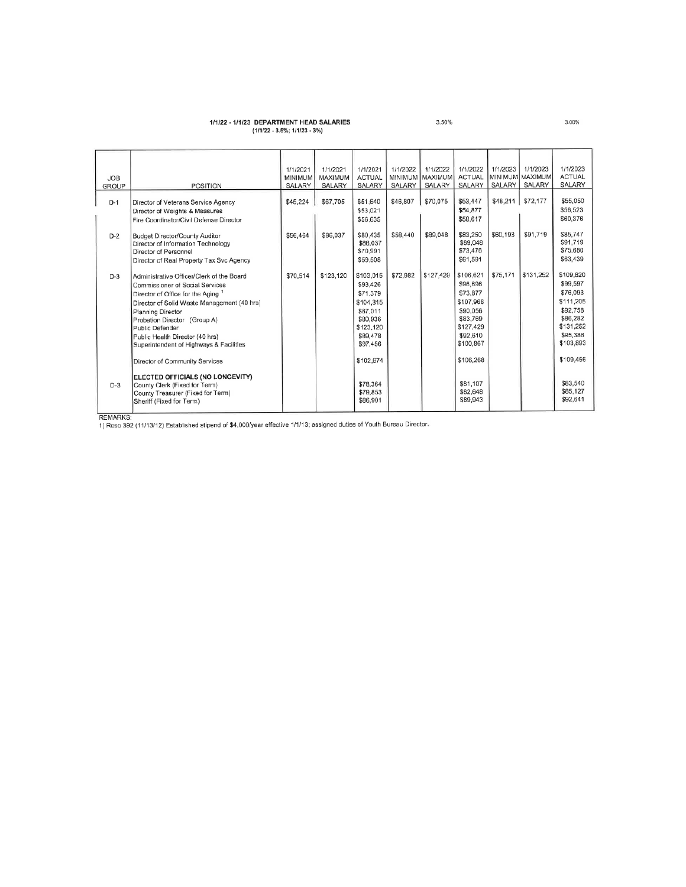**1/1/22 - 1/1/23 DEPARTMENT HEAD SALARIES**
**(1/1/22 - 3.5%; 1/1/23 - 3%)**

3.50% 3.00%

| JOB GROUP | POSITION | 1/1/2021 MINIMUM SALARY | 1/1/2021 MAXIMUM SALARY | 1/1/2021 ACTUAL SALARY | 1/1/2022 MINIMUM SALARY | 1/1/2022 MAXIMUM SALARY | 1/1/2022 ACTUAL SALARY | 1/1/2023 MINIMUM SALARY | 1/1/2023 MAXIMUM SALARY | 1/1/2023 ACTUAL SALARY |
|---|---|---|---|---|---|---|---|---|---|---|
| D-1 | Director of Veterans Service Agency | $45,224 | $67,705 | $51,640 | $46,807 | $70,075 | $53,447 | $48,211 | $72,177 | $55,050 |
| | Director of Weights & Measures | | | $53,021 | | | $54,877 | | | $56,523 |
| | Fire Coordinator/Civil Defense Director | | | $56,635 | | | $58,617 | | | $60,376 |
| D-2 | Budget Director/County Auditor | $56,464 | $86,037 | $80,435 | $58,440 | $89,048 | $83,250 | $60,193 | $91,719 | $85,747 |
| | Director of Information Technology | | | $86,037 | | | $89,048 | | | $91,719 |
| | Director of Personnel | | | $70,991 | | | $73,476 | | | $75,680 |
| | Director of Real Property Tax Svc Agency | | | $59,508 | | | $61,591 | | | $63,439 |
| D-3 | Administrative Officer/Clerk of the Board | $70,514 | $123,120 | $103,015 | $72,982 | $127,429 | $106,621 | $75,171 | $131,252 | $109,820 |
| | Commissioner of Social Services | | | $93,426 | | | $96,696 | | | $99,597 |
| | Director of Office for the Aging [1] | | | $71,379 | | | $73,877 | | | $76,093 |
| | Director of Solid Waste Management (40 hrs) | | | $104,315 | | | $107,966 | | | $111,205 |
| | Planning Director | | | $87,011 | | | $90,056 | | | $92,758 |
| | Probation Director (Group A) | | | $80,936 | | | $83,769 | | | $86,282 |
| | Public Defender | | | $123,120 | | | $127,429 | | | $131,252 |
| | Public Health Director (40 hrs) | | | $89,478 | | | $92,610 | | | $95,388 |
| | Superintendent of Highways & Facilities | | | $97,456 | | | $100,867 | | | $103,893 |
| | Director of Community Services | | | $102,674 | | | $106,268 | | | $109,456 |
| | **ELECTED OFFICIALS (NO LONGEVITY)** | | | | | | | | | |
| D-3 | County Clerk (Fixed for Term) | | | $78,364 | | | $81,107 | | | $83,540 |
| | County Treasurer (Fixed for Term) | | | $79,853 | | | $82,648 | | | $85,127 |
| | Sheriff (Fixed for Term) | | | $86,901 | | | $89,943 | | | $92,641 |

REMARKS:
1) Reso 392 (11/13/12) Established stipend of $4,000/year effective 1/1/13; assigned duties of Youth Bureau Director.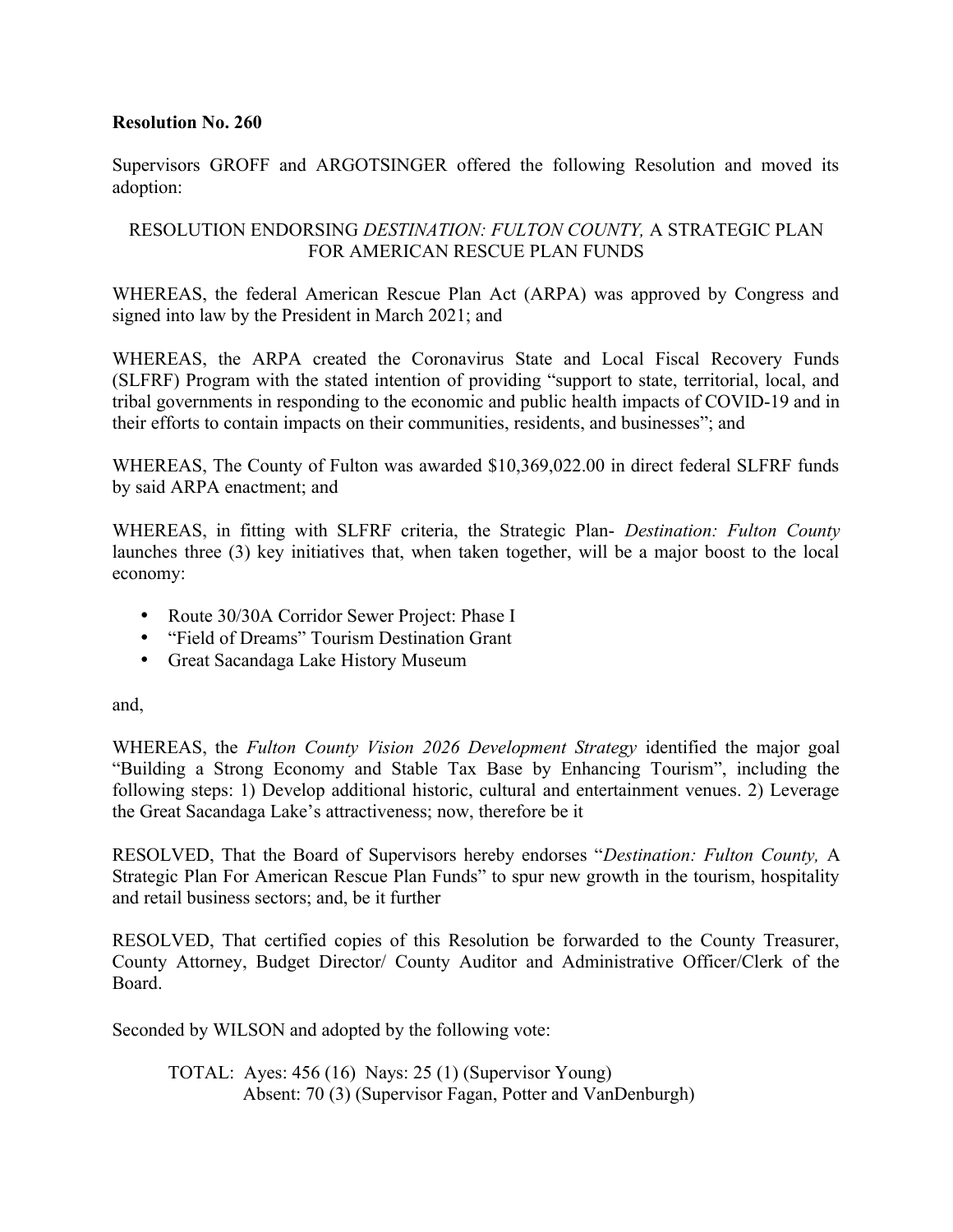**Resolution No. 260**

Supervisors GROFF and ARGOTSINGER offered the following Resolution and moved its adoption:

RESOLUTION ENDORSING *DESTINATION: FULTON COUNTY,* A STRATEGIC PLAN FOR AMERICAN RESCUE PLAN FUNDS

WHEREAS, the federal American Rescue Plan Act (ARPA) was approved by Congress and signed into law by the President in March 2021; and

WHEREAS, the ARPA created the Coronavirus State and Local Fiscal Recovery Funds (SLFRF) Program with the stated intention of providing "support to state, territorial, local, and tribal governments in responding to the economic and public health impacts of COVID-19 and in their efforts to contain impacts on their communities, residents, and businesses"; and

WHEREAS, The County of Fulton was awarded $10,369,022.00 in direct federal SLFRF funds by said ARPA enactment; and

WHEREAS, in fitting with SLFRF criteria, the Strategic Plan- *Destination: Fulton County* launches three (3) key initiatives that, when taken together, will be a major boost to the local economy:

- Route 30/30A Corridor Sewer Project: Phase I
- "Field of Dreams" Tourism Destination Grant
- Great Sacandaga Lake History Museum

and,

WHEREAS, the *Fulton County Vision 2026 Development Strategy* identified the major goal "Building a Strong Economy and Stable Tax Base by Enhancing Tourism", including the following steps: 1) Develop additional historic, cultural and entertainment venues. 2) Leverage the Great Sacandaga Lake's attractiveness; now, therefore be it

RESOLVED, That the Board of Supervisors hereby endorses "*Destination: Fulton County,* A Strategic Plan For American Rescue Plan Funds" to spur new growth in the tourism, hospitality and retail business sectors; and, be it further

RESOLVED, That certified copies of this Resolution be forwarded to the County Treasurer, County Attorney, Budget Director/ County Auditor and Administrative Officer/Clerk of the Board.

Seconded by WILSON and adopted by the following vote:

TOTAL: Ayes: 456 (16) Nays: 25 (1) (Supervisor Young)
Absent: 70 (3) (Supervisor Fagan, Potter and VanDenburgh)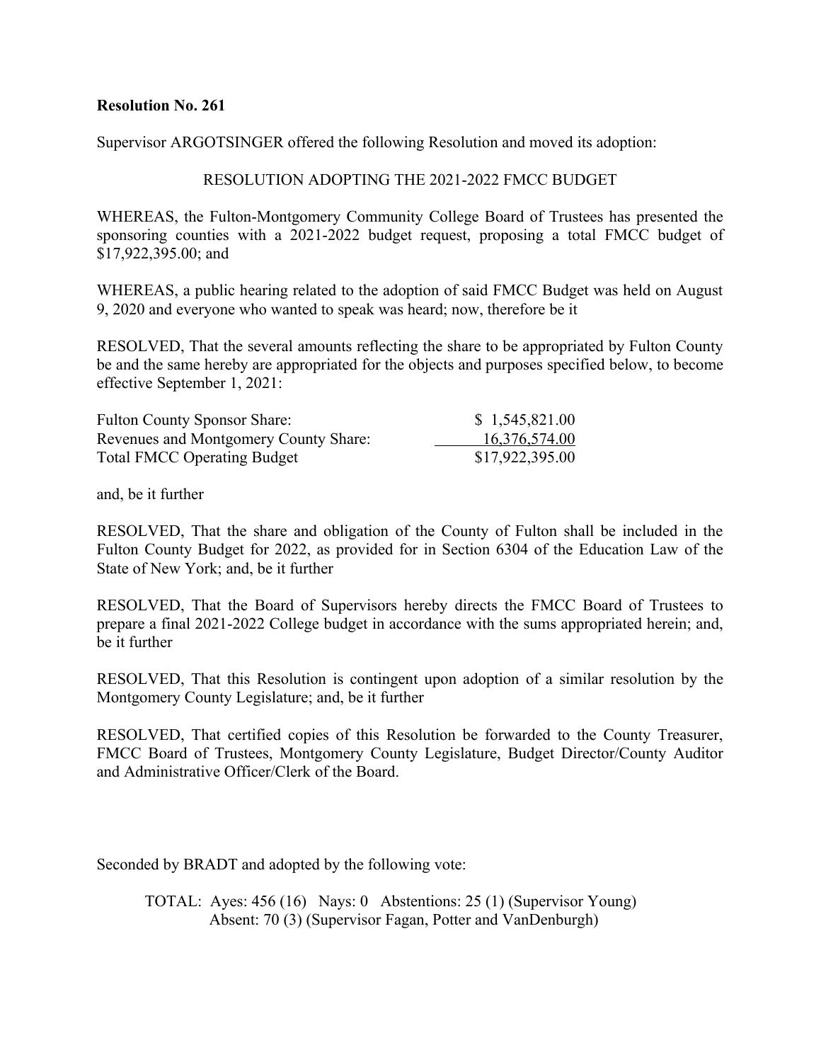**Resolution No. 261**

Supervisor ARGOTSINGER offered the following Resolution and moved its adoption:

RESOLUTION ADOPTING THE 2021-2022 FMCC BUDGET

WHEREAS, the Fulton-Montgomery Community College Board of Trustees has presented the sponsoring counties with a 2021-2022 budget request, proposing a total FMCC budget of $17,922,395.00; and

WHEREAS, a public hearing related to the adoption of said FMCC Budget was held on August 9, 2020 and everyone who wanted to speak was heard; now, therefore be it

RESOLVED, That the several amounts reflecting the share to be appropriated by Fulton County be and the same hereby are appropriated for the objects and purposes specified below, to become effective September 1, 2021:

| | |
|---|---|
| Fulton County Sponsor Share: | $ 1,545,821.00 |
| Revenues and Montgomery County Share: | 16,376,574.00 |
| Total FMCC Operating Budget | $17,922,395.00 |

and, be it further

RESOLVED, That the share and obligation of the County of Fulton shall be included in the Fulton County Budget for 2022, as provided for in Section 6304 of the Education Law of the State of New York; and, be it further

RESOLVED, That the Board of Supervisors hereby directs the FMCC Board of Trustees to prepare a final 2021-2022 College budget in accordance with the sums appropriated herein; and, be it further

RESOLVED, That this Resolution is contingent upon adoption of a similar resolution by the Montgomery County Legislature; and, be it further

RESOLVED, That certified copies of this Resolution be forwarded to the County Treasurer, FMCC Board of Trustees, Montgomery County Legislature, Budget Director/County Auditor and Administrative Officer/Clerk of the Board.

Seconded by BRADT and adopted by the following vote:

TOTAL: Ayes: 456 (16) Nays: 0 Abstentions: 25 (1) (Supervisor Young)
Absent: 70 (3) (Supervisor Fagan, Potter and VanDenburgh)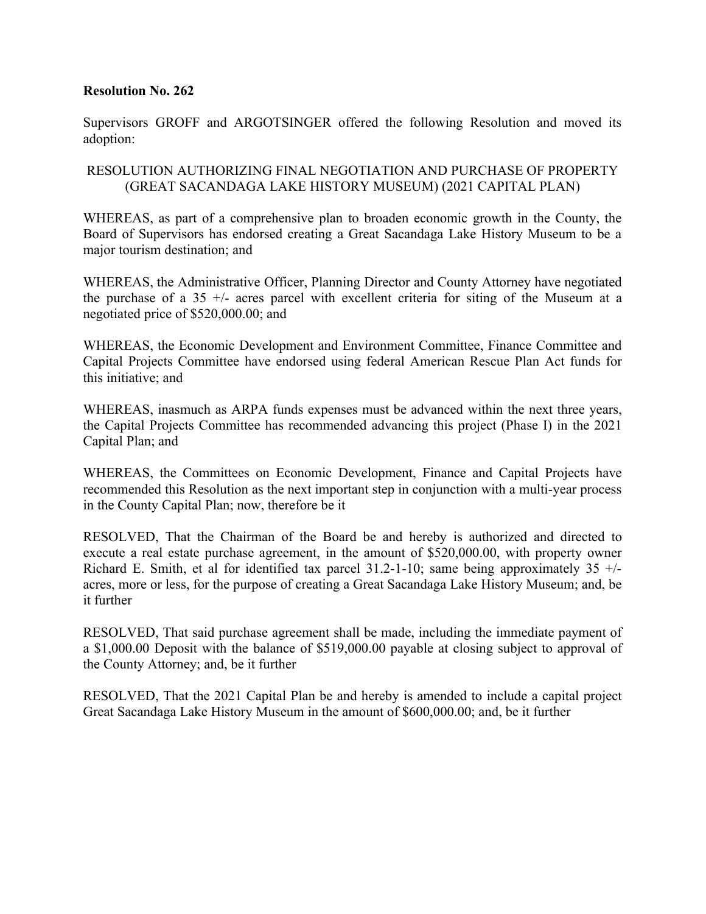**Resolution No. 262**

Supervisors GROFF and ARGOTSINGER offered the following Resolution and moved its adoption:

RESOLUTION AUTHORIZING FINAL NEGOTIATION AND PURCHASE OF PROPERTY (GREAT SACANDAGA LAKE HISTORY MUSEUM) (2021 CAPITAL PLAN)

WHEREAS, as part of a comprehensive plan to broaden economic growth in the County, the Board of Supervisors has endorsed creating a Great Sacandaga Lake History Museum to be a major tourism destination; and

WHEREAS, the Administrative Officer, Planning Director and County Attorney have negotiated the purchase of a 35 +/- acres parcel with excellent criteria for siting of the Museum at a negotiated price of $520,000.00; and

WHEREAS, the Economic Development and Environment Committee, Finance Committee and Capital Projects Committee have endorsed using federal American Rescue Plan Act funds for this initiative; and

WHEREAS, inasmuch as ARPA funds expenses must be advanced within the next three years, the Capital Projects Committee has recommended advancing this project (Phase I) in the 2021 Capital Plan; and

WHEREAS, the Committees on Economic Development, Finance and Capital Projects have recommended this Resolution as the next important step in conjunction with a multi-year process in the County Capital Plan; now, therefore be it

RESOLVED, That the Chairman of the Board be and hereby is authorized and directed to execute a real estate purchase agreement, in the amount of $520,000.00, with property owner Richard E. Smith, et al for identified tax parcel 31.2-1-10; same being approximately 35 +/- acres, more or less, for the purpose of creating a Great Sacandaga Lake History Museum; and, be it further

RESOLVED, That said purchase agreement shall be made, including the immediate payment of a $1,000.00 Deposit with the balance of $519,000.00 payable at closing subject to approval of the County Attorney; and, be it further

RESOLVED, That the 2021 Capital Plan be and hereby is amended to include a capital project Great Sacandaga Lake History Museum in the amount of $600,000.00; and, be it further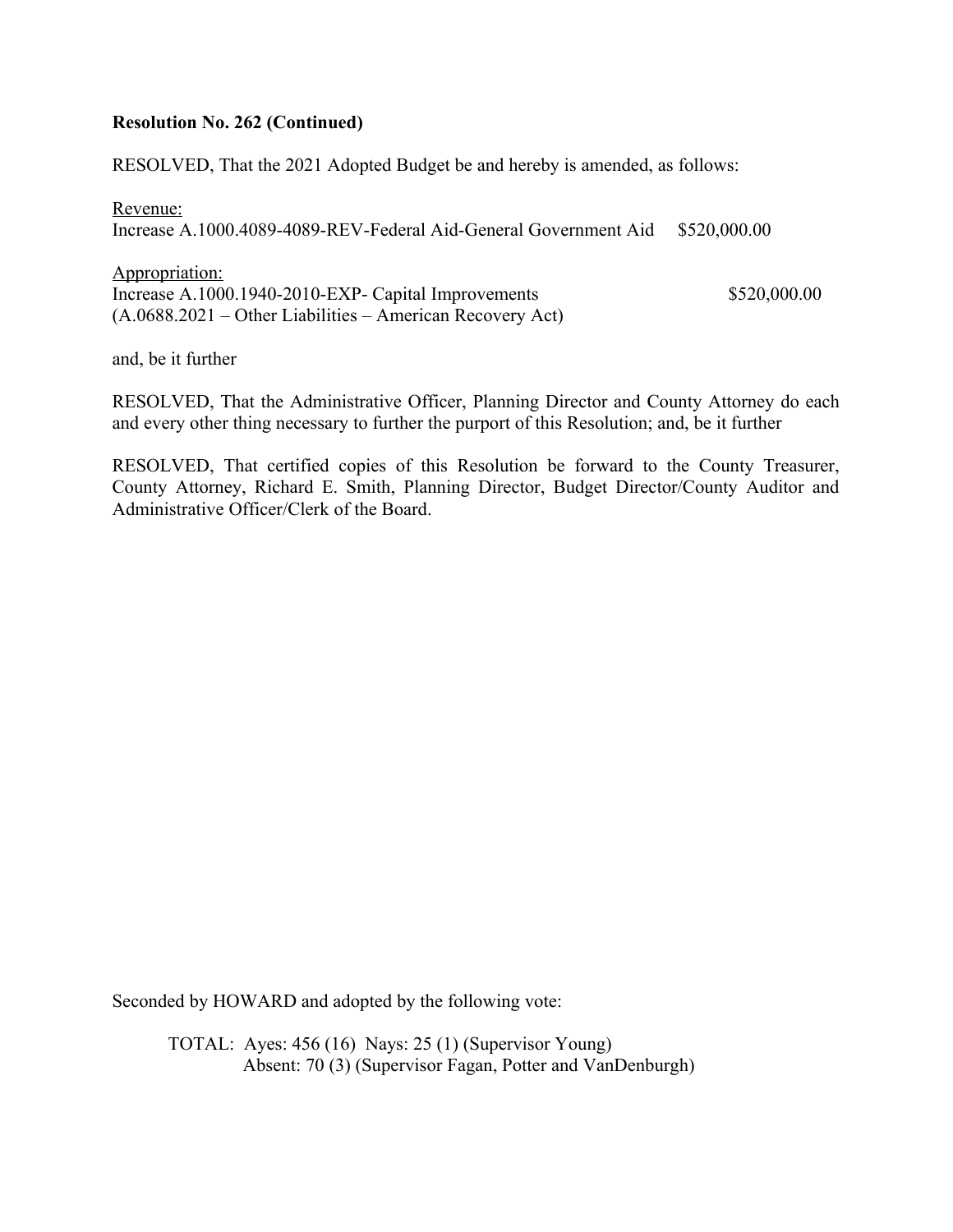**Resolution No. 262 (Continued)**

RESOLVED, That the 2021 Adopted Budget be and hereby is amended, as follows:

Revenue:
Increase A.1000.4089-4089-REV-Federal Aid-General Government Aid $520,000.00

Appropriation:
Increase A.1000.1940-2010-EXP- Capital Improvements $520,000.00
(A.0688.2021 – Other Liabilities – American Recovery Act)

and, be it further

RESOLVED, That the Administrative Officer, Planning Director and County Attorney do each and every other thing necessary to further the purport of this Resolution; and, be it further

RESOLVED, That certified copies of this Resolution be forward to the County Treasurer, County Attorney, Richard E. Smith, Planning Director, Budget Director/County Auditor and Administrative Officer/Clerk of the Board.

Seconded by HOWARD and adopted by the following vote:

TOTAL: Ayes: 456 (16) Nays: 25 (1) (Supervisor Young)
Absent: 70 (3) (Supervisor Fagan, Potter and VanDenburgh)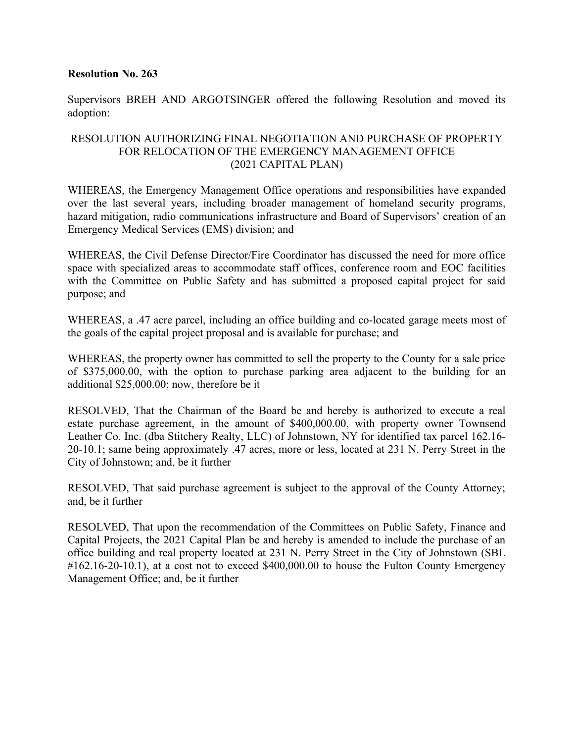**Resolution No. 263**

Supervisors BREH AND ARGOTSINGER offered the following Resolution and moved its adoption:

RESOLUTION AUTHORIZING FINAL NEGOTIATION AND PURCHASE OF PROPERTY FOR RELOCATION OF THE EMERGENCY MANAGEMENT OFFICE (2021 CAPITAL PLAN)

WHEREAS, the Emergency Management Office operations and responsibilities have expanded over the last several years, including broader management of homeland security programs, hazard mitigation, radio communications infrastructure and Board of Supervisors' creation of an Emergency Medical Services (EMS) division; and

WHEREAS, the Civil Defense Director/Fire Coordinator has discussed the need for more office space with specialized areas to accommodate staff offices, conference room and EOC facilities with the Committee on Public Safety and has submitted a proposed capital project for said purpose; and

WHEREAS, a .47 acre parcel, including an office building and co-located garage meets most of the goals of the capital project proposal and is available for purchase; and

WHEREAS, the property owner has committed to sell the property to the County for a sale price of $375,000.00, with the option to purchase parking area adjacent to the building for an additional $25,000.00; now, therefore be it

RESOLVED, That the Chairman of the Board be and hereby is authorized to execute a real estate purchase agreement, in the amount of $400,000.00, with property owner Townsend Leather Co. Inc. (dba Stitchery Realty, LLC) of Johnstown, NY for identified tax parcel 162.16-20-10.1; same being approximately .47 acres, more or less, located at 231 N. Perry Street in the City of Johnstown; and, be it further

RESOLVED, That said purchase agreement is subject to the approval of the County Attorney; and, be it further

RESOLVED, That upon the recommendation of the Committees on Public Safety, Finance and Capital Projects, the 2021 Capital Plan be and hereby is amended to include the purchase of an office building and real property located at 231 N. Perry Street in the City of Johnstown (SBL #162.16-20-10.1), at a cost not to exceed $400,000.00 to house the Fulton County Emergency Management Office; and, be it further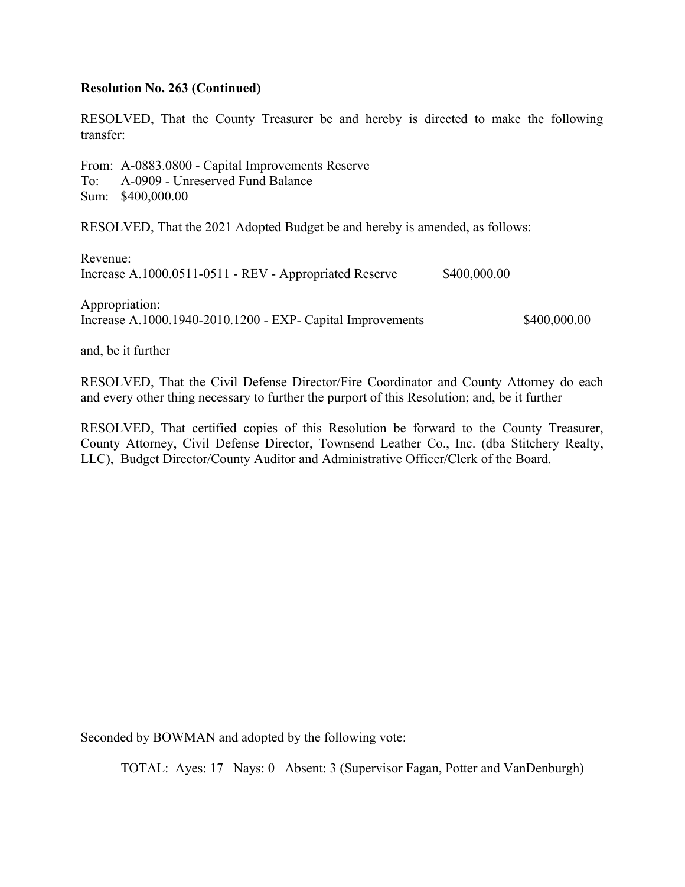**Resolution No. 263 (Continued)**

RESOLVED, That the County Treasurer be and hereby is directed to make the following transfer:

From: A-0883.0800 - Capital Improvements Reserve
To: A-0909 - Unreserved Fund Balance
Sum: $400,000.00

RESOLVED, That the 2021 Adopted Budget be and hereby is amended, as follows:

Revenue:
Increase A.1000.0511-0511 - REV - Appropriated Reserve $400,000.00

Appropriation:
Increase A.1000.1940-2010.1200 - EXP- Capital Improvements $400,000.00

and, be it further

RESOLVED, That the Civil Defense Director/Fire Coordinator and County Attorney do each and every other thing necessary to further the purport of this Resolution; and, be it further

RESOLVED, That certified copies of this Resolution be forward to the County Treasurer, County Attorney, Civil Defense Director, Townsend Leather Co., Inc. (dba Stitchery Realty, LLC), Budget Director/County Auditor and Administrative Officer/Clerk of the Board.

Seconded by BOWMAN and adopted by the following vote:

TOTAL: Ayes: 17 Nays: 0 Absent: 3 (Supervisor Fagan, Potter and VanDenburgh)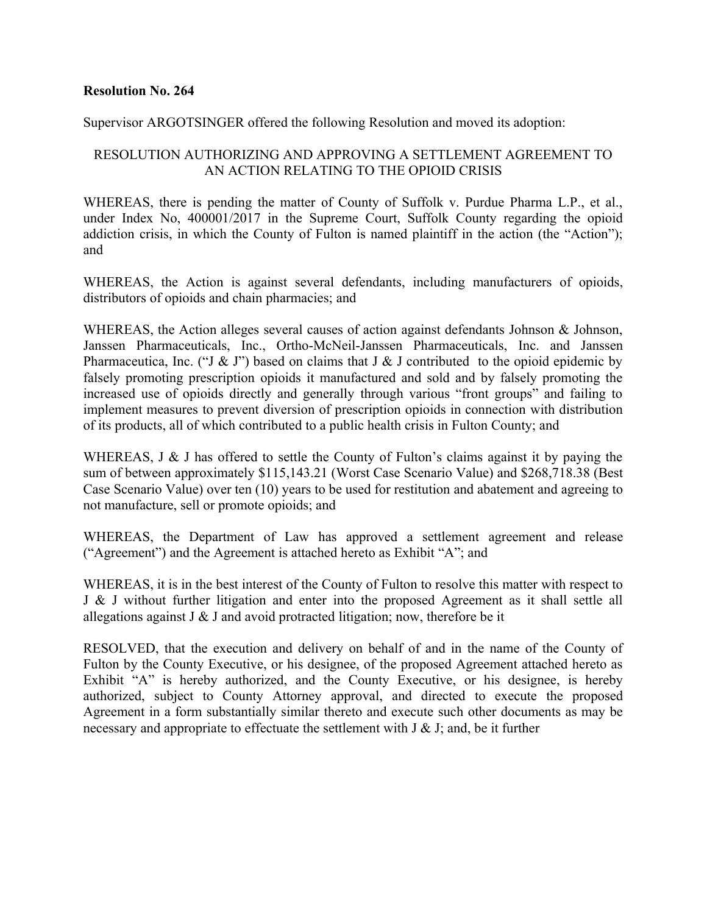**Resolution No. 264**

Supervisor ARGOTSINGER offered the following Resolution and moved its adoption:

RESOLUTION AUTHORIZING AND APPROVING A SETTLEMENT AGREEMENT TO AN ACTION RELATING TO THE OPIOID CRISIS

WHEREAS, there is pending the matter of County of Suffolk v. Purdue Pharma L.P., et al., under Index No, 400001/2017 in the Supreme Court, Suffolk County regarding the opioid addiction crisis, in which the County of Fulton is named plaintiff in the action (the "Action"); and

WHEREAS, the Action is against several defendants, including manufacturers of opioids, distributors of opioids and chain pharmacies; and

WHEREAS, the Action alleges several causes of action against defendants Johnson & Johnson, Janssen Pharmaceuticals, Inc., Ortho-McNeil-Janssen Pharmaceuticals, Inc. and Janssen Pharmaceutica, Inc. ("J & J") based on claims that J & J contributed to the opioid epidemic by falsely promoting prescription opioids it manufactured and sold and by falsely promoting the increased use of opioids directly and generally through various "front groups" and failing to implement measures to prevent diversion of prescription opioids in connection with distribution of its products, all of which contributed to a public health crisis in Fulton County; and

WHEREAS, J & J has offered to settle the County of Fulton's claims against it by paying the sum of between approximately $115,143.21 (Worst Case Scenario Value) and $268,718.38 (Best Case Scenario Value) over ten (10) years to be used for restitution and abatement and agreeing to not manufacture, sell or promote opioids; and

WHEREAS, the Department of Law has approved a settlement agreement and release ("Agreement") and the Agreement is attached hereto as Exhibit "A"; and

WHEREAS, it is in the best interest of the County of Fulton to resolve this matter with respect to J & J without further litigation and enter into the proposed Agreement as it shall settle all allegations against J & J and avoid protracted litigation; now, therefore be it

RESOLVED, that the execution and delivery on behalf of and in the name of the County of Fulton by the County Executive, or his designee, of the proposed Agreement attached hereto as Exhibit "A" is hereby authorized, and the County Executive, or his designee, is hereby authorized, subject to County Attorney approval, and directed to execute the proposed Agreement in a form substantially similar thereto and execute such other documents as may be necessary and appropriate to effectuate the settlement with J & J; and, be it further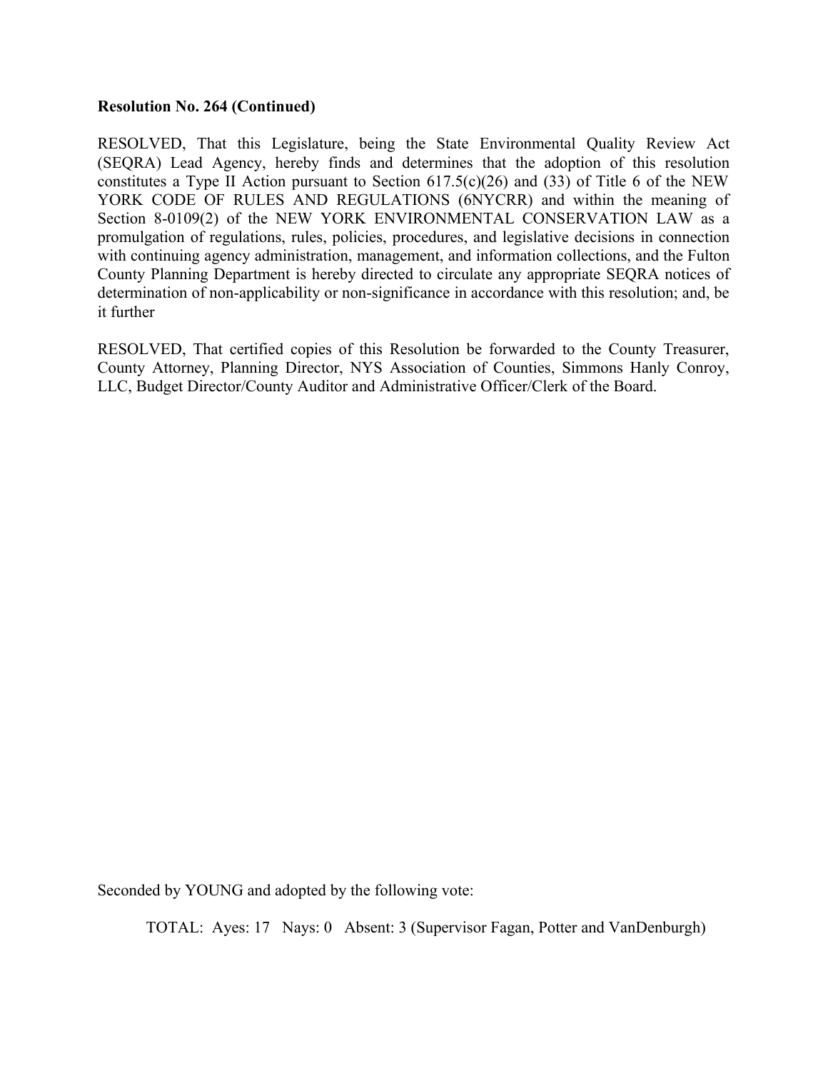**Resolution No. 264 (Continued)**

RESOLVED, That this Legislature, being the State Environmental Quality Review Act (SEQRA) Lead Agency, hereby finds and determines that the adoption of this resolution constitutes a Type II Action pursuant to Section 617.5(c)(26) and (33) of Title 6 of the NEW YORK CODE OF RULES AND REGULATIONS (6NYCRR) and within the meaning of Section 8-0109(2) of the NEW YORK ENVIRONMENTAL CONSERVATION LAW as a promulgation of regulations, rules, policies, procedures, and legislative decisions in connection with continuing agency administration, management, and information collections, and the Fulton County Planning Department is hereby directed to circulate any appropriate SEQRA notices of determination of non-applicability or non-significance in accordance with this resolution; and, be it further

RESOLVED, That certified copies of this Resolution be forwarded to the County Treasurer, County Attorney, Planning Director, NYS Association of Counties, Simmons Hanly Conroy, LLC, Budget Director/County Auditor and Administrative Officer/Clerk of the Board.

Seconded by YOUNG and adopted by the following vote:

TOTAL: Ayes: 17 Nays: 0 Absent: 3 (Supervisor Fagan, Potter and VanDenburgh)